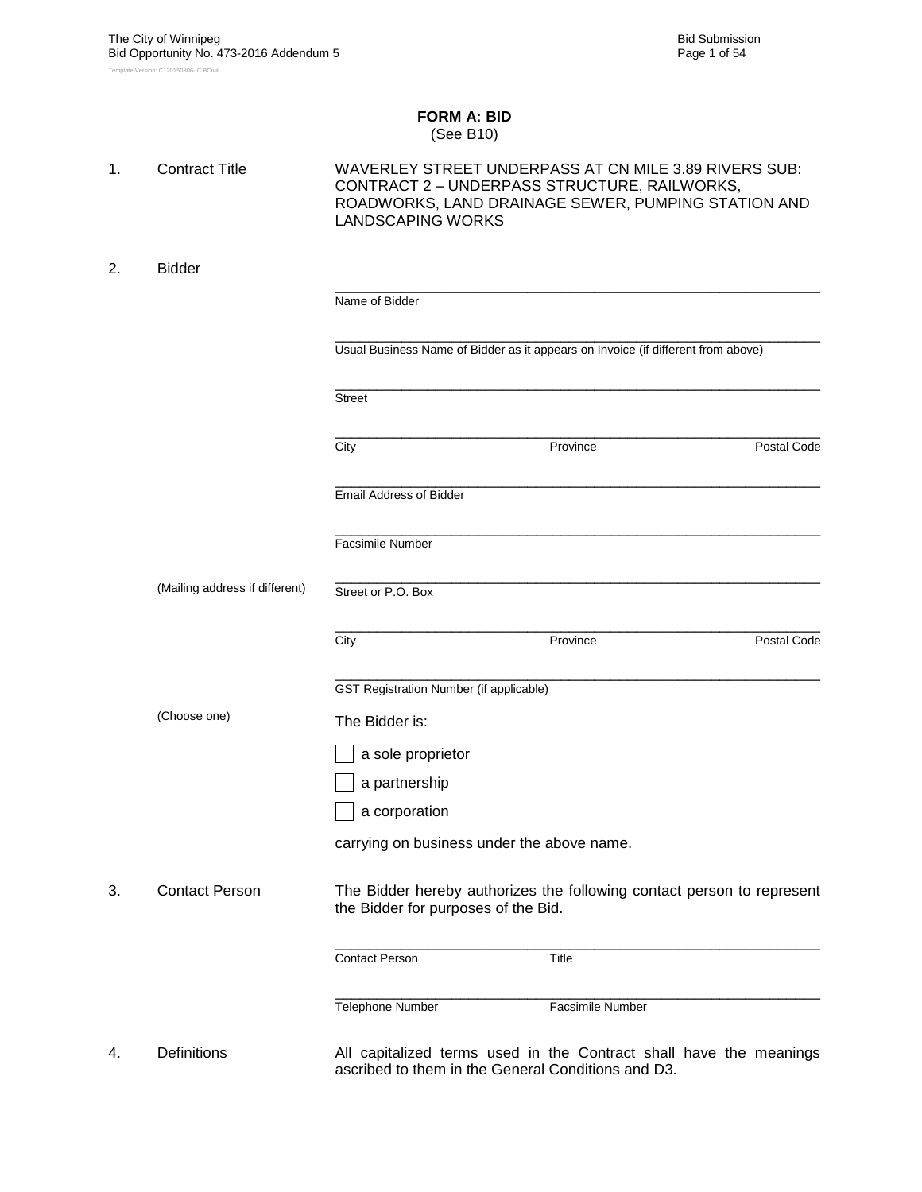# FORM A: BID
(See B10)

1. Contract Title

   WAVERLEY STREET UNDERPASS AT CN MILE 3.89 RIVERS SUB: CONTRACT 2 – UNDERPASS STRUCTURE, RAILWORKS, ROADWORKS, LAND DRAINAGE SEWER, PUMPING STATION AND LANDSCAPING WORKS

2. Bidder

   \_\_\_\_\_\_\_\_\_\_\_\_\_\_\_\_\_\_\_\_\_\_\_\_\_\_\_\_\_\_\_\_\_\_\_\_\_\_\_\_\_\_\_\_\_\_\_\_\_\_\_\_\_\_\_\_
   Name of Bidder

   \_\_\_\_\_\_\_\_\_\_\_\_\_\_\_\_\_\_\_\_\_\_\_\_\_\_\_\_\_\_\_\_\_\_\_\_\_\_\_\_\_\_\_\_\_\_\_\_\_\_\_\_\_\_\_\_
   Usual Business Name of Bidder as it appears on Invoice (if different from above)

   \_\_\_\_\_\_\_\_\_\_\_\_\_\_\_\_\_\_\_\_\_\_\_\_\_\_\_\_\_\_\_\_\_\_\_\_\_\_\_\_\_\_\_\_\_\_\_\_\_\_\_\_\_\_\_\_
   Street

   \_\_\_\_\_\_\_\_\_\_\_\_\_\_\_\_\_\_\_\_\_\_\_\_\_\_\_\_\_\_\_\_\_\_\_\_\_\_\_\_\_\_\_\_\_\_\_\_\_\_\_\_\_\_\_\_
   City Province Postal Code

   \_\_\_\_\_\_\_\_\_\_\_\_\_\_\_\_\_\_\_\_\_\_\_\_\_\_\_\_\_\_\_\_\_\_\_\_\_\_\_\_\_\_\_\_\_\_\_\_\_\_\_\_\_\_\_\_
   Email Address of Bidder

   \_\_\_\_\_\_\_\_\_\_\_\_\_\_\_\_\_\_\_\_\_\_\_\_\_\_\_\_\_\_\_\_\_\_\_\_\_\_\_\_\_\_\_\_\_\_\_\_\_\_\_\_\_\_\_\_
   Facsimile Number

   (Mailing address if different)

   \_\_\_\_\_\_\_\_\_\_\_\_\_\_\_\_\_\_\_\_\_\_\_\_\_\_\_\_\_\_\_\_\_\_\_\_\_\_\_\_\_\_\_\_\_\_\_\_\_\_\_\_\_\_\_\_
   Street or P.O. Box

   \_\_\_\_\_\_\_\_\_\_\_\_\_\_\_\_\_\_\_\_\_\_\_\_\_\_\_\_\_\_\_\_\_\_\_\_\_\_\_\_\_\_\_\_\_\_\_\_\_\_\_\_\_\_\_\_
   City Province Postal Code

   \_\_\_\_\_\_\_\_\_\_\_\_\_\_\_\_\_\_\_\_\_\_\_\_\_\_\_\_\_\_\_\_\_\_\_\_\_\_\_\_\_\_\_\_\_\_\_\_\_\_\_\_\_\_\_\_
   GST Registration Number (if applicable)

   (Choose one)

   The Bidder is:

   ☐ a sole proprietor

   ☐ a partnership

   ☐ a corporation

   carrying on business under the above name.

3. Contact Person

   The Bidder hereby authorizes the following contact person to represent the Bidder for purposes of the Bid.

   \_\_\_\_\_\_\_\_\_\_\_\_\_\_\_\_\_\_\_\_\_\_\_\_\_\_\_\_\_\_\_\_\_\_\_\_\_\_\_\_\_\_\_\_\_\_\_\_\_\_\_\_\_\_\_\_
   Contact Person Title

   \_\_\_\_\_\_\_\_\_\_\_\_\_\_\_\_\_\_\_\_\_\_\_\_\_\_\_\_\_\_\_\_\_\_\_\_\_\_\_\_\_\_\_\_\_\_\_\_\_\_\_\_\_\_\_\_
   Telephone Number Facsimile Number

4. Definitions

   All capitalized terms used in the Contract shall have the meanings ascribed to them in the General Conditions and D3.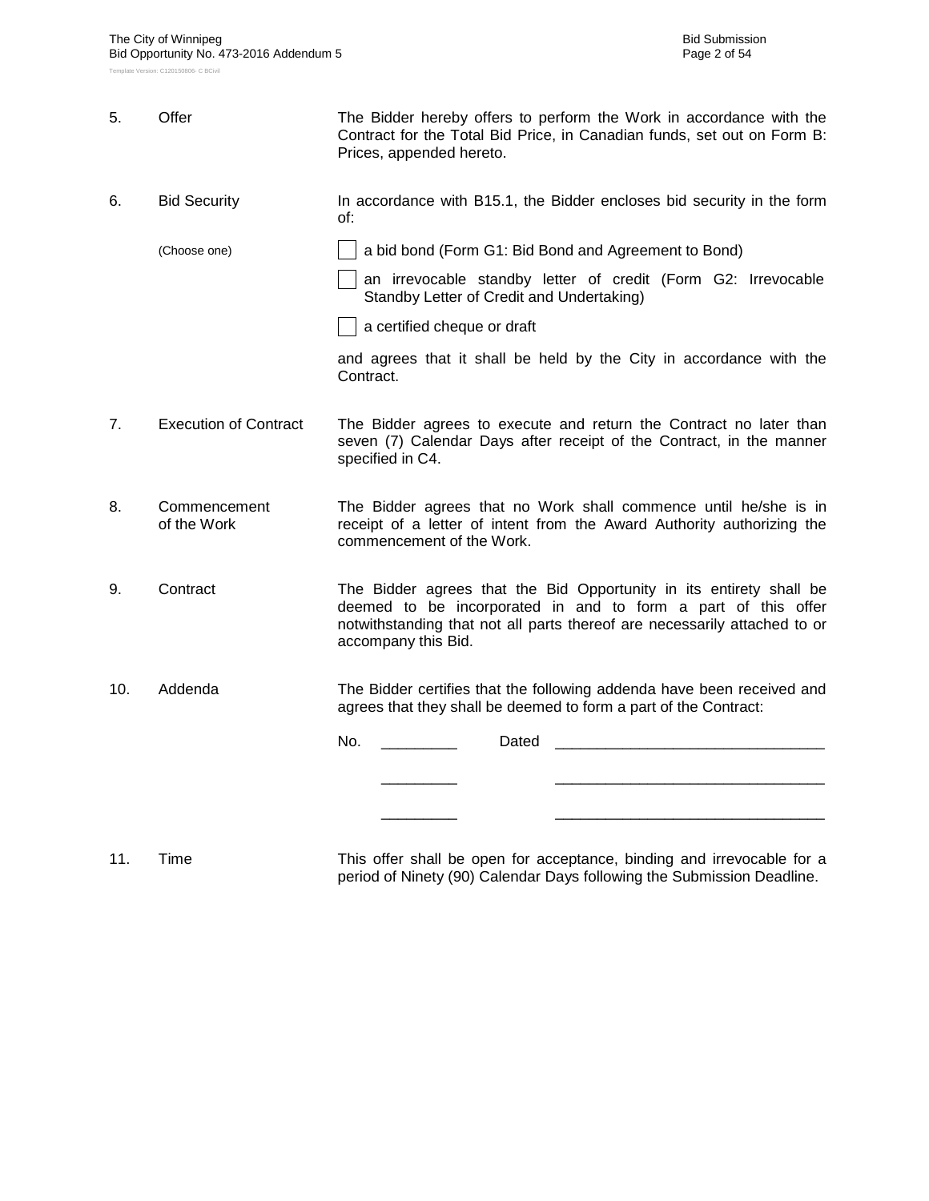5. **Offer**

The Bidder hereby offers to perform the Work in accordance with the Contract for the Total Bid Price, in Canadian funds, set out on Form B: Prices, appended hereto.

6. **Bid Security**

In accordance with B15.1, the Bidder encloses bid security in the form of:

(Choose one)

- ☐ a bid bond (Form G1: Bid Bond and Agreement to Bond)
- ☐ an irrevocable standby letter of credit (Form G2: Irrevocable Standby Letter of Credit and Undertaking)
- ☐ a certified cheque or draft

and agrees that it shall be held by the City in accordance with the Contract.

7. **Execution of Contract**

The Bidder agrees to execute and return the Contract no later than seven (7) Calendar Days after receipt of the Contract, in the manner specified in C4.

8. **Commencement of the Work**

The Bidder agrees that no Work shall commence until he/she is in receipt of a letter of intent from the Award Authority authorizing the commencement of the Work.

9. **Contract**

The Bidder agrees that the Bid Opportunity in its entirety shall be deemed to be incorporated in and to form a part of this offer notwithstanding that not all parts thereof are necessarily attached to or accompany this Bid.

10. **Addenda**

The Bidder certifies that the following addenda have been received and agrees that they shall be deemed to form a part of the Contract:

No. _________ Dated ________________________________

_________ ________________________________

_________ ________________________________

11. **Time**

This offer shall be open for acceptance, binding and irrevocable for a period of Ninety (90) Calendar Days following the Submission Deadline.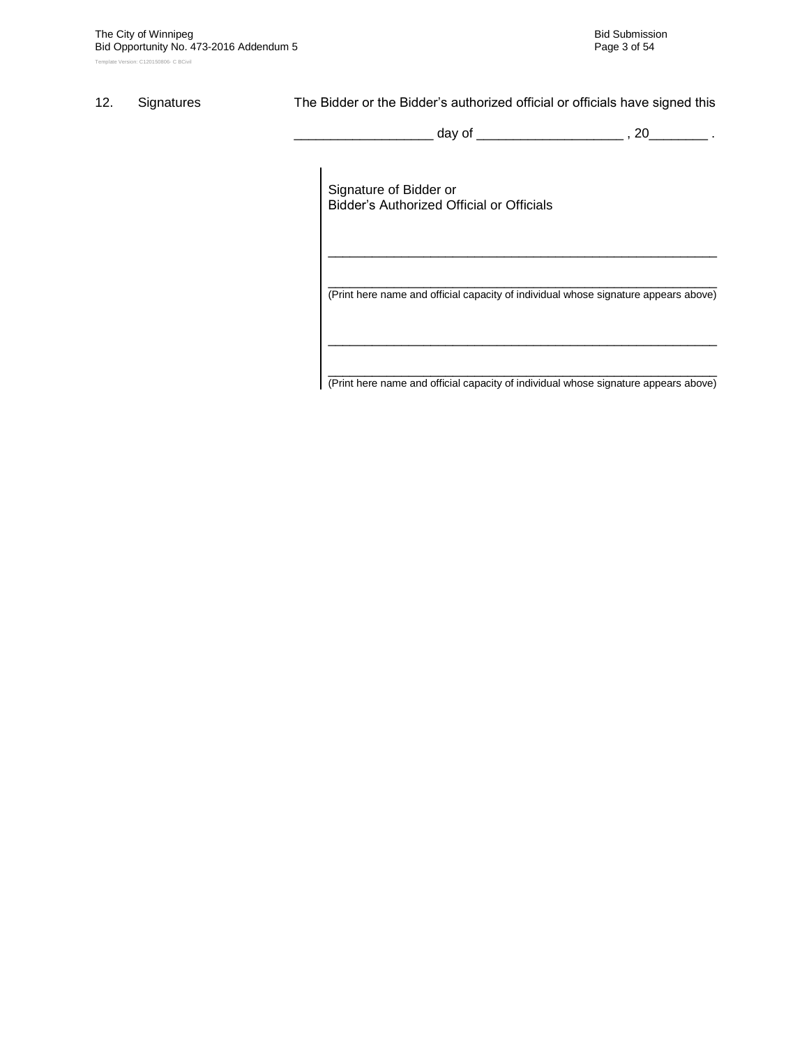12. Signatures

The Bidder or the Bidder's authorized official or officials have signed this

___________________ day of ____________________ , 20________ .

Signature of Bidder or
Bidder's Authorized Official or Officials

_____________________________________________________________

_____________________________________________________________
(Print here name and official capacity of individual whose signature appears above)

_____________________________________________________________

_____________________________________________________________
(Print here name and official capacity of individual whose signature appears above)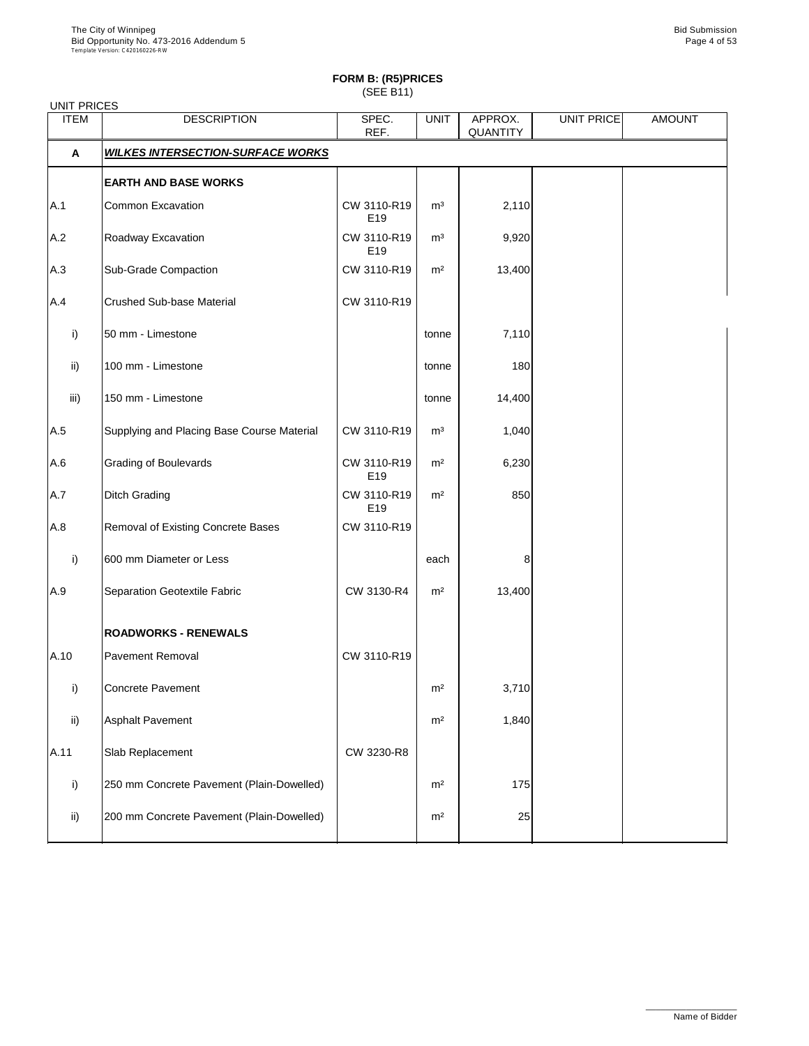**FORM B: (R5)PRICES**
(SEE B11)

UNIT PRICES

| ITEM | DESCRIPTION | SPEC. REF. | UNIT | APPROX. QUANTITY | UNIT PRICE | AMOUNT |
|---|---|---|---|---|---|---|
| **A** | ***WILKES INTERSECTION-SURFACE WORKS*** | | | | | |
| | **EARTH AND BASE WORKS** | | | | | |
| A.1 | Common Excavation | CW 3110-R19 E19 | m³ | 2,110 | | |
| A.2 | Roadway Excavation | CW 3110-R19 E19 | m³ | 9,920 | | |
| A.3 | Sub-Grade Compaction | CW 3110-R19 | m² | 13,400 | | |
| A.4 | Crushed Sub-base Material | CW 3110-R19 | | | | |
| i) | 50 mm - Limestone | | tonne | 7,110 | | |
| ii) | 100 mm - Limestone | | tonne | 180 | | |
| iii) | 150 mm - Limestone | | tonne | 14,400 | | |
| A.5 | Supplying and Placing Base Course Material | CW 3110-R19 | m³ | 1,040 | | |
| A.6 | Grading of Boulevards | CW 3110-R19 E19 | m² | 6,230 | | |
| A.7 | Ditch Grading | CW 3110-R19 E19 | m² | 850 | | |
| A.8 | Removal of Existing Concrete Bases | CW 3110-R19 | | | | |
| i) | 600 mm Diameter or Less | | each | 8 | | |
| A.9 | Separation Geotextile Fabric | CW 3130-R4 | m² | 13,400 | | |
| | **ROADWORKS - RENEWALS** | | | | | |
| A.10 | Pavement Removal | CW 3110-R19 | | | | |
| i) | Concrete Pavement | | m² | 3,710 | | |
| ii) | Asphalt Pavement | | m² | 1,840 | | |
| A.11 | Slab Replacement | CW 3230-R8 | | | | |
| i) | 250 mm Concrete Pavement (Plain-Dowelled) | | m² | 175 | | |
| ii) | 200 mm Concrete Pavement (Plain-Dowelled) | | m² | 25 | | |

Name of Bidder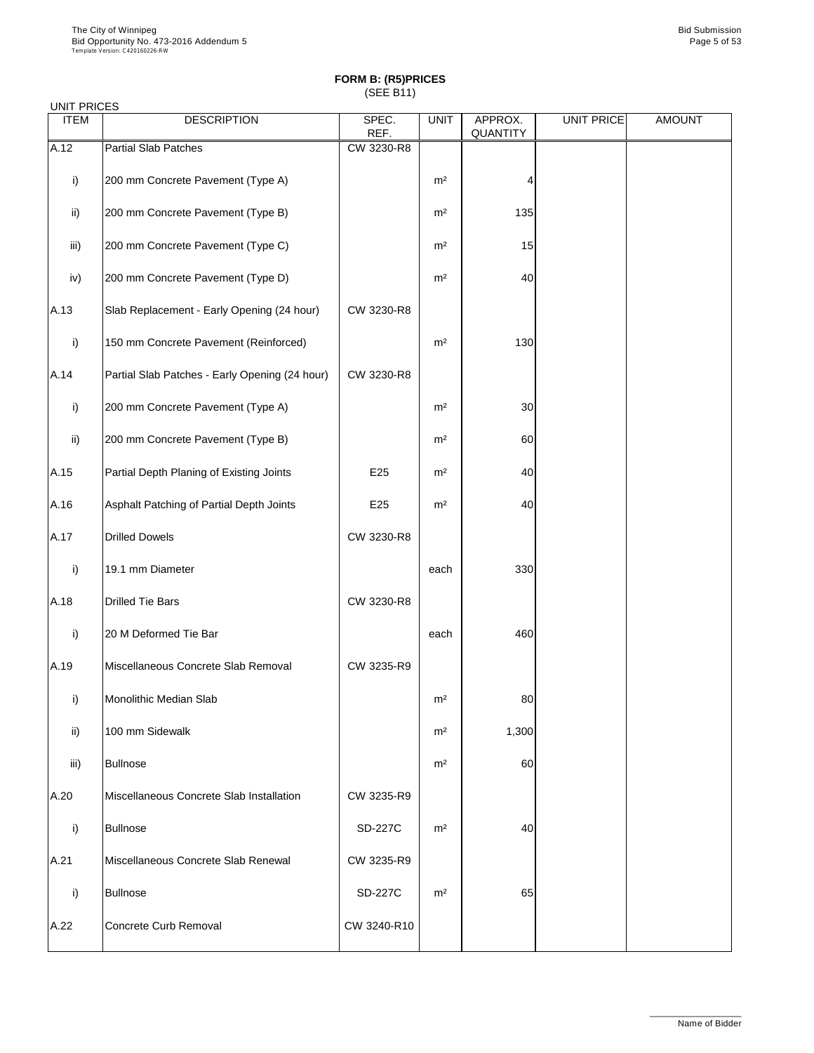## FORM B: (R5)PRICES
(SEE B11)

UNIT PRICES

| ITEM | DESCRIPTION | SPEC. REF. | UNIT | APPROX. QUANTITY | UNIT PRICE | AMOUNT |
|---|---|---|---|---|---|---|
| A.12 | Partial Slab Patches | CW 3230-R8 | | | | |
| i) | 200 mm Concrete Pavement (Type A) | | m² | 4 | | |
| ii) | 200 mm Concrete Pavement (Type B) | | m² | 135 | | |
| iii) | 200 mm Concrete Pavement (Type C) | | m² | 15 | | |
| iv) | 200 mm Concrete Pavement (Type D) | | m² | 40 | | |
| A.13 | Slab Replacement - Early Opening (24 hour) | CW 3230-R8 | | | | |
| i) | 150 mm Concrete Pavement (Reinforced) | | m² | 130 | | |
| A.14 | Partial Slab Patches - Early Opening (24 hour) | CW 3230-R8 | | | | |
| i) | 200 mm Concrete Pavement (Type A) | | m² | 30 | | |
| ii) | 200 mm Concrete Pavement (Type B) | | m² | 60 | | |
| A.15 | Partial Depth Planing of Existing Joints | E25 | m² | 40 | | |
| A.16 | Asphalt Patching of Partial Depth Joints | E25 | m² | 40 | | |
| A.17 | Drilled Dowels | CW 3230-R8 | | | | |
| i) | 19.1 mm Diameter | | each | 330 | | |
| A.18 | Drilled Tie Bars | CW 3230-R8 | | | | |
| i) | 20 M Deformed Tie Bar | | each | 460 | | |
| A.19 | Miscellaneous Concrete Slab Removal | CW 3235-R9 | | | | |
| i) | Monolithic Median Slab | | m² | 80 | | |
| ii) | 100 mm Sidewalk | | m² | 1,300 | | |
| iii) | Bullnose | | m² | 60 | | |
| A.20 | Miscellaneous Concrete Slab Installation | CW 3235-R9 | | | | |
| i) | Bullnose | SD-227C | m² | 40 | | |
| A.21 | Miscellaneous Concrete Slab Renewal | CW 3235-R9 | | | | |
| i) | Bullnose | SD-227C | m² | 65 | | |
| A.22 | Concrete Curb Removal | CW 3240-R10 | | | | |

Name of Bidder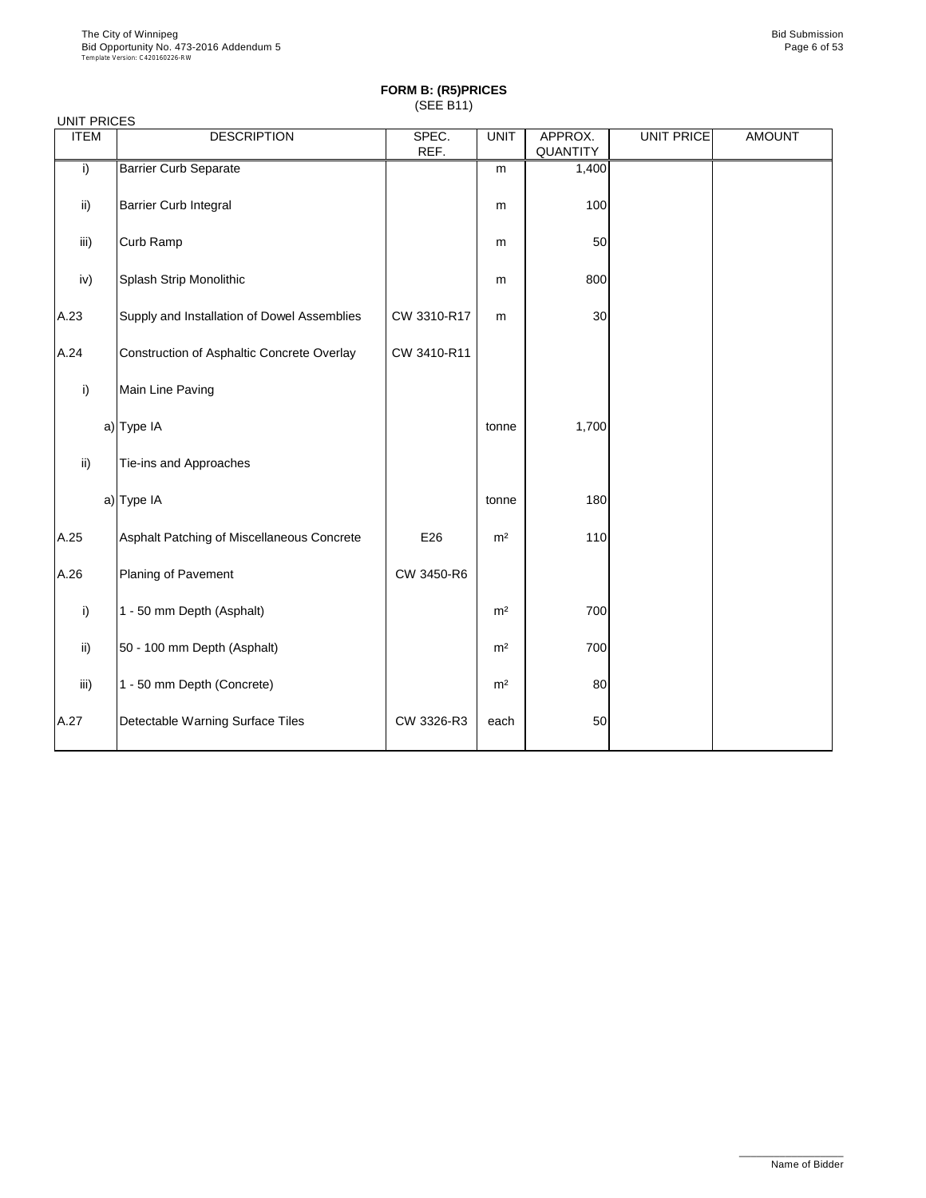**FORM B: (R5)PRICES**
(SEE B11)

UNIT PRICES

| ITEM | DESCRIPTION | SPEC. REF. | UNIT | APPROX. QUANTITY | UNIT PRICE | AMOUNT |
|---|---|---|---|---|---|---|
| i) | Barrier Curb Separate | | m | 1,400 | | |
| ii) | Barrier Curb Integral | | m | 100 | | |
| iii) | Curb Ramp | | m | 50 | | |
| iv) | Splash Strip Monolithic | | m | 800 | | |
| A.23 | Supply and Installation of Dowel Assemblies | CW 3310-R17 | m | 30 | | |
| A.24 | Construction of Asphaltic Concrete Overlay | CW 3410-R11 | | | | |
| i) | Main Line Paving | | | | | |
| a) | Type IA | | tonne | 1,700 | | |
| ii) | Tie-ins and Approaches | | | | | |
| a) | Type IA | | tonne | 180 | | |
| A.25 | Asphalt Patching of Miscellaneous Concrete | E26 | m² | 110 | | |
| A.26 | Planing of Pavement | CW 3450-R6 | | | | |
| i) | 1 - 50 mm Depth (Asphalt) | | m² | 700 | | |
| ii) | 50 - 100 mm Depth (Asphalt) | | m² | 700 | | |
| iii) | 1 - 50 mm Depth (Concrete) | | m² | 80 | | |
| A.27 | Detectable Warning Surface Tiles | CW 3326-R3 | each | 50 | | |

Name of Bidder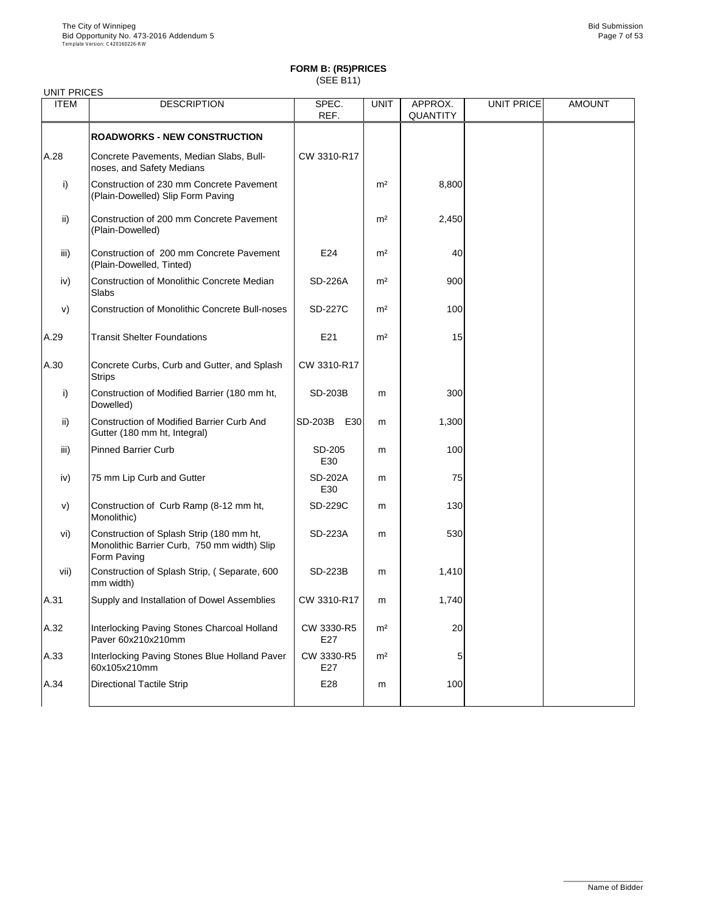**FORM B: (R5)PRICES**
(SEE B11)

UNIT PRICES

| ITEM | DESCRIPTION | SPEC. REF. | UNIT | APPROX. QUANTITY | UNIT PRICE | AMOUNT |
|---|---|---|---|---|---|---|
| | **ROADWORKS - NEW CONSTRUCTION** | | | | | |
| A.28 | Concrete Pavements, Median Slabs, Bull-noses, and Safety Medians | CW 3310-R17 | | | | |
| i) | Construction of 230 mm Concrete Pavement (Plain-Dowelled) Slip Form Paving | | m² | 8,800 | | |
| ii) | Construction of 200 mm Concrete Pavement (Plain-Dowelled) | | m² | 2,450 | | |
| iii) | Construction of 200 mm Concrete Pavement (Plain-Dowelled, Tinted) | E24 | m² | 40 | | |
| iv) | Construction of Monolithic Concrete Median Slabs | SD-226A | m² | 900 | | |
| v) | Construction of Monolithic Concrete Bull-noses | SD-227C | m² | 100 | | |
| A.29 | Transit Shelter Foundations | E21 | m² | 15 | | |
| A.30 | Concrete Curbs, Curb and Gutter, and Splash Strips | CW 3310-R17 | | | | |
| i) | Construction of Modified Barrier (180 mm ht, Dowelled) | SD-203B | m | 300 | | |
| ii) | Construction of Modified Barrier Curb And Gutter (180 mm ht, Integral) | SD-203B E30 | m | 1,300 | | |
| iii) | Pinned Barrier Curb | SD-205 E30 | m | 100 | | |
| iv) | 75 mm Lip Curb and Gutter | SD-202A E30 | m | 75 | | |
| v) | Construction of Curb Ramp (8-12 mm ht, Monolithic) | SD-229C | m | 130 | | |
| vi) | Construction of Splash Strip (180 mm ht, Monolithic Barrier Curb, 750 mm width) Slip Form Paving | SD-223A | m | 530 | | |
| vii) | Construction of Splash Strip, ( Separate, 600 mm width) | SD-223B | m | 1,410 | | |
| A.31 | Supply and Installation of Dowel Assemblies | CW 3310-R17 | m | 1,740 | | |
| A.32 | Interlocking Paving Stones Charcoal Holland Paver 60x210x210mm | CW 3330-R5 E27 | m² | 20 | | |
| A.33 | Interlocking Paving Stones Blue Holland Paver 60x105x210mm | CW 3330-R5 E27 | m² | 5 | | |
| A.34 | Directional Tactile Strip | E28 | m | 100 | | |

Name of Bidder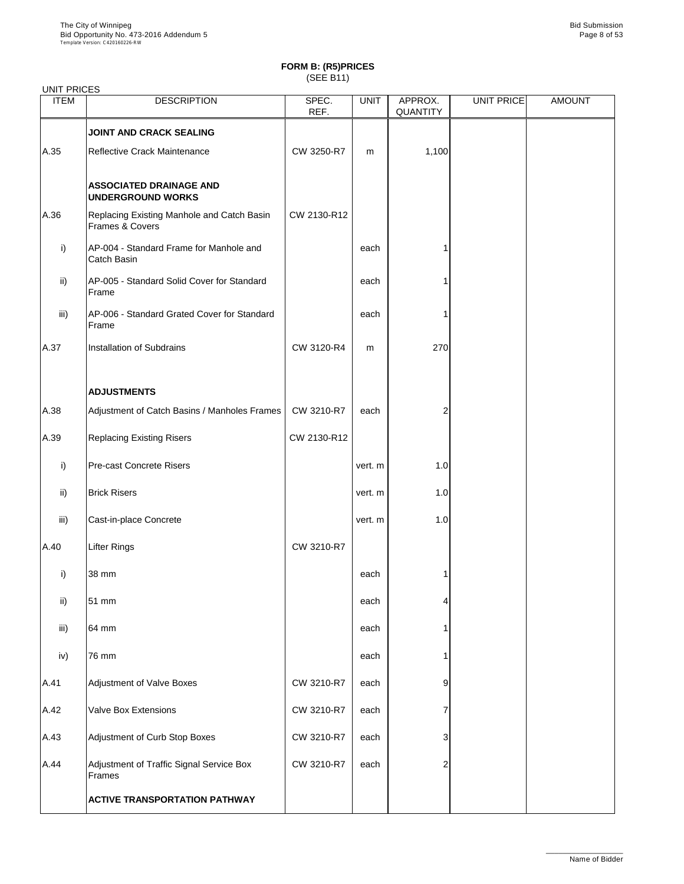**FORM B: (R5)PRICES**
(SEE B11)

UNIT PRICES

| ITEM | DESCRIPTION | SPEC. REF. | UNIT | APPROX. QUANTITY | UNIT PRICE | AMOUNT |
|---|---|---|---|---|---|---|
| | **JOINT AND CRACK SEALING** | | | | | |
| A.35 | Reflective Crack Maintenance | CW 3250-R7 | m | 1,100 | | |
| | **ASSOCIATED DRAINAGE AND UNDERGROUND WORKS** | | | | | |
| A.36 | Replacing Existing Manhole and Catch Basin Frames & Covers | CW 2130-R12 | | | | |
| i) | AP-004 - Standard Frame for Manhole and Catch Basin | | each | 1 | | |
| ii) | AP-005 - Standard Solid Cover for Standard Frame | | each | 1 | | |
| iii) | AP-006 - Standard Grated Cover for Standard Frame | | each | 1 | | |
| A.37 | Installation of Subdrains | CW 3120-R4 | m | 270 | | |
| | **ADJUSTMENTS** | | | | | |
| A.38 | Adjustment of Catch Basins / Manholes Frames | CW 3210-R7 | each | 2 | | |
| A.39 | Replacing Existing Risers | CW 2130-R12 | | | | |
| i) | Pre-cast Concrete Risers | | vert. m | 1.0 | | |
| ii) | Brick Risers | | vert. m | 1.0 | | |
| iii) | Cast-in-place Concrete | | vert. m | 1.0 | | |
| A.40 | Lifter Rings | CW 3210-R7 | | | | |
| i) | 38 mm | | each | 1 | | |
| ii) | 51 mm | | each | 4 | | |
| iii) | 64 mm | | each | 1 | | |
| iv) | 76 mm | | each | 1 | | |
| A.41 | Adjustment of Valve Boxes | CW 3210-R7 | each | 9 | | |
| A.42 | Valve Box Extensions | CW 3210-R7 | each | 7 | | |
| A.43 | Adjustment of Curb Stop Boxes | CW 3210-R7 | each | 3 | | |
| A.44 | Adjustment of Traffic Signal Service Box Frames | CW 3210-R7 | each | 2 | | |
| | **ACTIVE TRANSPORTATION PATHWAY** | | | | | |

Name of Bidder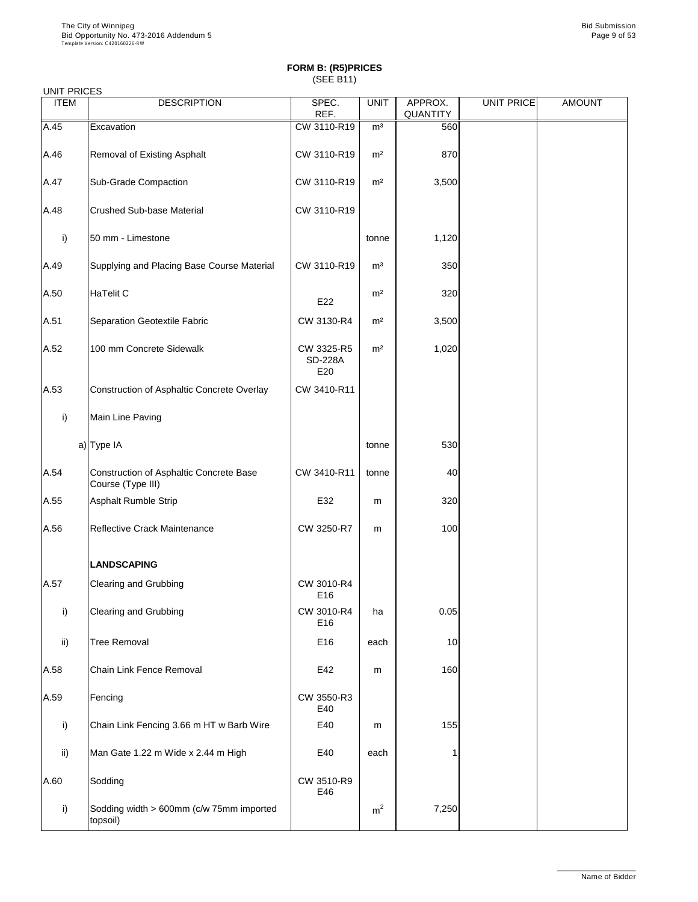## FORM B: (R5)PRICES
(SEE B11)

UNIT PRICES

| ITEM | DESCRIPTION | SPEC. REF. | UNIT | APPROX. QUANTITY | UNIT PRICE | AMOUNT |
|---|---|---|---|---|---|---|
| A.45 | Excavation | CW 3110-R19 | m³ | 560 | | |
| A.46 | Removal of Existing Asphalt | CW 3110-R19 | m² | 870 | | |
| A.47 | Sub-Grade Compaction | CW 3110-R19 | m² | 3,500 | | |
| A.48 | Crushed Sub-base Material | CW 3110-R19 | | | | |
| i) | 50 mm - Limestone | | tonne | 1,120 | | |
| A.49 | Supplying and Placing Base Course Material | CW 3110-R19 | m³ | 350 | | |
| A.50 | HaTelit C | E22 | m² | 320 | | |
| A.51 | Separation Geotextile Fabric | CW 3130-R4 | m² | 3,500 | | |
| A.52 | 100 mm Concrete Sidewalk | CW 3325-R5 SD-228A E20 | m² | 1,020 | | |
| A.53 | Construction of Asphaltic Concrete Overlay | CW 3410-R11 | | | | |
| i) | Main Line Paving | | | | | |
| a) | Type IA | | tonne | 530 | | |
| A.54 | Construction of Asphaltic Concrete Base Course (Type III) | CW 3410-R11 | tonne | 40 | | |
| A.55 | Asphalt Rumble Strip | E32 | m | 320 | | |
| A.56 | Reflective Crack Maintenance | CW 3250-R7 | m | 100 | | |
| | **LANDSCAPING** | | | | | |
| A.57 | Clearing and Grubbing | CW 3010-R4 E16 | | | | |
| i) | Clearing and Grubbing | CW 3010-R4 E16 | ha | 0.05 | | |
| ii) | Tree Removal | E16 | each | 10 | | |
| A.58 | Chain Link Fence Removal | E42 | m | 160 | | |
| A.59 | Fencing | CW 3550-R3 E40 | | | | |
| i) | Chain Link Fencing 3.66 m HT w Barb Wire | E40 | m | 155 | | |
| ii) | Man Gate 1.22 m Wide x 2.44 m High | E40 | each | 1 | | |
| A.60 | Sodding | CW 3510-R9 E46 | | | | |
| i) | Sodding width > 600mm (c/w 75mm imported topsoil) | | m² | 7,250 | | |

Name of Bidder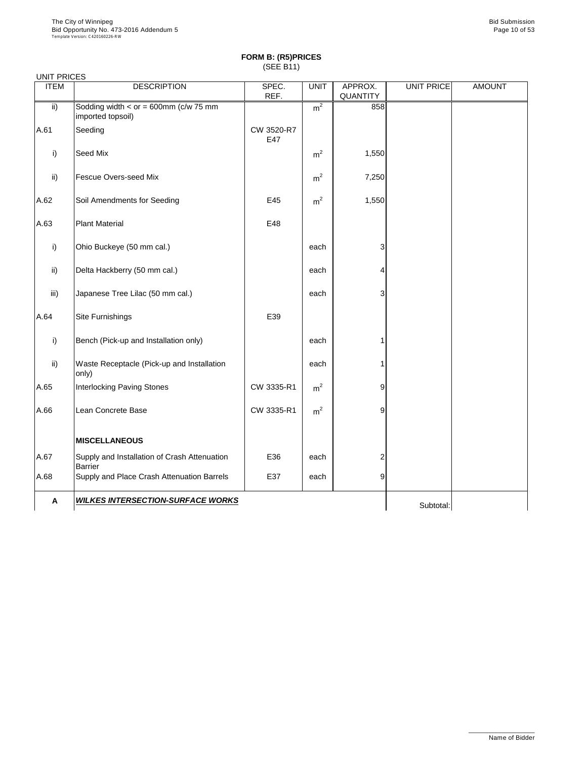## FORM B: (R5)PRICES
(SEE B11)

UNIT PRICES

| ITEM | DESCRIPTION | SPEC. REF. | UNIT | APPROX. QUANTITY | UNIT PRICE | AMOUNT |
|---|---|---|---|---|---|---|
| ii) | Sodding width < or = 600mm (c/w 75 mm imported topsoil) | | $m^2$ | 858 | | |
| A.61 | Seeding | CW 3520-R7 E47 | | | | |
| i) | Seed Mix | | $m^2$ | 1,550 | | |
| ii) | Fescue Overs-seed Mix | | $m^2$ | 7,250 | | |
| A.62 | Soil Amendments for Seeding | E45 | $m^2$ | 1,550 | | |
| A.63 | Plant Material | E48 | | | | |
| i) | Ohio Buckeye (50 mm cal.) | | each | 3 | | |
| ii) | Delta Hackberry (50 mm cal.) | | each | 4 | | |
| iii) | Japanese Tree Lilac (50 mm cal.) | | each | 3 | | |
| A.64 | Site Furnishings | E39 | | | | |
| i) | Bench (Pick-up and Installation only) | | each | 1 | | |
| ii) | Waste Receptacle (Pick-up and Installation only) | | each | 1 | | |
| A.65 | Interlocking Paving Stones | CW 3335-R1 | $m^2$ | 9 | | |
| A.66 | Lean Concrete Base | CW 3335-R1 | $m^2$ | 9 | | |
| | **MISCELLANEOUS** | | | | | |
| A.67 | Supply and Installation of Crash Attenuation Barrier | E36 | each | 2 | | |
| A.68 | Supply and Place Crash Attenuation Barrels | E37 | each | 9 | | |
| **A** | ***WILKES INTERSECTION-SURFACE WORKS*** | | | | Subtotal: | |

Name of Bidder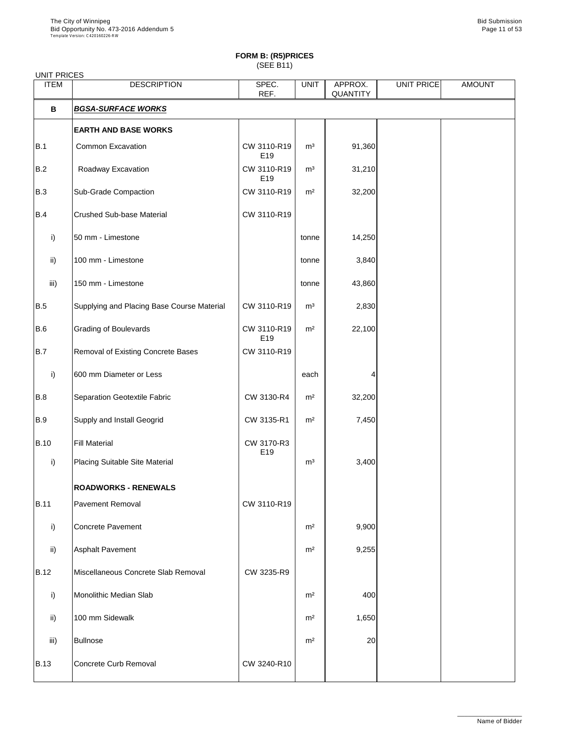**FORM B: (R5)PRICES**
(SEE B11)

UNIT PRICES

| ITEM | DESCRIPTION | SPEC. REF. | UNIT | APPROX. QUANTITY | UNIT PRICE | AMOUNT |
|---|---|---|---|---|---|---|
| **B** | ***BGSA-SURFACE WORKS*** | | | | | |
| | **EARTH AND BASE WORKS** | | | | | |
| B.1 | Common Excavation | CW 3110-R19 E19 | m³ | 91,360 | | |
| B.2 | Roadway Excavation | CW 3110-R19 E19 | m³ | 31,210 | | |
| B.3 | Sub-Grade Compaction | CW 3110-R19 | m² | 32,200 | | |
| B.4 | Crushed Sub-base Material | CW 3110-R19 | | | | |
| i) | 50 mm - Limestone | | tonne | 14,250 | | |
| ii) | 100 mm - Limestone | | tonne | 3,840 | | |
| iii) | 150 mm - Limestone | | tonne | 43,860 | | |
| B.5 | Supplying and Placing Base Course Material | CW 3110-R19 | m³ | 2,830 | | |
| B.6 | Grading of Boulevards | CW 3110-R19 E19 | m² | 22,100 | | |
| B.7 | Removal of Existing Concrete Bases | CW 3110-R19 | | | | |
| i) | 600 mm Diameter or Less | | each | 4 | | |
| B.8 | Separation Geotextile Fabric | CW 3130-R4 | m² | 32,200 | | |
| B.9 | Supply and Install Geogrid | CW 3135-R1 | m² | 7,450 | | |
| B.10 | Fill Material | CW 3170-R3 E19 | | | | |
| i) | Placing Suitable Site Material | | m³ | 3,400 | | |
| | **ROADWORKS - RENEWALS** | | | | | |
| B.11 | Pavement Removal | CW 3110-R19 | | | | |
| i) | Concrete Pavement | | m² | 9,900 | | |
| ii) | Asphalt Pavement | | m² | 9,255 | | |
| B.12 | Miscellaneous Concrete Slab Removal | CW 3235-R9 | | | | |
| i) | Monolithic Median Slab | | m² | 400 | | |
| ii) | 100 mm Sidewalk | | m² | 1,650 | | |
| iii) | Bullnose | | m² | 20 | | |
| B.13 | Concrete Curb Removal | CW 3240-R10 | | | | |

Name of Bidder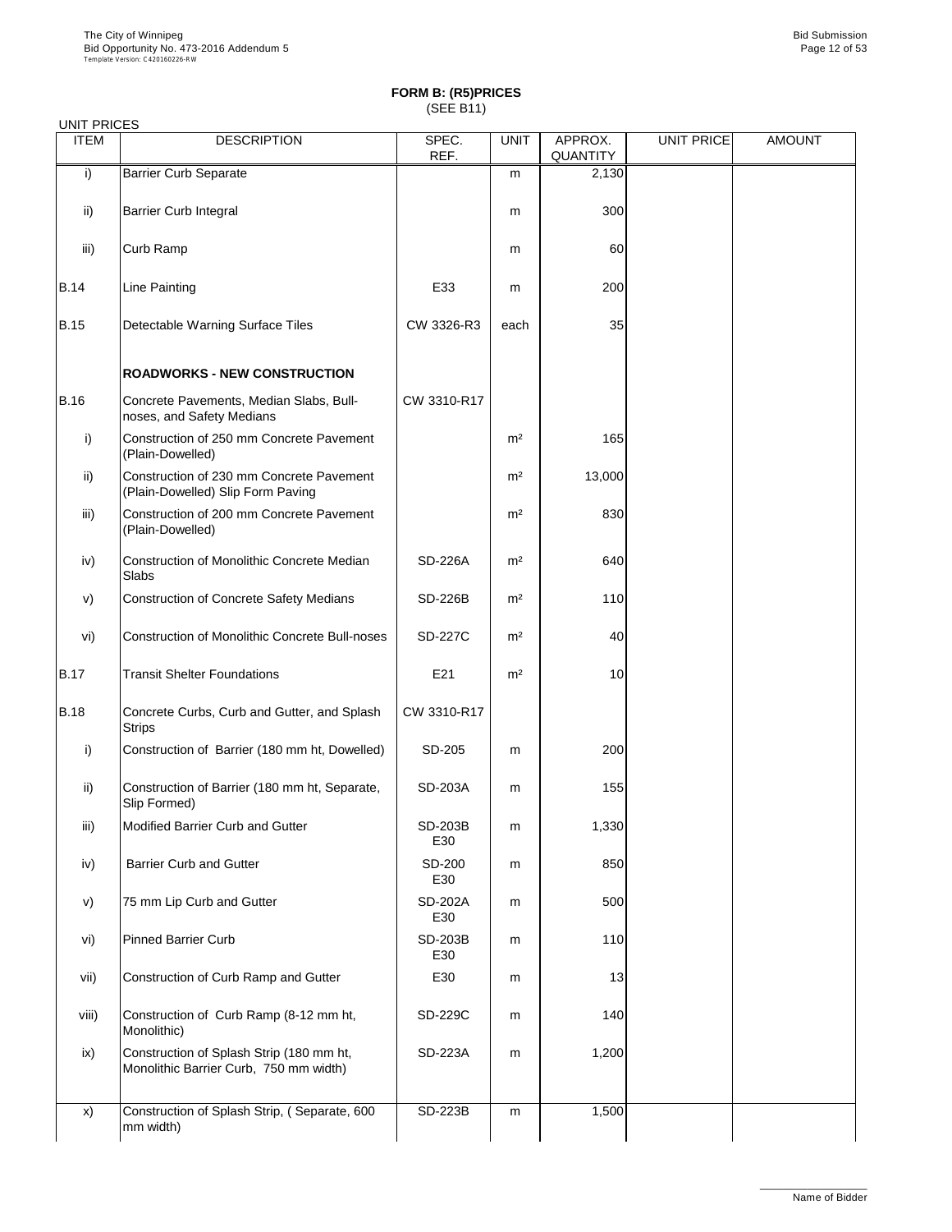**FORM B: (R5)PRICES**
(SEE B11)

UNIT PRICES

| ITEM | DESCRIPTION | SPEC. REF. | UNIT | APPROX. QUANTITY | UNIT PRICE | AMOUNT |
|---|---|---|---|---|---|---|
| i) | Barrier Curb Separate | | m | 2,130 | | |
| ii) | Barrier Curb Integral | | m | 300 | | |
| iii) | Curb Ramp | | m | 60 | | |
| B.14 | Line Painting | E33 | m | 200 | | |
| B.15 | Detectable Warning Surface Tiles | CW 3326-R3 | each | 35 | | |
| | **ROADWORKS - NEW CONSTRUCTION** | | | | | |
| B.16 | Concrete Pavements, Median Slabs, Bull-noses, and Safety Medians | CW 3310-R17 | | | | |
| i) | Construction of 250 mm Concrete Pavement (Plain-Dowelled) | | m² | 165 | | |
| ii) | Construction of 230 mm Concrete Pavement (Plain-Dowelled) Slip Form Paving | | m² | 13,000 | | |
| iii) | Construction of 200 mm Concrete Pavement (Plain-Dowelled) | | m² | 830 | | |
| iv) | Construction of Monolithic Concrete Median Slabs | SD-226A | m² | 640 | | |
| v) | Construction of Concrete Safety Medians | SD-226B | m² | 110 | | |
| vi) | Construction of Monolithic Concrete Bull-noses | SD-227C | m² | 40 | | |
| B.17 | Transit Shelter Foundations | E21 | m² | 10 | | |
| B.18 | Concrete Curbs, Curb and Gutter, and Splash Strips | CW 3310-R17 | | | | |
| i) | Construction of Barrier (180 mm ht, Dowelled) | SD-205 | m | 200 | | |
| ii) | Construction of Barrier (180 mm ht, Separate, Slip Formed) | SD-203A | m | 155 | | |
| iii) | Modified Barrier Curb and Gutter | SD-203B E30 | m | 1,330 | | |
| iv) | Barrier Curb and Gutter | SD-200 E30 | m | 850 | | |
| v) | 75 mm Lip Curb and Gutter | SD-202A E30 | m | 500 | | |
| vi) | Pinned Barrier Curb | SD-203B E30 | m | 110 | | |
| vii) | Construction of Curb Ramp and Gutter | E30 | m | 13 | | |
| viii) | Construction of Curb Ramp (8-12 mm ht, Monolithic) | SD-229C | m | 140 | | |
| ix) | Construction of Splash Strip (180 mm ht, Monolithic Barrier Curb, 750 mm width) | SD-223A | m | 1,200 | | |
| x) | Construction of Splash Strip, ( Separate, 600 mm width) | SD-223B | m | 1,500 | | |

Name of Bidder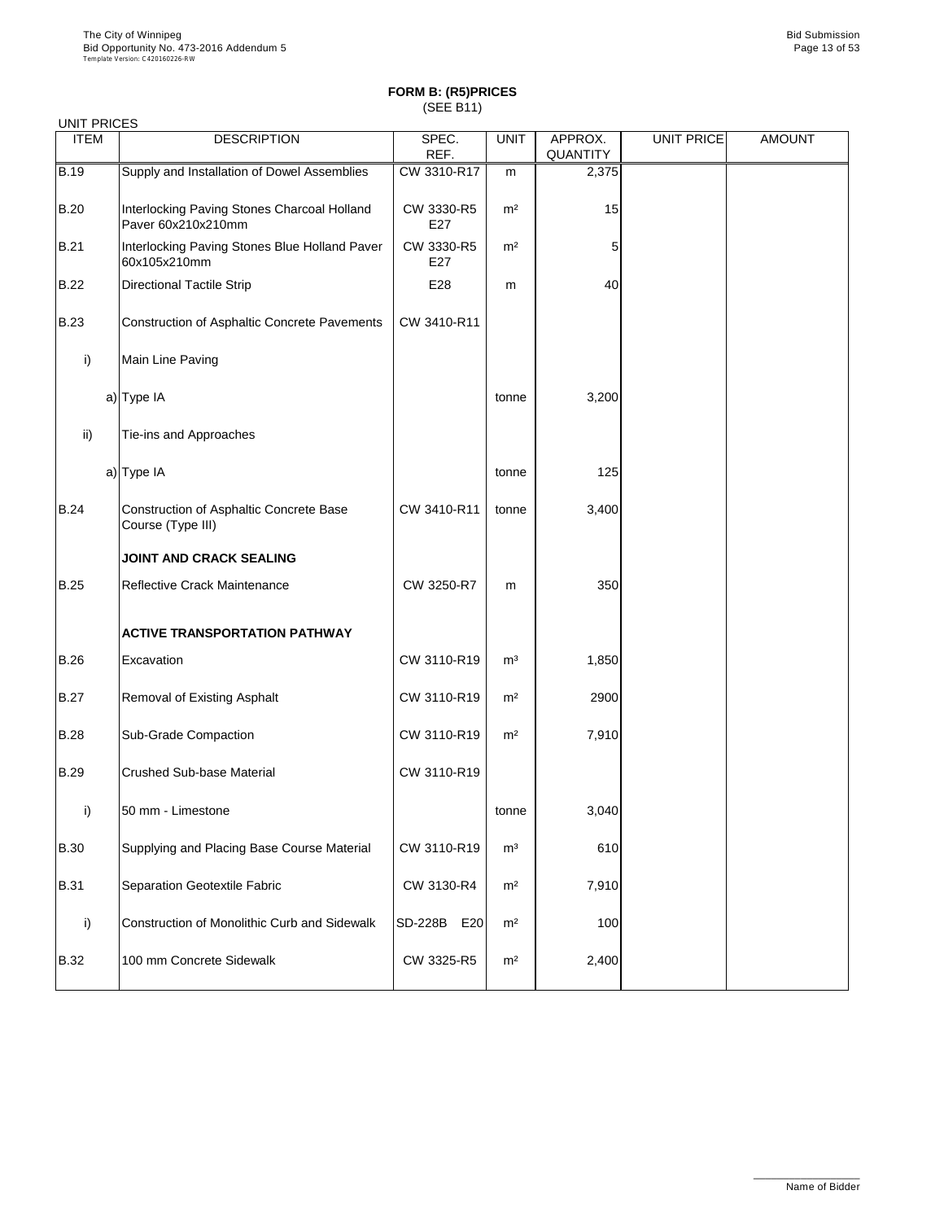## FORM B: (R5)PRICES
(SEE B11)

UNIT PRICES

| ITEM | DESCRIPTION | SPEC. REF. | UNIT | APPROX. QUANTITY | UNIT PRICE | AMOUNT |
|---|---|---|---|---|---|---|
| B.19 | Supply and Installation of Dowel Assemblies | CW 3310-R17 | m | 2,375 | | |
| B.20 | Interlocking Paving Stones Charcoal Holland Paver 60x210x210mm | CW 3330-R5 E27 | m² | 15 | | |
| B.21 | Interlocking Paving Stones Blue Holland Paver 60x105x210mm | CW 3330-R5 E27 | m² | 5 | | |
| B.22 | Directional Tactile Strip | E28 | m | 40 | | |
| B.23 | Construction of Asphaltic Concrete Pavements | CW 3410-R11 | | | | |
| i) | Main Line Paving | | | | | |
| a) | Type IA | | tonne | 3,200 | | |
| ii) | Tie-ins and Approaches | | | | | |
| a) | Type IA | | tonne | 125 | | |
| B.24 | Construction of Asphaltic Concrete Base Course (Type III) | CW 3410-R11 | tonne | 3,400 | | |
| | **JOINT AND CRACK SEALING** | | | | | |
| B.25 | Reflective Crack Maintenance | CW 3250-R7 | m | 350 | | |
| | **ACTIVE TRANSPORTATION PATHWAY** | | | | | |
| B.26 | Excavation | CW 3110-R19 | m³ | 1,850 | | |
| B.27 | Removal of Existing Asphalt | CW 3110-R19 | m² | 2900 | | |
| B.28 | Sub-Grade Compaction | CW 3110-R19 | m² | 7,910 | | |
| B.29 | Crushed Sub-base Material | CW 3110-R19 | | | | |
| i) | 50 mm - Limestone | | tonne | 3,040 | | |
| B.30 | Supplying and Placing Base Course Material | CW 3110-R19 | m³ | 610 | | |
| B.31 | Separation Geotextile Fabric | CW 3130-R4 | m² | 7,910 | | |
| i) | Construction of Monolithic Curb and Sidewalk | SD-228B E20 | m² | 100 | | |
| B.32 | 100 mm Concrete Sidewalk | CW 3325-R5 | m² | 2,400 | | |

Name of Bidder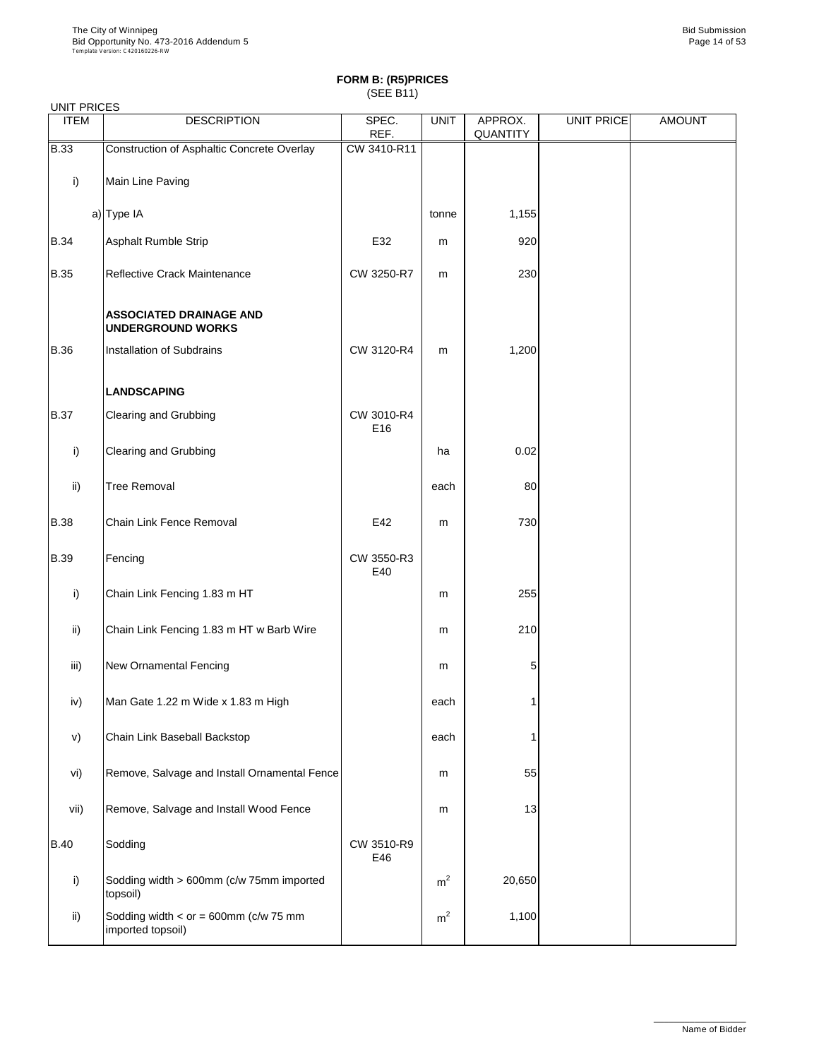**FORM B: (R5)PRICES**
(SEE B11)

UNIT PRICES

| ITEM | DESCRIPTION | SPEC. REF. | UNIT | APPROX. QUANTITY | UNIT PRICE | AMOUNT |
|---|---|---|---|---|---|---|
| B.33 | Construction of Asphaltic Concrete Overlay | CW 3410-R11 | | | | |
| i) | Main Line Paving | | | | | |
| a) | Type IA | | tonne | 1,155 | | |
| B.34 | Asphalt Rumble Strip | E32 | m | 920 | | |
| B.35 | Reflective Crack Maintenance | CW 3250-R7 | m | 230 | | |
| | **ASSOCIATED DRAINAGE AND UNDERGROUND WORKS** | | | | | |
| B.36 | Installation of Subdrains | CW 3120-R4 | m | 1,200 | | |
| | **LANDSCAPING** | | | | | |
| B.37 | Clearing and Grubbing | CW 3010-R4 E16 | | | | |
| i) | Clearing and Grubbing | | ha | 0.02 | | |
| ii) | Tree Removal | | each | 80 | | |
| B.38 | Chain Link Fence Removal | E42 | m | 730 | | |
| B.39 | Fencing | CW 3550-R3 E40 | | | | |
| i) | Chain Link Fencing 1.83 m HT | | m | 255 | | |
| ii) | Chain Link Fencing 1.83 m HT w Barb Wire | | m | 210 | | |
| iii) | New Ornamental Fencing | | m | 5 | | |
| iv) | Man Gate 1.22 m Wide x 1.83 m High | | each | 1 | | |
| v) | Chain Link Baseball Backstop | | each | 1 | | |
| vi) | Remove, Salvage and Install Ornamental Fence | | m | 55 | | |
| vii) | Remove, Salvage and Install Wood Fence | | m | 13 | | |
| B.40 | Sodding | CW 3510-R9 E46 | | | | |
| i) | Sodding width > 600mm (c/w 75mm imported topsoil) | | $m^2$ | 20,650 | | |
| ii) | Sodding width < or = 600mm (c/w 75 mm imported topsoil) | | $m^2$ | 1,100 | | |

Name of Bidder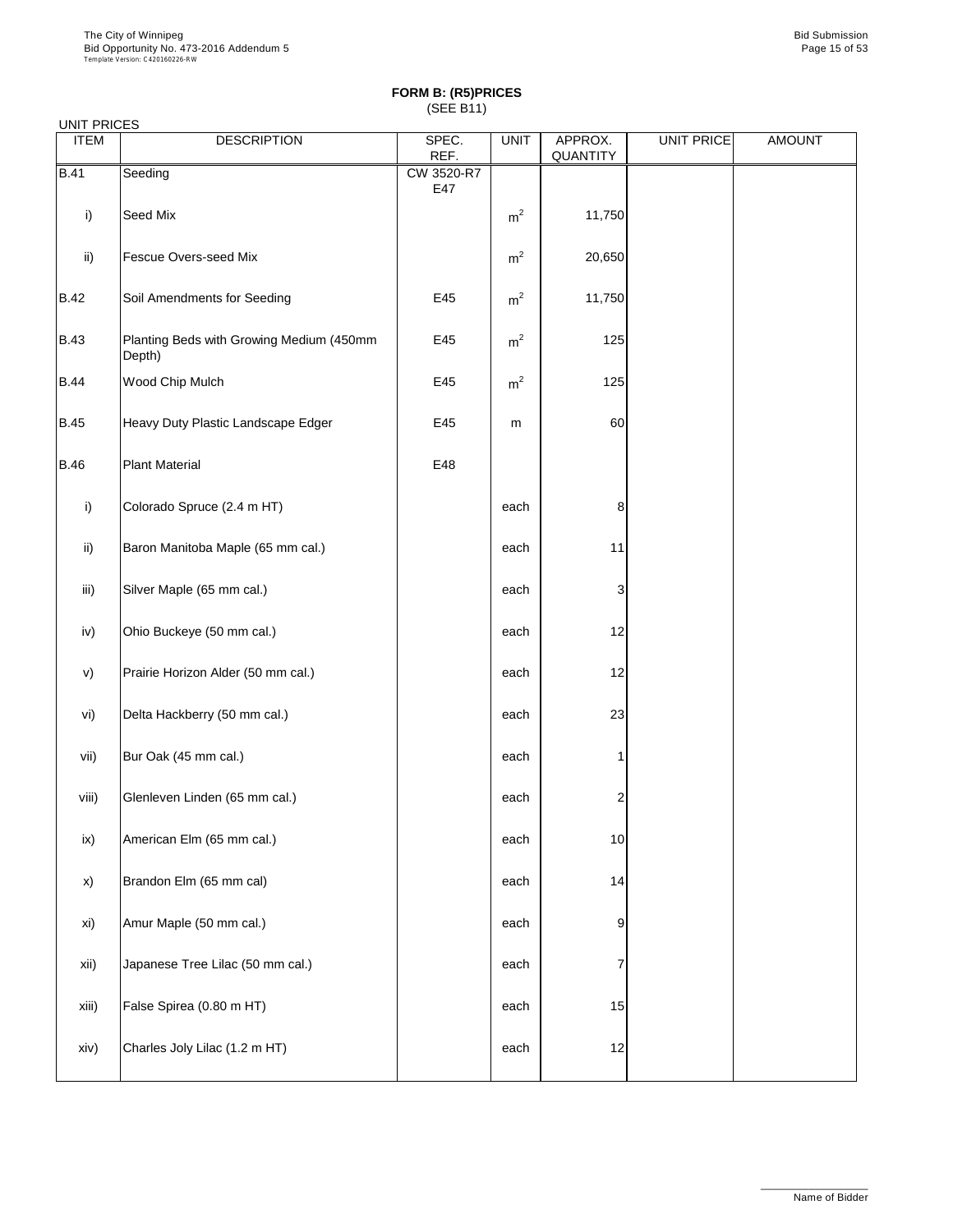**FORM B: (R5)PRICES**
(SEE B11)

UNIT PRICES

| ITEM | DESCRIPTION | SPEC. REF. | UNIT | APPROX. QUANTITY | UNIT PRICE | AMOUNT |
|---|---|---|---|---|---|---|
| B.41 | Seeding | CW 3520-R7 E47 | | | | |
| i) | Seed Mix | | $m^2$ | 11,750 | | |
| ii) | Fescue Overs-seed Mix | | $m^2$ | 20,650 | | |
| B.42 | Soil Amendments for Seeding | E45 | $m^2$ | 11,750 | | |
| B.43 | Planting Beds with Growing Medium (450mm Depth) | E45 | $m^2$ | 125 | | |
| B.44 | Wood Chip Mulch | E45 | $m^2$ | 125 | | |
| B.45 | Heavy Duty Plastic Landscape Edger | E45 | m | 60 | | |
| B.46 | Plant Material | E48 | | | | |
| i) | Colorado Spruce (2.4 m HT) | | each | 8 | | |
| ii) | Baron Manitoba Maple (65 mm cal.) | | each | 11 | | |
| iii) | Silver Maple (65 mm cal.) | | each | 3 | | |
| iv) | Ohio Buckeye (50 mm cal.) | | each | 12 | | |
| v) | Prairie Horizon Alder (50 mm cal.) | | each | 12 | | |
| vi) | Delta Hackberry (50 mm cal.) | | each | 23 | | |
| vii) | Bur Oak (45 mm cal.) | | each | 1 | | |
| viii) | Glenleven Linden (65 mm cal.) | | each | 2 | | |
| ix) | American Elm (65 mm cal.) | | each | 10 | | |
| x) | Brandon Elm (65 mm cal) | | each | 14 | | |
| xi) | Amur Maple (50 mm cal.) | | each | 9 | | |
| xii) | Japanese Tree Lilac (50 mm cal.) | | each | 7 | | |
| xiii) | False Spirea (0.80 m HT) | | each | 15 | | |
| xiv) | Charles Joly Lilac (1.2 m HT) | | each | 12 | | |

Name of Bidder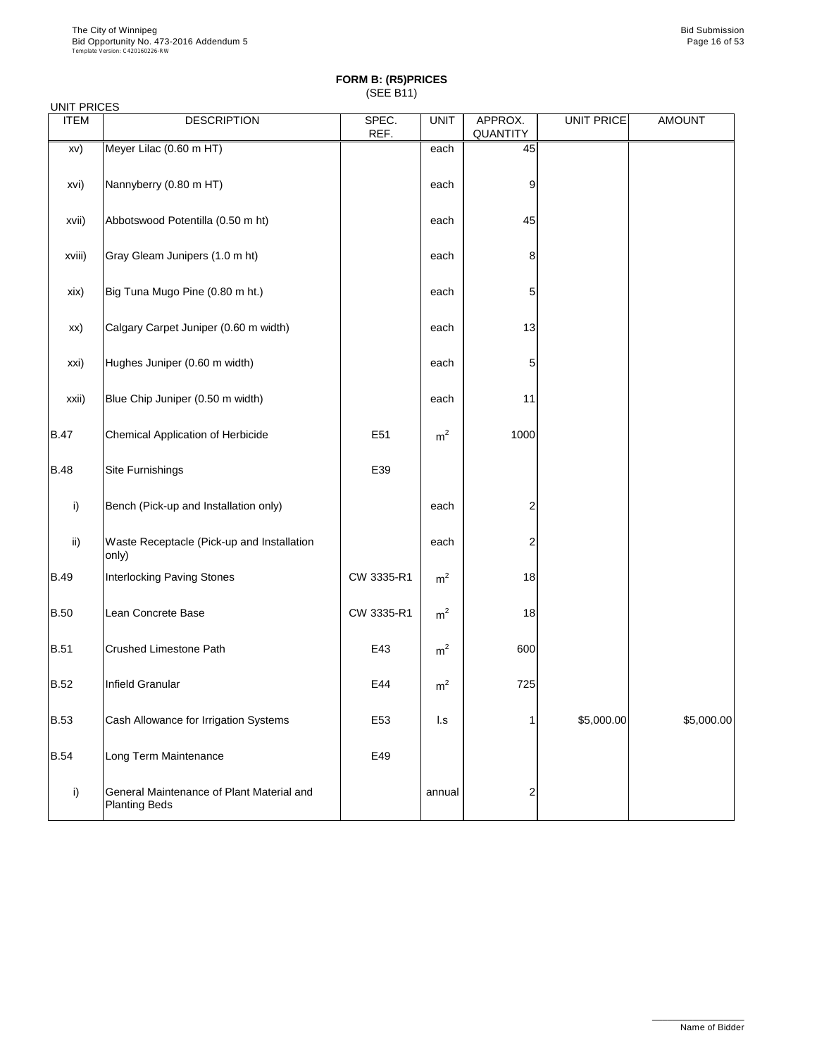**FORM B: (R5)PRICES**
(SEE B11)

UNIT PRICES

| ITEM | DESCRIPTION | SPEC. REF. | UNIT | APPROX. QUANTITY | UNIT PRICE | AMOUNT |
|---|---|---|---|---|---|---|
| xv) | Meyer Lilac (0.60 m HT) | | each | 45 | | |
| xvi) | Nannyberry (0.80 m HT) | | each | 9 | | |
| xvii) | Abbotswood Potentilla (0.50 m ht) | | each | 45 | | |
| xviii) | Gray Gleam Junipers (1.0 m ht) | | each | 8 | | |
| xix) | Big Tuna Mugo Pine (0.80 m ht.) | | each | 5 | | |
| xx) | Calgary Carpet Juniper (0.60 m width) | | each | 13 | | |
| xxi) | Hughes Juniper (0.60 m width) | | each | 5 | | |
| xxii) | Blue Chip Juniper (0.50 m width) | | each | 11 | | |
| B.47 | Chemical Application of Herbicide | E51 | $m^2$ | 1000 | | |
| B.48 | Site Furnishings | E39 | | | | |
| i) | Bench (Pick-up and Installation only) | | each | 2 | | |
| ii) | Waste Receptacle (Pick-up and Installation only) | | each | 2 | | |
| B.49 | Interlocking Paving Stones | CW 3335-R1 | $m^2$ | 18 | | |
| B.50 | Lean Concrete Base | CW 3335-R1 | $m^2$ | 18 | | |
| B.51 | Crushed Limestone Path | E43 | $m^2$ | 600 | | |
| B.52 | Infield Granular | E44 | $m^2$ | 725 | | |
| B.53 | Cash Allowance for Irrigation Systems | E53 | l.s | 1 | $5,000.00 | $5,000.00 |
| B.54 | Long Term Maintenance | E49 | | | | |
| i) | General Maintenance of Plant Material and Planting Beds | | annual | 2 | | |

Name of Bidder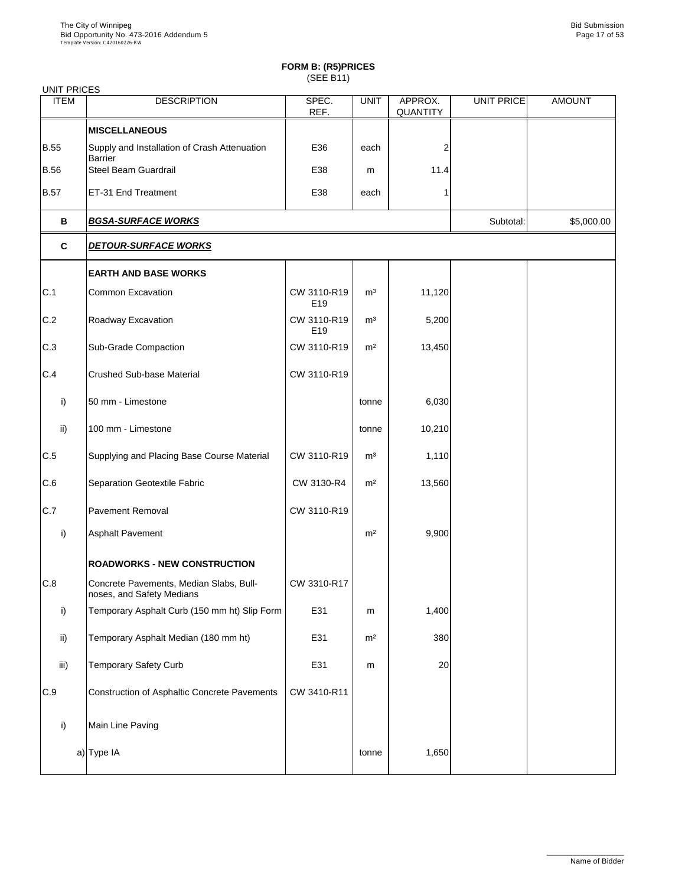**FORM B: (R5)PRICES**
(SEE B11)

UNIT PRICES

| ITEM | DESCRIPTION | SPEC. REF. | UNIT | APPROX. QUANTITY | UNIT PRICE | AMOUNT |
|---|---|---|---|---|---|---|
| | **MISCELLANEOUS** | | | | | |
| B.55 | Supply and Installation of Crash Attenuation Barrier | E36 | each | 2 | | |
| B.56 | Steel Beam Guardrail | E38 | m | 11.4 | | |
| B.57 | ET-31 End Treatment | E38 | each | 1 | | |
| **B** | ***BGSA-SURFACE WORKS*** | | | | Subtotal: | $5,000.00 |
| **C** | ***DETOUR-SURFACE WORKS*** | | | | | |
| | **EARTH AND BASE WORKS** | | | | | |
| C.1 | Common Excavation | CW 3110-R19 E19 | m³ | 11,120 | | |
| C.2 | Roadway Excavation | CW 3110-R19 E19 | m³ | 5,200 | | |
| C.3 | Sub-Grade Compaction | CW 3110-R19 | m² | 13,450 | | |
| C.4 | Crushed Sub-base Material | CW 3110-R19 | | | | |
| i) | 50 mm - Limestone | | tonne | 6,030 | | |
| ii) | 100 mm - Limestone | | tonne | 10,210 | | |
| C.5 | Supplying and Placing Base Course Material | CW 3110-R19 | m³ | 1,110 | | |
| C.6 | Separation Geotextile Fabric | CW 3130-R4 | m² | 13,560 | | |
| C.7 | Pavement Removal | CW 3110-R19 | | | | |
| i) | Asphalt Pavement | | m² | 9,900 | | |
| | **ROADWORKS - NEW CONSTRUCTION** | | | | | |
| C.8 | Concrete Pavements, Median Slabs, Bull-noses, and Safety Medians | CW 3310-R17 | | | | |
| i) | Temporary Asphalt Curb (150 mm ht) Slip Form | E31 | m | 1,400 | | |
| ii) | Temporary Asphalt Median (180 mm ht) | E31 | m² | 380 | | |
| iii) | Temporary Safety Curb | E31 | m | 20 | | |
| C.9 | Construction of Asphaltic Concrete Pavements | CW 3410-R11 | | | | |
| i) | Main Line Paving | | | | | |
| a) | Type IA | | tonne | 1,650 | | |

Name of Bidder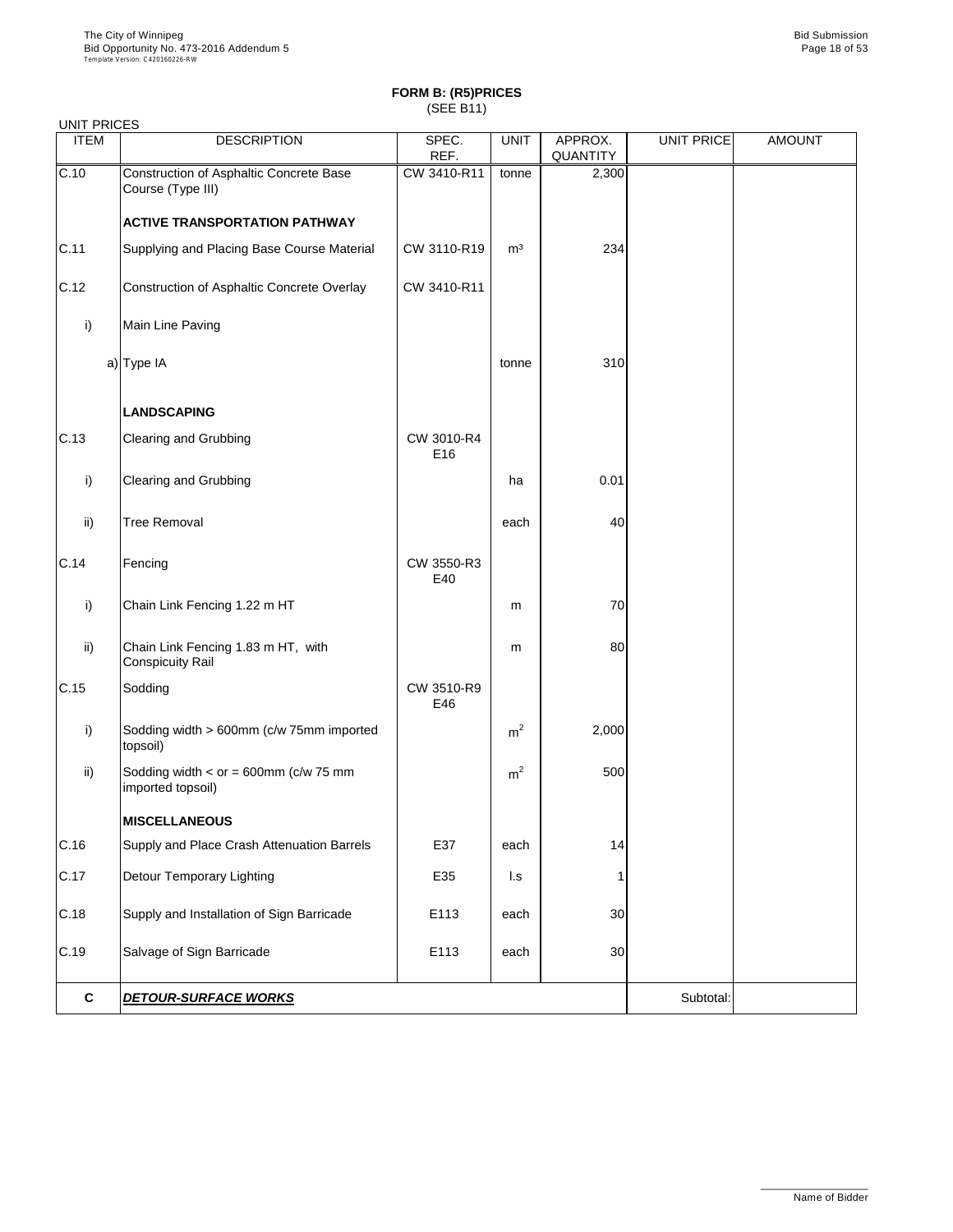**FORM B: (R5)PRICES**
(SEE B11)

UNIT PRICES

| ITEM | DESCRIPTION | SPEC. REF. | UNIT | APPROX. QUANTITY | UNIT PRICE | AMOUNT |
|---|---|---|---|---|---|---|
| C.10 | Construction of Asphaltic Concrete Base Course (Type III) | CW 3410-R11 | tonne | 2,300 | | |
| | **ACTIVE TRANSPORTATION PATHWAY** | | | | | |
| C.11 | Supplying and Placing Base Course Material | CW 3110-R19 | $m^3$ | 234 | | |
| C.12 | Construction of Asphaltic Concrete Overlay | CW 3410-R11 | | | | |
| i) | Main Line Paving | | | | | |
| a) | Type IA | | tonne | 310 | | |
| | **LANDSCAPING** | | | | | |
| C.13 | Clearing and Grubbing | CW 3010-R4 E16 | | | | |
| i) | Clearing and Grubbing | | ha | 0.01 | | |
| ii) | Tree Removal | | each | 40 | | |
| C.14 | Fencing | CW 3550-R3 E40 | | | | |
| i) | Chain Link Fencing 1.22 m HT | | m | 70 | | |
| ii) | Chain Link Fencing 1.83 m HT, with Conspicuity Rail | | m | 80 | | |
| C.15 | Sodding | CW 3510-R9 E46 | | | | |
| i) | Sodding width > 600mm (c/w 75mm imported topsoil) | | $m^2$ | 2,000 | | |
| ii) | Sodding width < or = 600mm (c/w 75 mm imported topsoil) | | $m^2$ | 500 | | |
| | **MISCELLANEOUS** | | | | | |
| C.16 | Supply and Place Crash Attenuation Barrels | E37 | each | 14 | | |
| C.17 | Detour Temporary Lighting | E35 | l.s | 1 | | |
| C.18 | Supply and Installation of Sign Barricade | E113 | each | 30 | | |
| C.19 | Salvage of Sign Barricade | E113 | each | 30 | | |
| **C** | ***DETOUR-SURFACE WORKS*** | | | | Subtotal: | |

Name of Bidder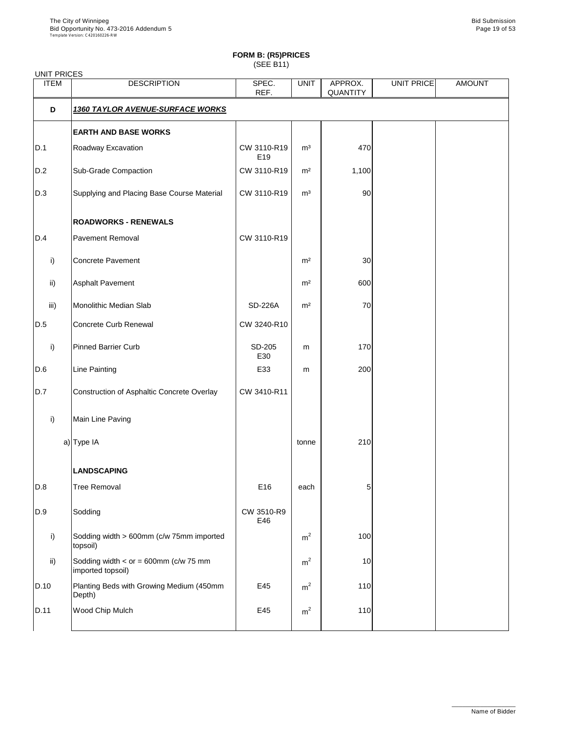## FORM B: (R5)PRICES
(SEE B11)

UNIT PRICES

| ITEM | DESCRIPTION | SPEC. REF. | UNIT | APPROX. QUANTITY | UNIT PRICE | AMOUNT |
|---|---|---|---|---|---|---|
| **D** | ***1360 TAYLOR AVENUE-SURFACE WORKS*** | | | | | |
| | **EARTH AND BASE WORKS** | | | | | |
| D.1 | Roadway Excavation | CW 3110-R19 E19 | m³ | 470 | | |
| D.2 | Sub-Grade Compaction | CW 3110-R19 | m² | 1,100 | | |
| D.3 | Supplying and Placing Base Course Material | CW 3110-R19 | m³ | 90 | | |
| | **ROADWORKS - RENEWALS** | | | | | |
| D.4 | Pavement Removal | CW 3110-R19 | | | | |
| i) | Concrete Pavement | | m² | 30 | | |
| ii) | Asphalt Pavement | | m² | 600 | | |
| iii) | Monolithic Median Slab | SD-226A | m² | 70 | | |
| D.5 | Concrete Curb Renewal | CW 3240-R10 | | | | |
| i) | Pinned Barrier Curb | SD-205 E30 | m | 170 | | |
| D.6 | Line Painting | E33 | m | 200 | | |
| D.7 | Construction of Asphaltic Concrete Overlay | CW 3410-R11 | | | | |
| i) | Main Line Paving | | | | | |
| a) | Type IA | | tonne | 210 | | |
| | **LANDSCAPING** | | | | | |
| D.8 | Tree Removal | E16 | each | 5 | | |
| D.9 | Sodding | CW 3510-R9 E46 | | | | |
| i) | Sodding width > 600mm (c/w 75mm imported topsoil) | | m² | 100 | | |
| ii) | Sodding width < or = 600mm (c/w 75 mm imported topsoil) | | m² | 10 | | |
| D.10 | Planting Beds with Growing Medium (450mm Depth) | E45 | m² | 110 | | |
| D.11 | Wood Chip Mulch | E45 | m² | 110 | | |

Name of Bidder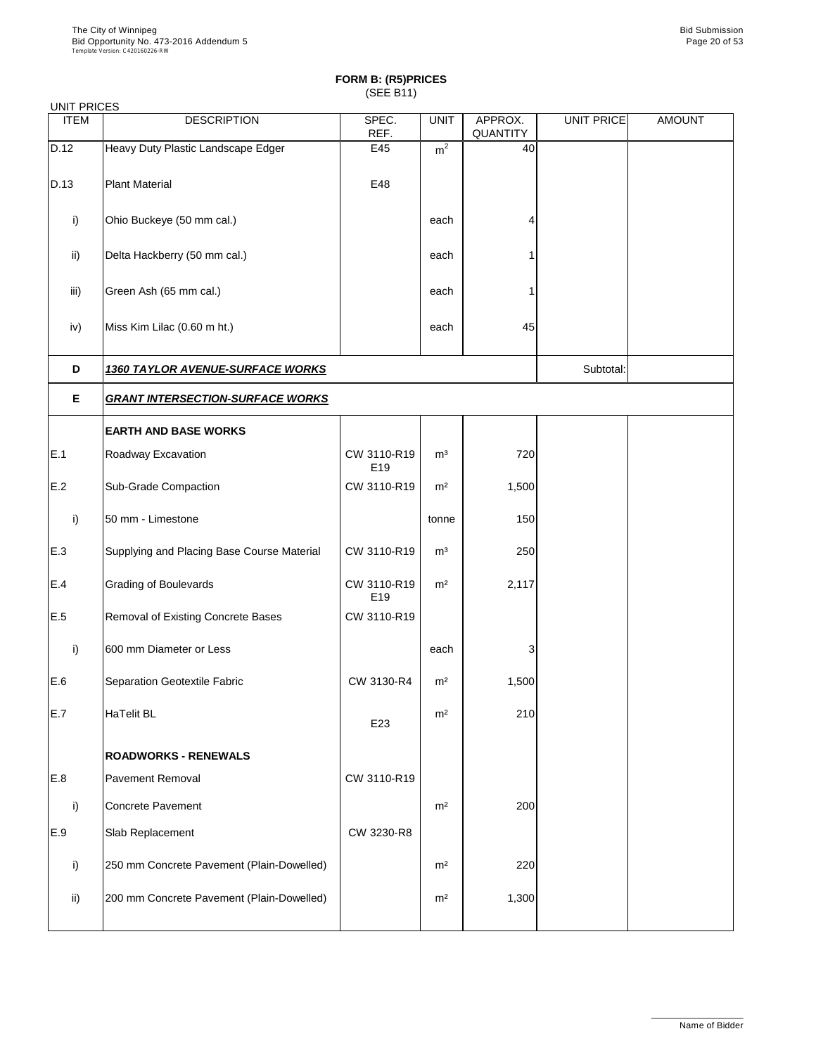# FORM B: (R5)PRICES

(SEE B11)

UNIT PRICES

| ITEM | DESCRIPTION | SPEC. REF. | UNIT | APPROX. QUANTITY | UNIT PRICE | AMOUNT |
|---|---|---|---|---|---|---|
| D.12 | Heavy Duty Plastic Landscape Edger | E45 | $m^2$ | 40 | | |
| D.13 | Plant Material | E48 | | | | |
| i) | Ohio Buckeye (50 mm cal.) | | each | 4 | | |
| ii) | Delta Hackberry (50 mm cal.) | | each | 1 | | |
| iii) | Green Ash (65 mm cal.) | | each | 1 | | |
| iv) | Miss Kim Lilac (0.60 m ht.) | | each | 45 | | |
| **D** | ***1360 TAYLOR AVENUE-SURFACE WORKS*** | | | | Subtotal: | |
| **E** | ***GRANT INTERSECTION-SURFACE WORKS*** | | | | | |
| | **EARTH AND BASE WORKS** | | | | | |
| E.1 | Roadway Excavation | CW 3110-R19 E19 | m³ | 720 | | |
| E.2 | Sub-Grade Compaction | CW 3110-R19 | m² | 1,500 | | |
| i) | 50 mm - Limestone | | tonne | 150 | | |
| E.3 | Supplying and Placing Base Course Material | CW 3110-R19 | m³ | 250 | | |
| E.4 | Grading of Boulevards | CW 3110-R19 E19 | m² | 2,117 | | |
| E.5 | Removal of Existing Concrete Bases | CW 3110-R19 | | | | |
| i) | 600 mm Diameter or Less | | each | 3 | | |
| E.6 | Separation Geotextile Fabric | CW 3130-R4 | m² | 1,500 | | |
| E.7 | HaTelit BL | E23 | m² | 210 | | |
| | **ROADWORKS - RENEWALS** | | | | | |
| E.8 | Pavement Removal | CW 3110-R19 | | | | |
| i) | Concrete Pavement | | m² | 200 | | |
| E.9 | Slab Replacement | CW 3230-R8 | | | | |
| i) | 250 mm Concrete Pavement (Plain-Dowelled) | | m² | 220 | | |
| ii) | 200 mm Concrete Pavement (Plain-Dowelled) | | m² | 1,300 | | |

Name of Bidder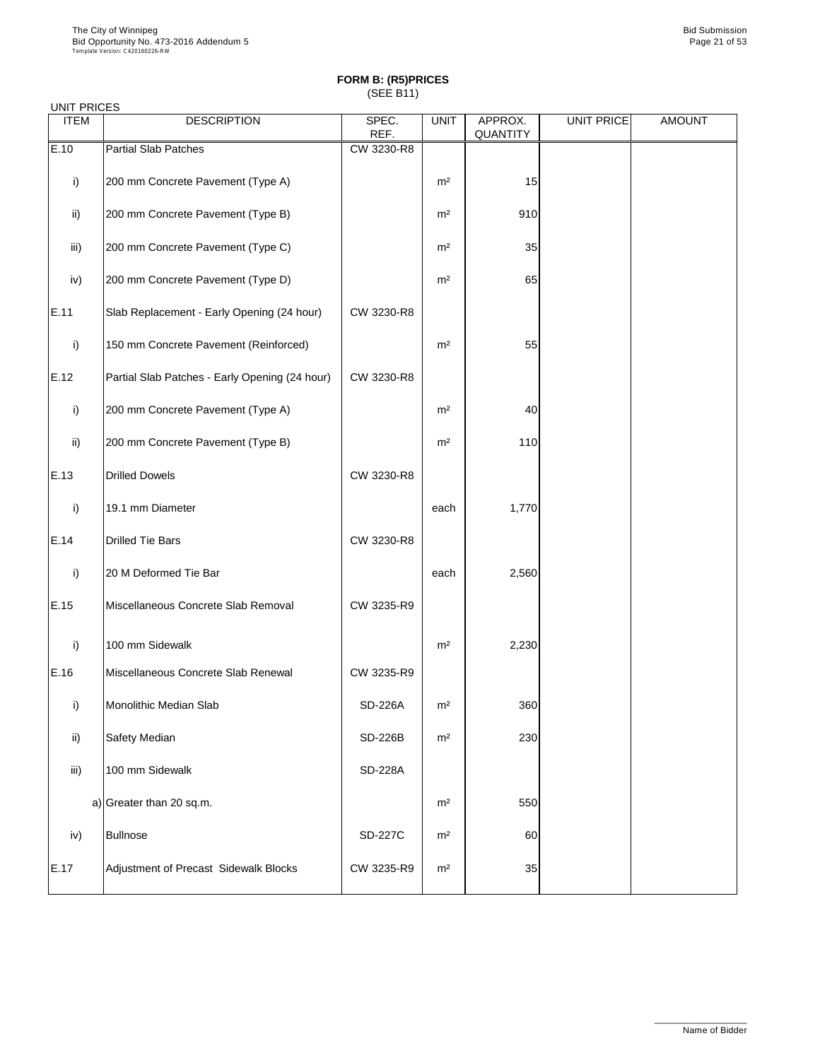**FORM B: (R5)PRICES**
(SEE B11)

UNIT PRICES

| ITEM | DESCRIPTION | SPEC. REF. | UNIT | APPROX. QUANTITY | UNIT PRICE | AMOUNT |
|---|---|---|---|---|---|---|
| E.10 | Partial Slab Patches | CW 3230-R8 | | | | |
| i) | 200 mm Concrete Pavement (Type A) | | m² | 15 | | |
| ii) | 200 mm Concrete Pavement (Type B) | | m² | 910 | | |
| iii) | 200 mm Concrete Pavement (Type C) | | m² | 35 | | |
| iv) | 200 mm Concrete Pavement (Type D) | | m² | 65 | | |
| E.11 | Slab Replacement - Early Opening (24 hour) | CW 3230-R8 | | | | |
| i) | 150 mm Concrete Pavement (Reinforced) | | m² | 55 | | |
| E.12 | Partial Slab Patches - Early Opening (24 hour) | CW 3230-R8 | | | | |
| i) | 200 mm Concrete Pavement (Type A) | | m² | 40 | | |
| ii) | 200 mm Concrete Pavement (Type B) | | m² | 110 | | |
| E.13 | Drilled Dowels | CW 3230-R8 | | | | |
| i) | 19.1 mm Diameter | | each | 1,770 | | |
| E.14 | Drilled Tie Bars | CW 3230-R8 | | | | |
| i) | 20 M Deformed Tie Bar | | each | 2,560 | | |
| E.15 | Miscellaneous Concrete Slab Removal | CW 3235-R9 | | | | |
| i) | 100 mm Sidewalk | | m² | 2,230 | | |
| E.16 | Miscellaneous Concrete Slab Renewal | CW 3235-R9 | | | | |
| i) | Monolithic Median Slab | SD-226A | m² | 360 | | |
| ii) | Safety Median | SD-226B | m² | 230 | | |
| iii) | 100 mm Sidewalk | SD-228A | | | | |
| a) | Greater than 20 sq.m. | | m² | 550 | | |
| iv) | Bullnose | SD-227C | m² | 60 | | |
| E.17 | Adjustment of Precast Sidewalk Blocks | CW 3235-R9 | m² | 35 | | |

Name of Bidder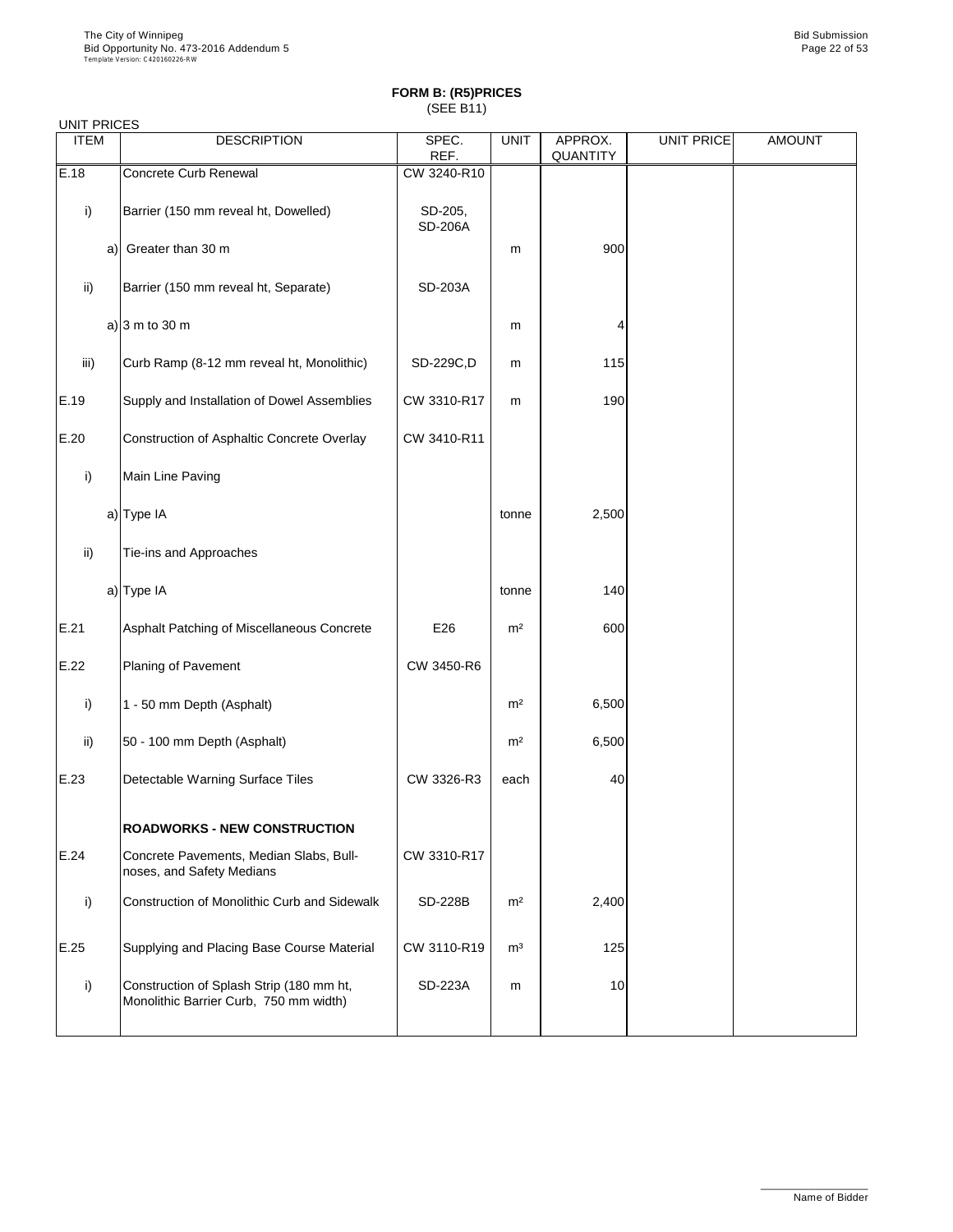**FORM B: (R5)PRICES**
(SEE B11)

UNIT PRICES

| ITEM | DESCRIPTION | SPEC. REF. | UNIT | APPROX. QUANTITY | UNIT PRICE | AMOUNT |
|---|---|---|---|---|---|---|
| E.18 | Concrete Curb Renewal | CW 3240-R10 | | | | |
| i) | Barrier (150 mm reveal ht, Dowelled) | SD-205, SD-206A | | | | |
| a) | Greater than 30 m | | m | 900 | | |
| ii) | Barrier (150 mm reveal ht, Separate) | SD-203A | | | | |
| a) | 3 m to 30 m | | m | 4 | | |
| iii) | Curb Ramp (8-12 mm reveal ht, Monolithic) | SD-229C,D | m | 115 | | |
| E.19 | Supply and Installation of Dowel Assemblies | CW 3310-R17 | m | 190 | | |
| E.20 | Construction of Asphaltic Concrete Overlay | CW 3410-R11 | | | | |
| i) | Main Line Paving | | | | | |
| a) | Type IA | | tonne | 2,500 | | |
| ii) | Tie-ins and Approaches | | | | | |
| a) | Type IA | | tonne | 140 | | |
| E.21 | Asphalt Patching of Miscellaneous Concrete | E26 | m² | 600 | | |
| E.22 | Planing of Pavement | CW 3450-R6 | | | | |
| i) | 1 - 50 mm Depth (Asphalt) | | m² | 6,500 | | |
| ii) | 50 - 100 mm Depth (Asphalt) | | m² | 6,500 | | |
| E.23 | Detectable Warning Surface Tiles | CW 3326-R3 | each | 40 | | |
| | **ROADWORKS - NEW CONSTRUCTION** | | | | | |
| E.24 | Concrete Pavements, Median Slabs, Bull-noses, and Safety Medians | CW 3310-R17 | | | | |
| i) | Construction of Monolithic Curb and Sidewalk | SD-228B | m² | 2,400 | | |
| E.25 | Supplying and Placing Base Course Material | CW 3110-R19 | m³ | 125 | | |
| i) | Construction of Splash Strip (180 mm ht, Monolithic Barrier Curb, 750 mm width) | SD-223A | m | 10 | | |

Name of Bidder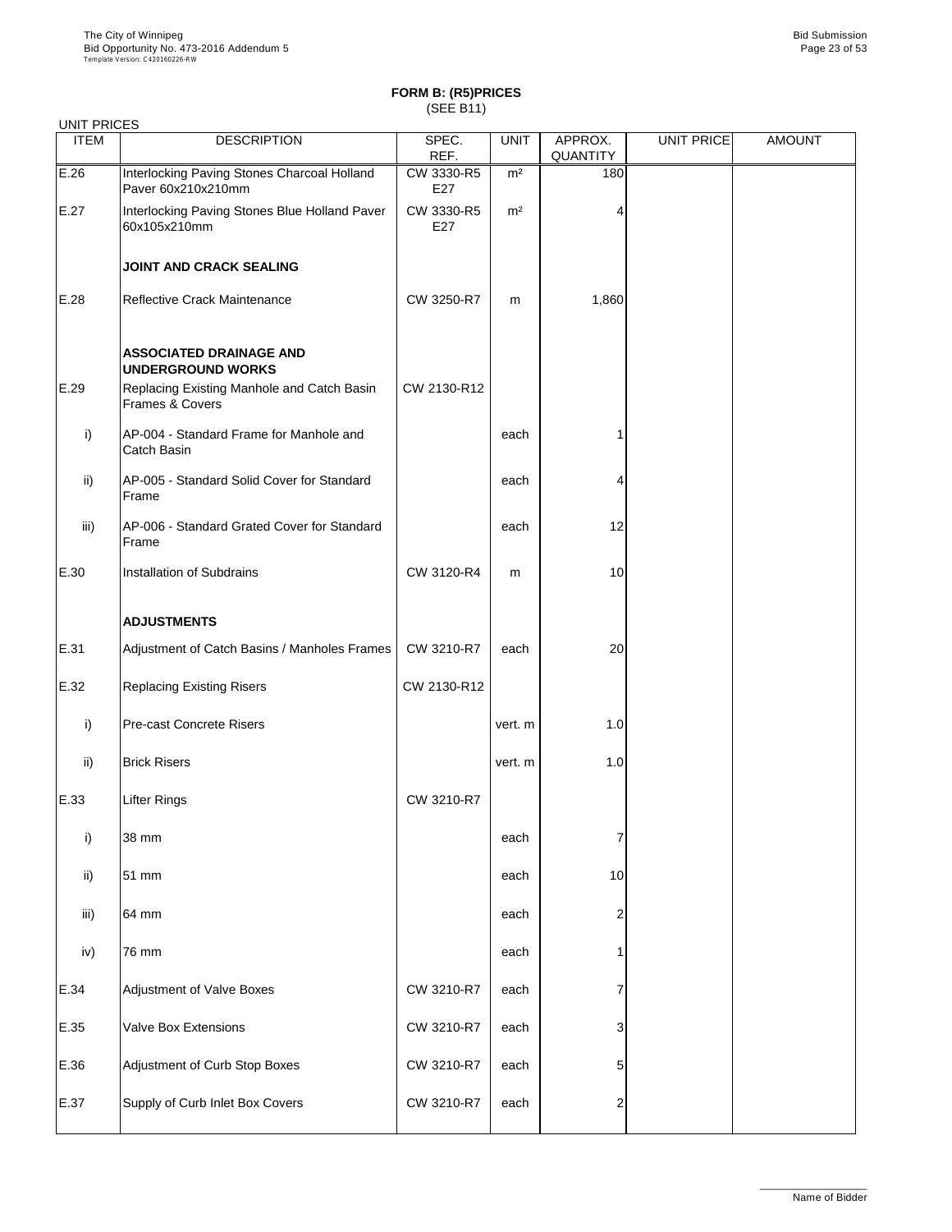# FORM B: (R5)PRICES

(SEE B11)

UNIT PRICES

| ITEM | DESCRIPTION | SPEC. REF. | UNIT | APPROX. QUANTITY | UNIT PRICE | AMOUNT |
|---|---|---|---|---|---|---|
| E.26 | Interlocking Paving Stones Charcoal Holland Paver 60x210x210mm | CW 3330-R5 E27 | m² | 180 | | |
| E.27 | Interlocking Paving Stones Blue Holland Paver 60x105x210mm | CW 3330-R5 E27 | m² | 4 | | |
| | **JOINT AND CRACK SEALING** | | | | | |
| E.28 | Reflective Crack Maintenance | CW 3250-R7 | m | 1,860 | | |
| | **ASSOCIATED DRAINAGE AND UNDERGROUND WORKS** | | | | | |
| E.29 | Replacing Existing Manhole and Catch Basin Frames & Covers | CW 2130-R12 | | | | |
| i) | AP-004 - Standard Frame for Manhole and Catch Basin | | each | 1 | | |
| ii) | AP-005 - Standard Solid Cover for Standard Frame | | each | 4 | | |
| iii) | AP-006 - Standard Grated Cover for Standard Frame | | each | 12 | | |
| E.30 | Installation of Subdrains | CW 3120-R4 | m | 10 | | |
| | **ADJUSTMENTS** | | | | | |
| E.31 | Adjustment of Catch Basins / Manholes Frames | CW 3210-R7 | each | 20 | | |
| E.32 | Replacing Existing Risers | CW 2130-R12 | | | | |
| i) | Pre-cast Concrete Risers | | vert. m | 1.0 | | |
| ii) | Brick Risers | | vert. m | 1.0 | | |
| E.33 | Lifter Rings | CW 3210-R7 | | | | |
| i) | 38 mm | | each | 7 | | |
| ii) | 51 mm | | each | 10 | | |
| iii) | 64 mm | | each | 2 | | |
| iv) | 76 mm | | each | 1 | | |
| E.34 | Adjustment of Valve Boxes | CW 3210-R7 | each | 7 | | |
| E.35 | Valve Box Extensions | CW 3210-R7 | each | 3 | | |
| E.36 | Adjustment of Curb Stop Boxes | CW 3210-R7 | each | 5 | | |
| E.37 | Supply of Curb Inlet Box Covers | CW 3210-R7 | each | 2 | | |

Name of Bidder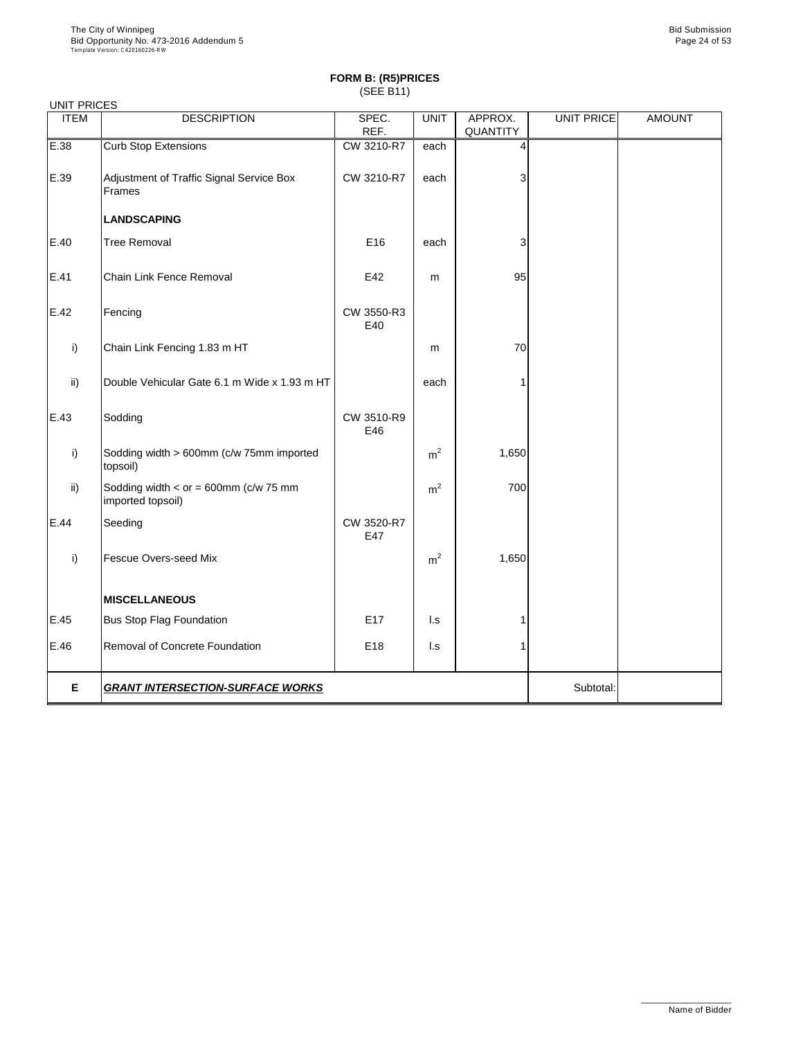**FORM B: (R5)PRICES**
(SEE B11)

UNIT PRICES

| ITEM | DESCRIPTION | SPEC. REF. | UNIT | APPROX. QUANTITY | UNIT PRICE | AMOUNT |
|---|---|---|---|---|---|---|
| E.38 | Curb Stop Extensions | CW 3210-R7 | each | 4 | | |
| E.39 | Adjustment of Traffic Signal Service Box Frames | CW 3210-R7 | each | 3 | | |
| | **LANDSCAPING** | | | | | |
| E.40 | Tree Removal | E16 | each | 3 | | |
| E.41 | Chain Link Fence Removal | E42 | m | 95 | | |
| E.42 | Fencing | CW 3550-R3 E40 | | | | |
| i) | Chain Link Fencing 1.83 m HT | | m | 70 | | |
| ii) | Double Vehicular Gate 6.1 m Wide x 1.93 m HT | | each | 1 | | |
| E.43 | Sodding | CW 3510-R9 E46 | | | | |
| i) | Sodding width > 600mm (c/w 75mm imported topsoil) | | $m^2$ | 1,650 | | |
| ii) | Sodding width < or = 600mm (c/w 75 mm imported topsoil) | | $m^2$ | 700 | | |
| E.44 | Seeding | CW 3520-R7 E47 | | | | |
| i) | Fescue Overs-seed Mix | | $m^2$ | 1,650 | | |
| | **MISCELLANEOUS** | | | | | |
| E.45 | Bus Stop Flag Foundation | E17 | l.s | 1 | | |
| E.46 | Removal of Concrete Foundation | E18 | l.s | 1 | | |
| **E** | ***GRANT INTERSECTION-SURFACE WORKS*** | | | | Subtotal: | |

Name of Bidder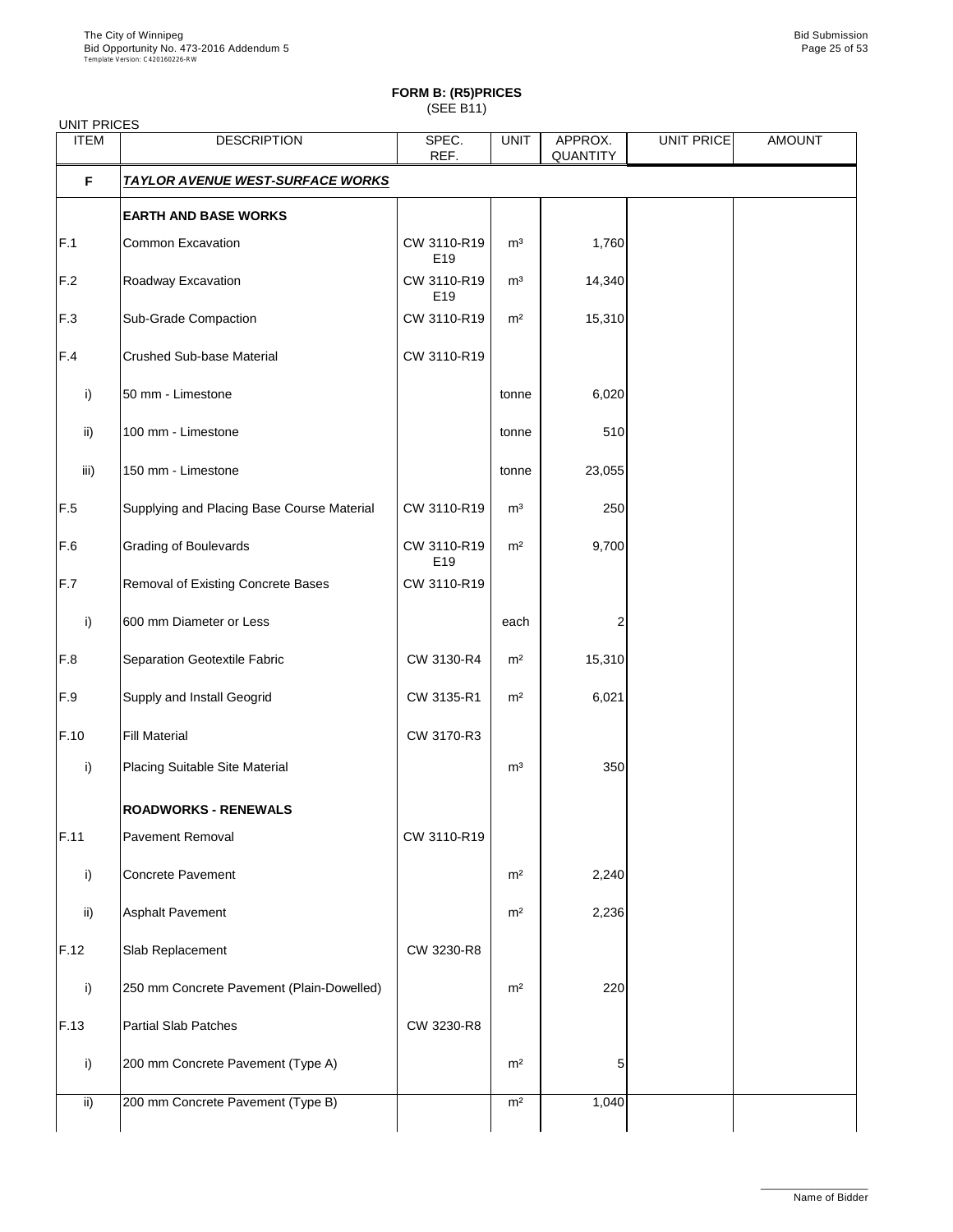## FORM B: (R5)PRICES
(SEE B11)

UNIT PRICES

| ITEM | DESCRIPTION | SPEC. REF. | UNIT | APPROX. QUANTITY | UNIT PRICE | AMOUNT |
|---|---|---|---|---|---|---|
| **F** | ***TAYLOR AVENUE WEST-SURFACE WORKS*** | | | | | |
| | **EARTH AND BASE WORKS** | | | | | |
| F.1 | Common Excavation | CW 3110-R19 E19 | m³ | 1,760 | | |
| F.2 | Roadway Excavation | CW 3110-R19 E19 | m³ | 14,340 | | |
| F.3 | Sub-Grade Compaction | CW 3110-R19 | m² | 15,310 | | |
| F.4 | Crushed Sub-base Material | CW 3110-R19 | | | | |
| i) | 50 mm - Limestone | | tonne | 6,020 | | |
| ii) | 100 mm - Limestone | | tonne | 510 | | |
| iii) | 150 mm - Limestone | | tonne | 23,055 | | |
| F.5 | Supplying and Placing Base Course Material | CW 3110-R19 | m³ | 250 | | |
| F.6 | Grading of Boulevards | CW 3110-R19 E19 | m² | 9,700 | | |
| F.7 | Removal of Existing Concrete Bases | CW 3110-R19 | | | | |
| i) | 600 mm Diameter or Less | | each | 2 | | |
| F.8 | Separation Geotextile Fabric | CW 3130-R4 | m² | 15,310 | | |
| F.9 | Supply and Install Geogrid | CW 3135-R1 | m² | 6,021 | | |
| F.10 | Fill Material | CW 3170-R3 | | | | |
| i) | Placing Suitable Site Material | | m³ | 350 | | |
| | **ROADWORKS - RENEWALS** | | | | | |
| F.11 | Pavement Removal | CW 3110-R19 | | | | |
| i) | Concrete Pavement | | m² | 2,240 | | |
| ii) | Asphalt Pavement | | m² | 2,236 | | |
| F.12 | Slab Replacement | CW 3230-R8 | | | | |
| i) | 250 mm Concrete Pavement (Plain-Dowelled) | | m² | 220 | | |
| F.13 | Partial Slab Patches | CW 3230-R8 | | | | |
| i) | 200 mm Concrete Pavement (Type A) | | m² | 5 | | |
| ii) | 200 mm Concrete Pavement (Type B) | | m² | 1,040 | | |

Name of Bidder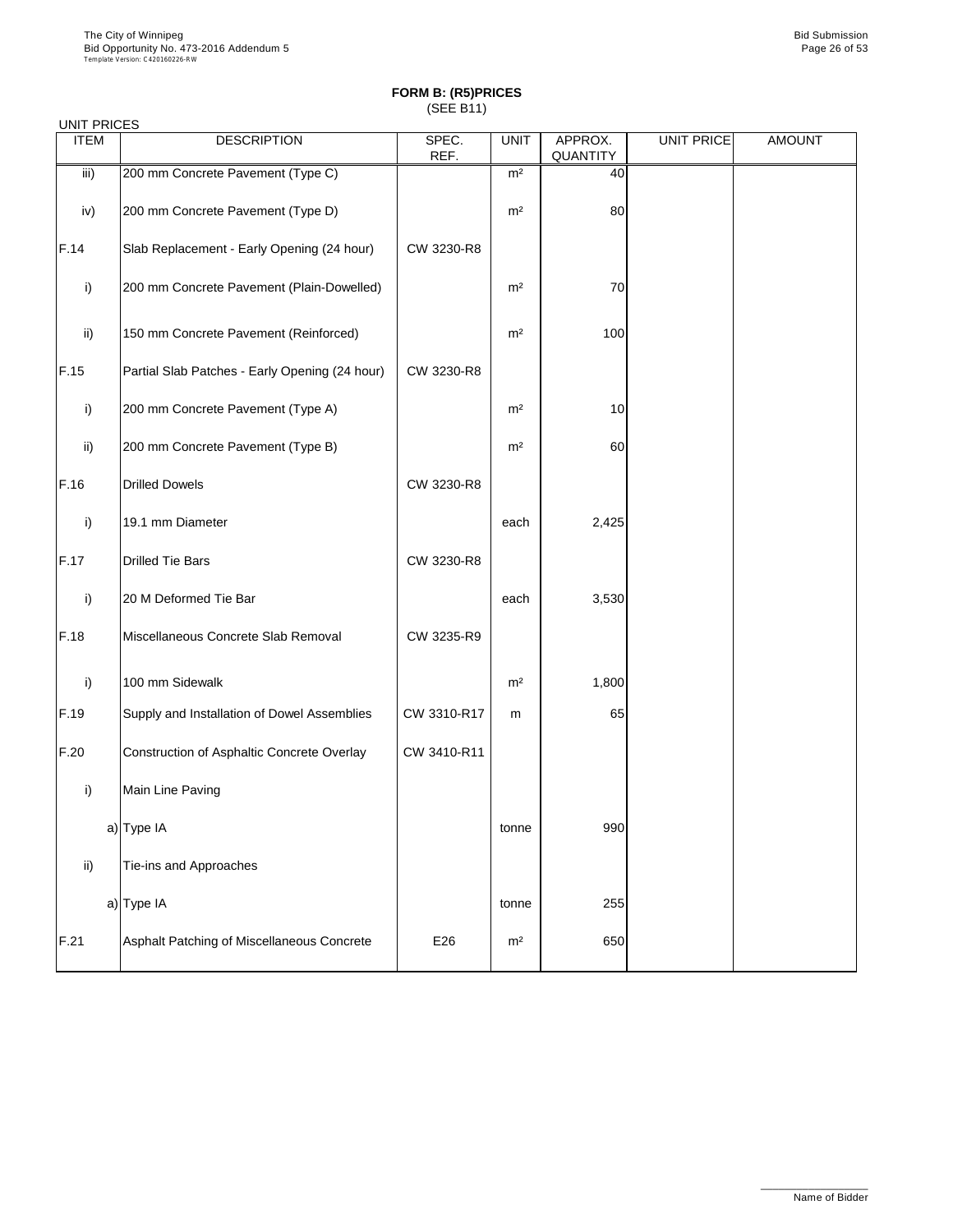## FORM B: (R5)PRICES

(SEE B11)

UNIT PRICES

| ITEM | DESCRIPTION | SPEC. REF. | UNIT | APPROX. QUANTITY | UNIT PRICE | AMOUNT |
|---|---|---|---|---|---|---|
| iii) | 200 mm Concrete Pavement (Type C) | | m² | 40 | | |
| iv) | 200 mm Concrete Pavement (Type D) | | m² | 80 | | |
| F.14 | Slab Replacement - Early Opening (24 hour) | CW 3230-R8 | | | | |
| i) | 200 mm Concrete Pavement (Plain-Dowelled) | | m² | 70 | | |
| ii) | 150 mm Concrete Pavement (Reinforced) | | m² | 100 | | |
| F.15 | Partial Slab Patches - Early Opening (24 hour) | CW 3230-R8 | | | | |
| i) | 200 mm Concrete Pavement (Type A) | | m² | 10 | | |
| ii) | 200 mm Concrete Pavement (Type B) | | m² | 60 | | |
| F.16 | Drilled Dowels | CW 3230-R8 | | | | |
| i) | 19.1 mm Diameter | | each | 2,425 | | |
| F.17 | Drilled Tie Bars | CW 3230-R8 | | | | |
| i) | 20 M Deformed Tie Bar | | each | 3,530 | | |
| F.18 | Miscellaneous Concrete Slab Removal | CW 3235-R9 | | | | |
| i) | 100 mm Sidewalk | | m² | 1,800 | | |
| F.19 | Supply and Installation of Dowel Assemblies | CW 3310-R17 | m | 65 | | |
| F.20 | Construction of Asphaltic Concrete Overlay | CW 3410-R11 | | | | |
| i) | Main Line Paving | | | | | |
| a) | Type IA | | tonne | 990 | | |
| ii) | Tie-ins and Approaches | | | | | |
| a) | Type IA | | tonne | 255 | | |
| F.21 | Asphalt Patching of Miscellaneous Concrete | E26 | m² | 650 | | |

Name of Bidder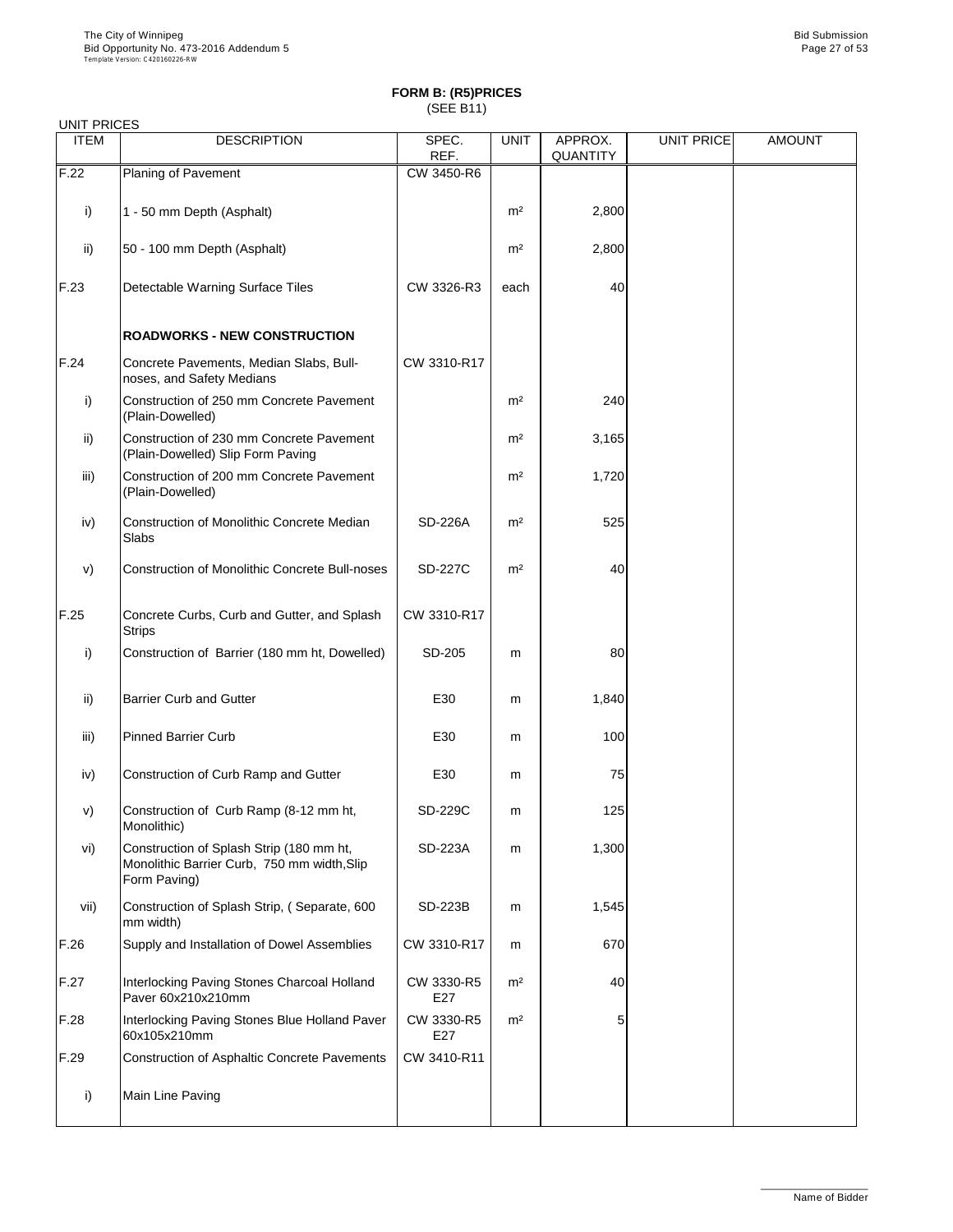**FORM B: (R5)PRICES**
(SEE B11)

UNIT PRICES

| ITEM | DESCRIPTION | SPEC. REF. | UNIT | APPROX. QUANTITY | UNIT PRICE | AMOUNT |
|---|---|---|---|---|---|---|
| F.22 | Planing of Pavement | CW 3450-R6 | | | | |
| i) | 1 - 50 mm Depth (Asphalt) | | m² | 2,800 | | |
| ii) | 50 - 100 mm Depth (Asphalt) | | m² | 2,800 | | |
| F.23 | Detectable Warning Surface Tiles | CW 3326-R3 | each | 40 | | |
| | **ROADWORKS - NEW CONSTRUCTION** | | | | | |
| F.24 | Concrete Pavements, Median Slabs, Bull-noses, and Safety Medians | CW 3310-R17 | | | | |
| i) | Construction of 250 mm Concrete Pavement (Plain-Dowelled) | | m² | 240 | | |
| ii) | Construction of 230 mm Concrete Pavement (Plain-Dowelled) Slip Form Paving | | m² | 3,165 | | |
| iii) | Construction of 200 mm Concrete Pavement (Plain-Dowelled) | | m² | 1,720 | | |
| iv) | Construction of Monolithic Concrete Median Slabs | SD-226A | m² | 525 | | |
| v) | Construction of Monolithic Concrete Bull-noses | SD-227C | m² | 40 | | |
| F.25 | Concrete Curbs, Curb and Gutter, and Splash Strips | CW 3310-R17 | | | | |
| i) | Construction of Barrier (180 mm ht, Dowelled) | SD-205 | m | 80 | | |
| ii) | Barrier Curb and Gutter | E30 | m | 1,840 | | |
| iii) | Pinned Barrier Curb | E30 | m | 100 | | |
| iv) | Construction of Curb Ramp and Gutter | E30 | m | 75 | | |
| v) | Construction of Curb Ramp (8-12 mm ht, Monolithic) | SD-229C | m | 125 | | |
| vi) | Construction of Splash Strip (180 mm ht, Monolithic Barrier Curb, 750 mm width,Slip Form Paving) | SD-223A | m | 1,300 | | |
| vii) | Construction of Splash Strip, ( Separate, 600 mm width) | SD-223B | m | 1,545 | | |
| F.26 | Supply and Installation of Dowel Assemblies | CW 3310-R17 | m | 670 | | |
| F.27 | Interlocking Paving Stones Charcoal Holland Paver 60x210x210mm | CW 3330-R5 E27 | m² | 40 | | |
| F.28 | Interlocking Paving Stones Blue Holland Paver 60x105x210mm | CW 3330-R5 E27 | m² | 5 | | |
| F.29 | Construction of Asphaltic Concrete Pavements | CW 3410-R11 | | | | |
| i) | Main Line Paving | | | | | |

Name of Bidder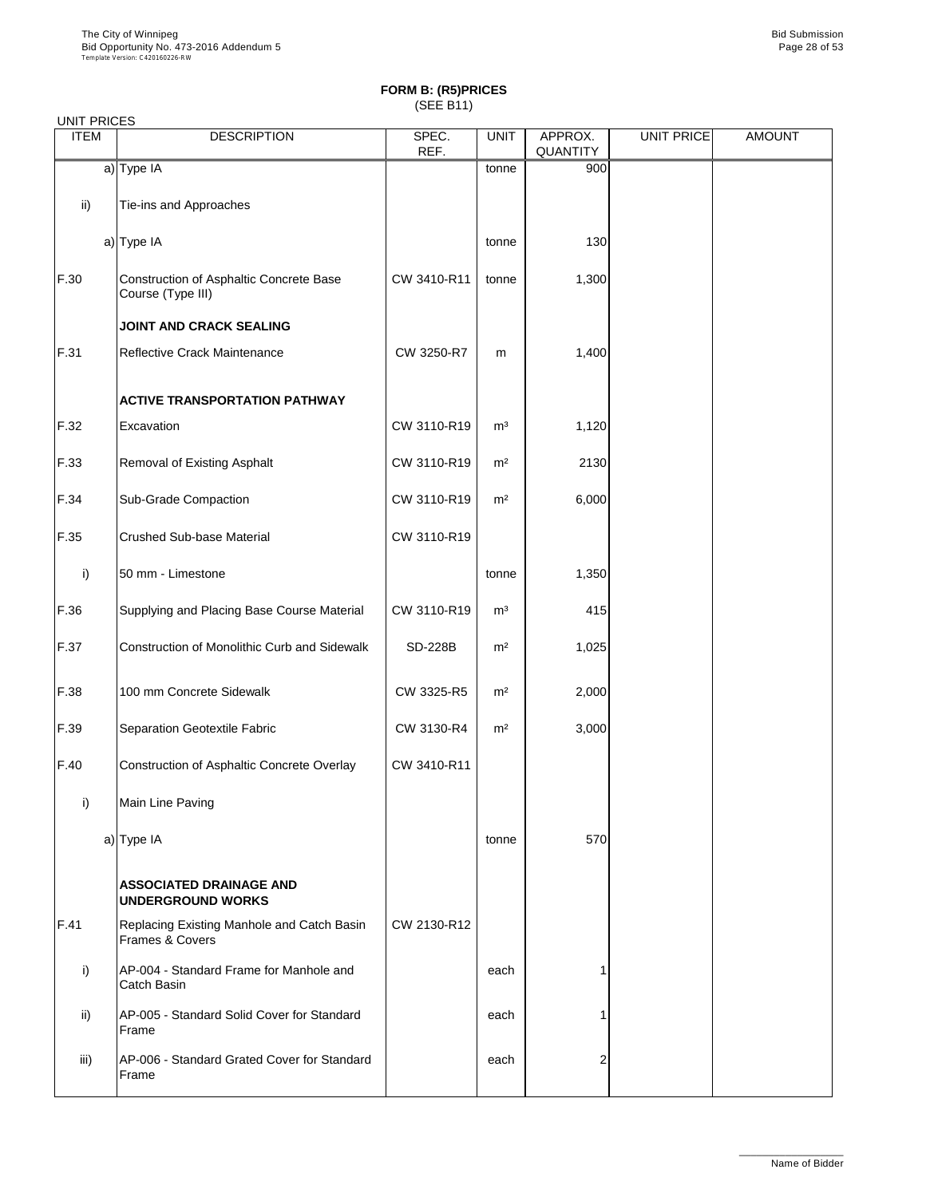## FORM B: (R5)PRICES
(SEE B11)

UNIT PRICES

| ITEM | DESCRIPTION | SPEC. REF. | UNIT | APPROX. QUANTITY | UNIT PRICE | AMOUNT |
|---|---|---|---|---|---|---|
| a) | Type IA | | tonne | 900 | | |
| ii) | Tie-ins and Approaches | | | | | |
| a) | Type IA | | tonne | 130 | | |
| F.30 | Construction of Asphaltic Concrete Base Course (Type III) | CW 3410-R11 | tonne | 1,300 | | |
| | **JOINT AND CRACK SEALING** | | | | | |
| F.31 | Reflective Crack Maintenance | CW 3250-R7 | m | 1,400 | | |
| | **ACTIVE TRANSPORTATION PATHWAY** | | | | | |
| F.32 | Excavation | CW 3110-R19 | m³ | 1,120 | | |
| F.33 | Removal of Existing Asphalt | CW 3110-R19 | m² | 2130 | | |
| F.34 | Sub-Grade Compaction | CW 3110-R19 | m² | 6,000 | | |
| F.35 | Crushed Sub-base Material | CW 3110-R19 | | | | |
| i) | 50 mm - Limestone | | tonne | 1,350 | | |
| F.36 | Supplying and Placing Base Course Material | CW 3110-R19 | m³ | 415 | | |
| F.37 | Construction of Monolithic Curb and Sidewalk | SD-228B | m² | 1,025 | | |
| F.38 | 100 mm Concrete Sidewalk | CW 3325-R5 | m² | 2,000 | | |
| F.39 | Separation Geotextile Fabric | CW 3130-R4 | m² | 3,000 | | |
| F.40 | Construction of Asphaltic Concrete Overlay | CW 3410-R11 | | | | |
| i) | Main Line Paving | | | | | |
| a) | Type IA | | tonne | 570 | | |
| | **ASSOCIATED DRAINAGE AND UNDERGROUND WORKS** | | | | | |
| F.41 | Replacing Existing Manhole and Catch Basin Frames & Covers | CW 2130-R12 | | | | |
| i) | AP-004 - Standard Frame for Manhole and Catch Basin | | each | 1 | | |
| ii) | AP-005 - Standard Solid Cover for Standard Frame | | each | 1 | | |
| iii) | AP-006 - Standard Grated Cover for Standard Frame | | each | 2 | | |

Name of Bidder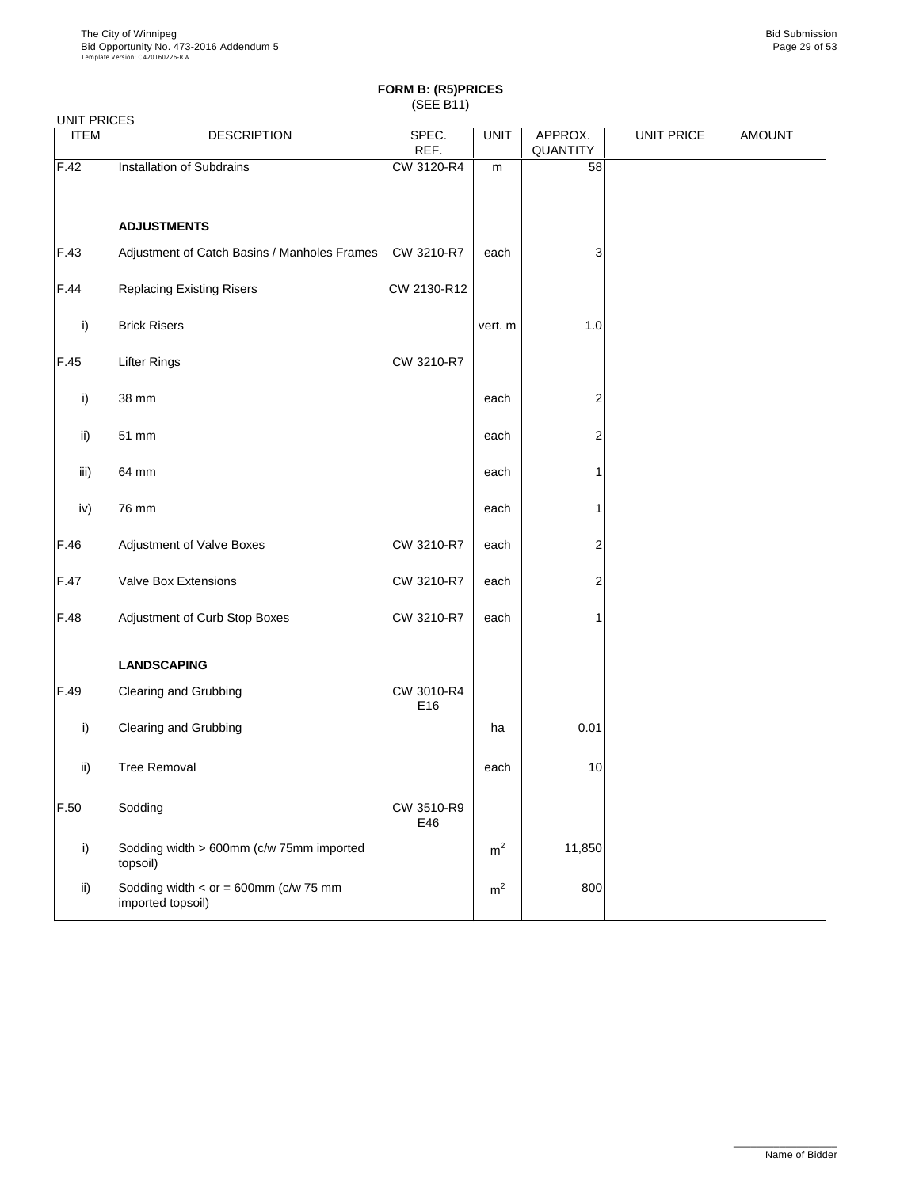**FORM B: (R5)PRICES**
(SEE B11)

UNIT PRICES

| ITEM | DESCRIPTION | SPEC. REF. | UNIT | APPROX. QUANTITY | UNIT PRICE | AMOUNT |
|---|---|---|---|---|---|---|
| F.42 | Installation of Subdrains | CW 3120-R4 | m | 58 | | |
| | **ADJUSTMENTS** | | | | | |
| F.43 | Adjustment of Catch Basins / Manholes Frames | CW 3210-R7 | each | 3 | | |
| F.44 | Replacing Existing Risers | CW 2130-R12 | | | | |
| i) | Brick Risers | | vert. m | 1.0 | | |
| F.45 | Lifter Rings | CW 3210-R7 | | | | |
| i) | 38 mm | | each | 2 | | |
| ii) | 51 mm | | each | 2 | | |
| iii) | 64 mm | | each | 1 | | |
| iv) | 76 mm | | each | 1 | | |
| F.46 | Adjustment of Valve Boxes | CW 3210-R7 | each | 2 | | |
| F.47 | Valve Box Extensions | CW 3210-R7 | each | 2 | | |
| F.48 | Adjustment of Curb Stop Boxes | CW 3210-R7 | each | 1 | | |
| | **LANDSCAPING** | | | | | |
| F.49 | Clearing and Grubbing | CW 3010-R4 E16 | | | | |
| i) | Clearing and Grubbing | | ha | 0.01 | | |
| ii) | Tree Removal | | each | 10 | | |
| F.50 | Sodding | CW 3510-R9 E46 | | | | |
| i) | Sodding width > 600mm (c/w 75mm imported topsoil) | | $m^2$ | 11,850 | | |
| ii) | Sodding width < or = 600mm (c/w 75 mm imported topsoil) | | $m^2$ | 800 | | |

Name of Bidder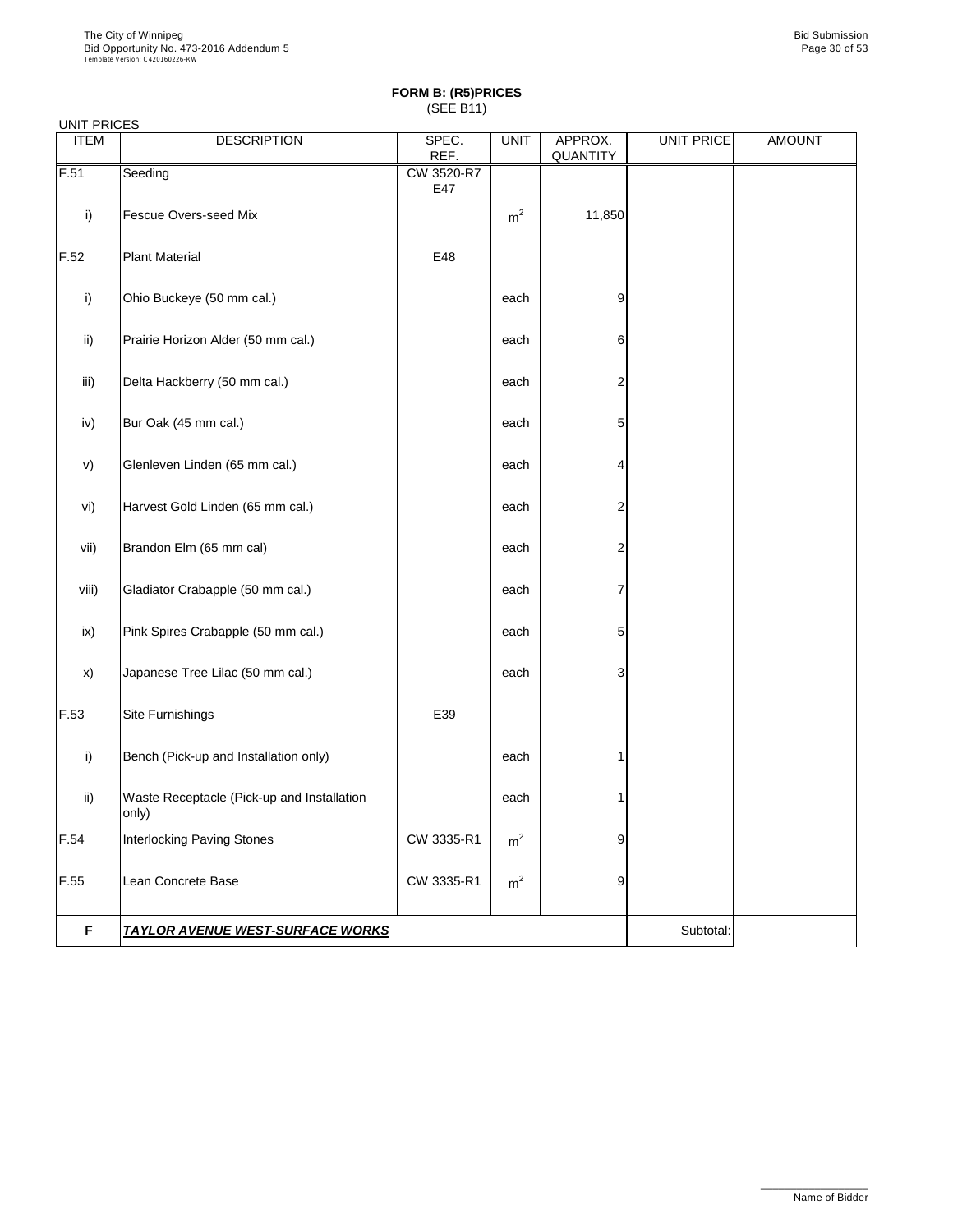**FORM B: (R5)PRICES**
(SEE B11)

UNIT PRICES

| ITEM | DESCRIPTION | SPEC. REF. | UNIT | APPROX. QUANTITY | UNIT PRICE | AMOUNT |
|---|---|---|---|---|---|---|
| F.51 | Seeding | CW 3520-R7 E47 | | | | |
| i) | Fescue Overs-seed Mix | | $m^2$ | 11,850 | | |
| F.52 | Plant Material | E48 | | | | |
| i) | Ohio Buckeye (50 mm cal.) | | each | 9 | | |
| ii) | Prairie Horizon Alder (50 mm cal.) | | each | 6 | | |
| iii) | Delta Hackberry (50 mm cal.) | | each | 2 | | |
| iv) | Bur Oak (45 mm cal.) | | each | 5 | | |
| v) | Glenleven Linden (65 mm cal.) | | each | 4 | | |
| vi) | Harvest Gold Linden (65 mm cal.) | | each | 2 | | |
| vii) | Brandon Elm (65 mm cal) | | each | 2 | | |
| viii) | Gladiator Crabapple (50 mm cal.) | | each | 7 | | |
| ix) | Pink Spires Crabapple (50 mm cal.) | | each | 5 | | |
| x) | Japanese Tree Lilac (50 mm cal.) | | each | 3 | | |
| F.53 | Site Furnishings | E39 | | | | |
| i) | Bench (Pick-up and Installation only) | | each | 1 | | |
| ii) | Waste Receptacle (Pick-up and Installation only) | | each | 1 | | |
| F.54 | Interlocking Paving Stones | CW 3335-R1 | $m^2$ | 9 | | |
| F.55 | Lean Concrete Base | CW 3335-R1 | $m^2$ | 9 | | |
| **F** | ***TAYLOR AVENUE WEST-SURFACE WORKS*** | | | | Subtotal: | |

Name of Bidder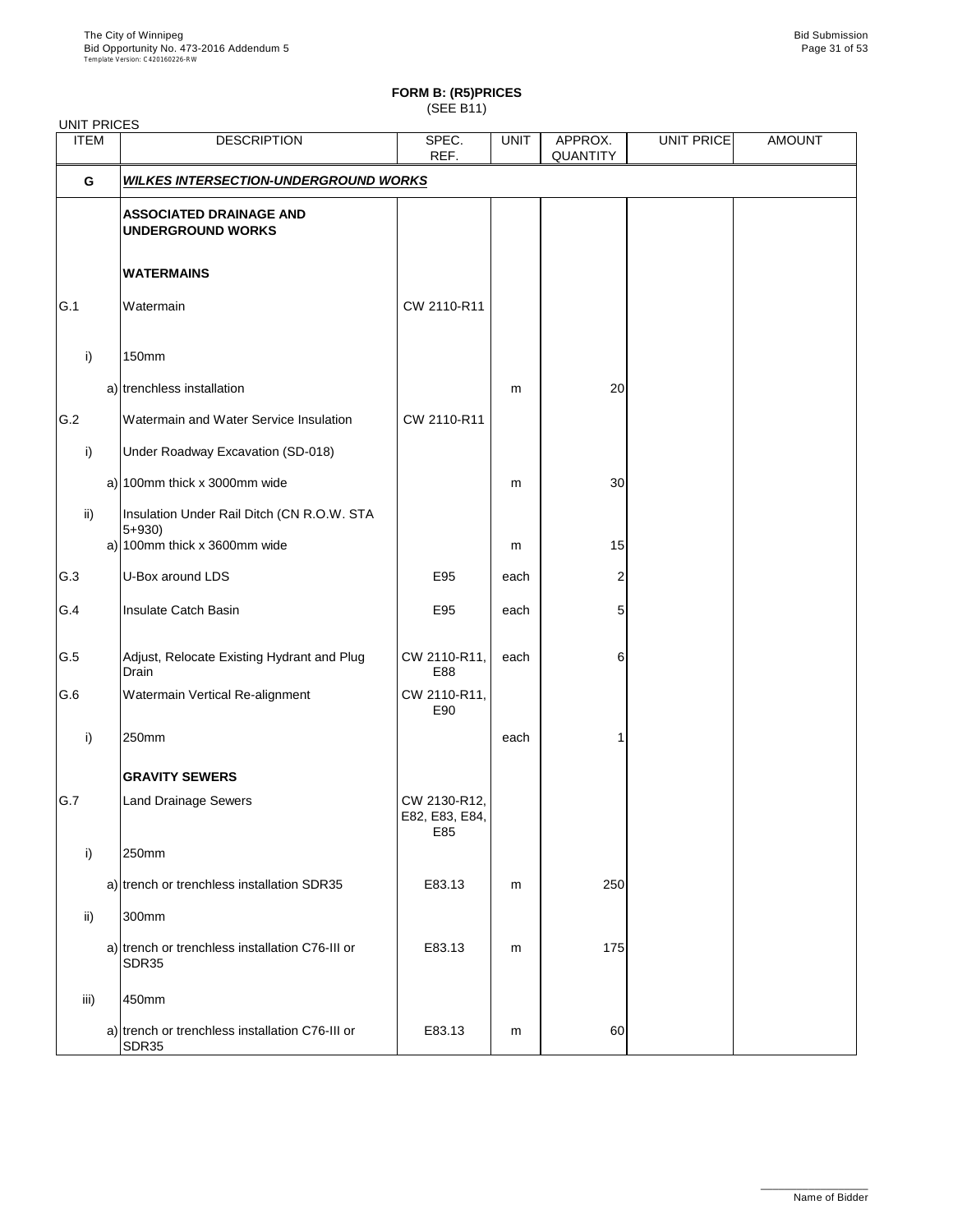**FORM B: (R5)PRICES**
(SEE B11)

UNIT PRICES

| ITEM | DESCRIPTION | SPEC. REF. | UNIT | APPROX. QUANTITY | UNIT PRICE | AMOUNT |
|---|---|---|---|---|---|---|
| **G** | ***WILKES INTERSECTION-UNDERGROUND WORKS*** | | | | | |
| | **ASSOCIATED DRAINAGE AND UNDERGROUND WORKS** | | | | | |
| | **WATERMAINS** | | | | | |
| G.1 | Watermain | CW 2110-R11 | | | | |
| i) | 150mm | | | | | |
| | a) trenchless installation | | m | 20 | | |
| G.2 | Watermain and Water Service Insulation | CW 2110-R11 | | | | |
| i) | Under Roadway Excavation (SD-018) | | | | | |
| | a) 100mm thick x 3000mm wide | | m | 30 | | |
| ii) | Insulation Under Rail Ditch (CN R.O.W. STA 5+930) | | | | | |
| | a) 100mm thick x 3600mm wide | | m | 15 | | |
| G.3 | U-Box around LDS | E95 | each | 2 | | |
| G.4 | Insulate Catch Basin | E95 | each | 5 | | |
| G.5 | Adjust, Relocate Existing Hydrant and Plug Drain | CW 2110-R11, E88 | each | 6 | | |
| G.6 | Watermain Vertical Re-alignment | CW 2110-R11, E90 | | | | |
| i) | 250mm | | each | 1 | | |
| | **GRAVITY SEWERS** | | | | | |
| G.7 | Land Drainage Sewers | CW 2130-R12, E82, E83, E84, E85 | | | | |
| i) | 250mm | | | | | |
| | a) trench or trenchless installation SDR35 | E83.13 | m | 250 | | |
| ii) | 300mm | | | | | |
| | a) trench or trenchless installation C76-III or SDR35 | E83.13 | m | 175 | | |
| iii) | 450mm | | | | | |
| | a) trench or trenchless installation C76-III or SDR35 | E83.13 | m | 60 | | |

Name of Bidder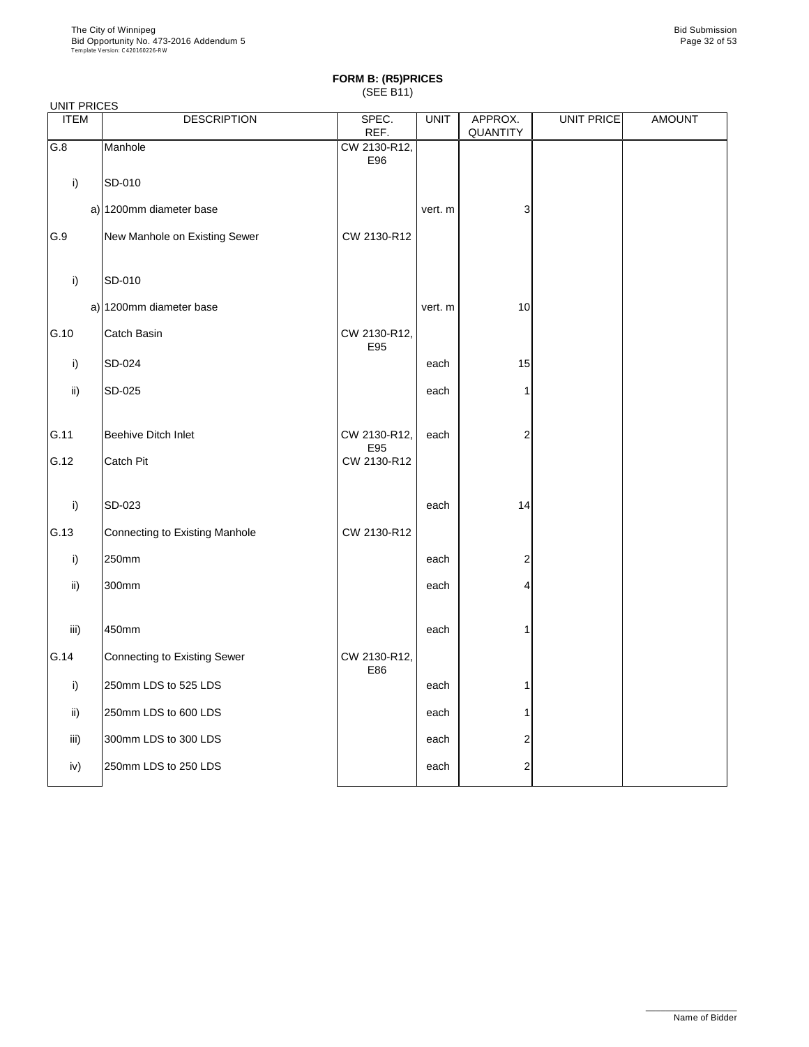**FORM B: (R5)PRICES**
(SEE B11)

UNIT PRICES

| ITEM | DESCRIPTION | SPEC. REF. | UNIT | APPROX. QUANTITY | UNIT PRICE | AMOUNT |
|---|---|---|---|---|---|---|
| G.8 | Manhole | CW 2130-R12, E96 | | | | |
| i) | SD-010 | | | | | |
| a) | 1200mm diameter base | | vert. m | 3 | | |
| G.9 | New Manhole on Existing Sewer | CW 2130-R12 | | | | |
| i) | SD-010 | | | | | |
| a) | 1200mm diameter base | | vert. m | 10 | | |
| G.10 | Catch Basin | CW 2130-R12, E95 | | | | |
| i) | SD-024 | | each | 15 | | |
| ii) | SD-025 | | each | 1 | | |
| G.11 | Beehive Ditch Inlet | CW 2130-R12, E95 | each | 2 | | |
| G.12 | Catch Pit | CW 2130-R12 | | | | |
| i) | SD-023 | | each | 14 | | |
| G.13 | Connecting to Existing Manhole | CW 2130-R12 | | | | |
| i) | 250mm | | each | 2 | | |
| ii) | 300mm | | each | 4 | | |
| iii) | 450mm | | each | 1 | | |
| G.14 | Connecting to Existing Sewer | CW 2130-R12, E86 | | | | |
| i) | 250mm LDS to 525 LDS | | each | 1 | | |
| ii) | 250mm LDS to 600 LDS | | each | 1 | | |
| iii) | 300mm LDS to 300 LDS | | each | 2 | | |
| iv) | 250mm LDS to 250 LDS | | each | 2 | | |

Name of Bidder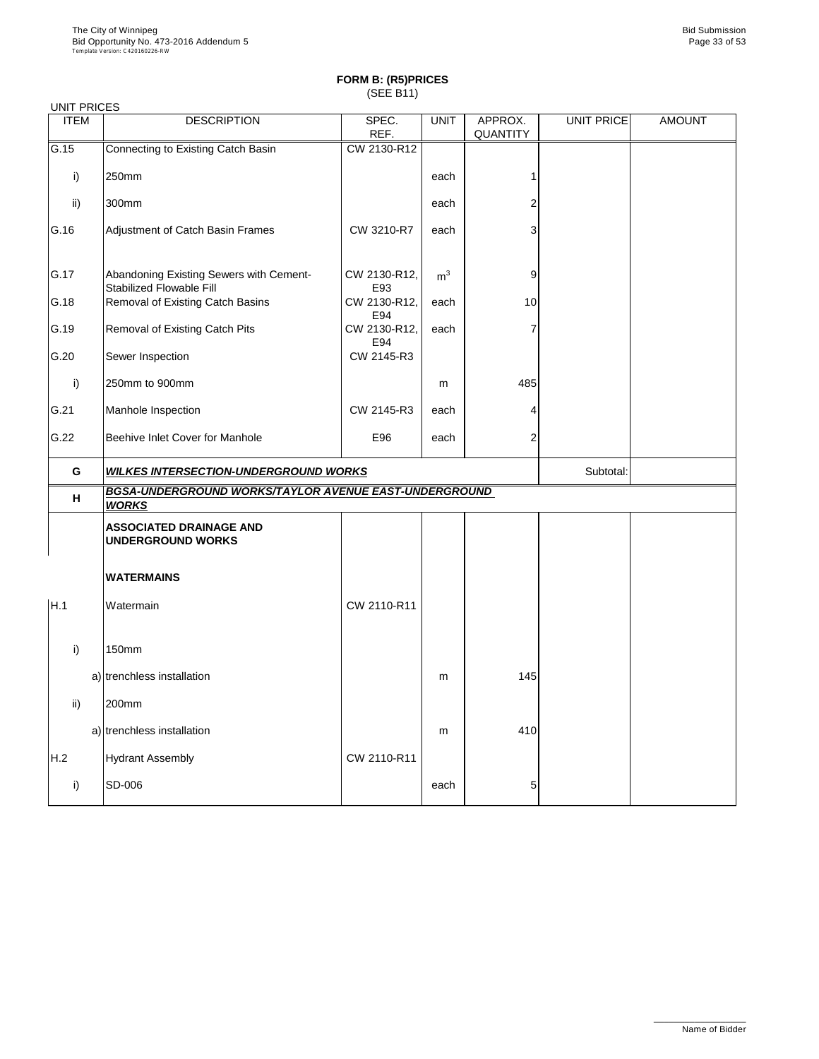**FORM B: (R5)PRICES**
(SEE B11)

UNIT PRICES

| ITEM | DESCRIPTION | SPEC. REF. | UNIT | APPROX. QUANTITY | UNIT PRICE | AMOUNT |
|---|---|---|---|---|---|---|
| G.15 | Connecting to Existing Catch Basin | CW 2130-R12 | | | | |
| i) | 250mm | | each | 1 | | |
| ii) | 300mm | | each | 2 | | |
| G.16 | Adjustment of Catch Basin Frames | CW 3210-R7 | each | 3 | | |
| G.17 | Abandoning Existing Sewers with Cement-Stabilized Flowable Fill | CW 2130-R12, E93 | $m^3$ | 9 | | |
| G.18 | Removal of Existing Catch Basins | CW 2130-R12, E94 | each | 10 | | |
| G.19 | Removal of Existing Catch Pits | CW 2130-R12, E94 | each | 7 | | |
| G.20 | Sewer Inspection | CW 2145-R3 | | | | |
| i) | 250mm to 900mm | | m | 485 | | |
| G.21 | Manhole Inspection | CW 2145-R3 | each | 4 | | |
| G.22 | Beehive Inlet Cover for Manhole | E96 | each | 2 | | |
| **G** | ***WILKES INTERSECTION-UNDERGROUND WORKS*** | | | | Subtotal: | |
| **H** | ***BGSA-UNDERGROUND WORKS/TAYLOR AVENUE EAST-UNDERGROUND WORKS*** | | | | | |
| | **ASSOCIATED DRAINAGE AND UNDERGROUND WORKS** | | | | | |
| | **WATERMAINS** | | | | | |
| H.1 | Watermain | CW 2110-R11 | | | | |
| i) | 150mm | | | | | |
| | a) trenchless installation | | m | 145 | | |
| ii) | 200mm | | | | | |
| | a) trenchless installation | | m | 410 | | |
| H.2 | Hydrant Assembly | CW 2110-R11 | | | | |
| i) | SD-006 | | each | 5 | | |

Name of Bidder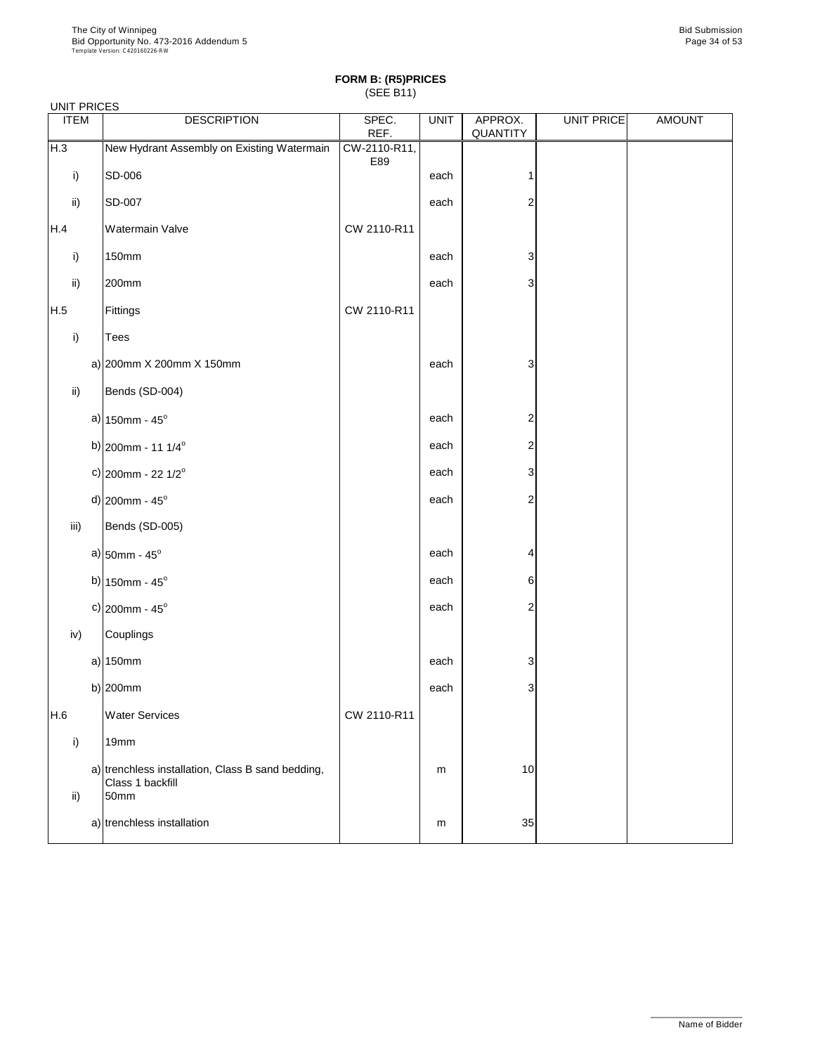**FORM B: (R5)PRICES**
(SEE B11)

UNIT PRICES

| ITEM | | DESCRIPTION | SPEC. REF. | UNIT | APPROX. QUANTITY | UNIT PRICE | AMOUNT |
|---|---|---|---|---|---|---|---|
| H.3 | | New Hydrant Assembly on Existing Watermain | CW-2110-R11, E89 | | | | |
| i) | | SD-006 | | each | 1 | | |
| ii) | | SD-007 | | each | 2 | | |
| H.4 | | Watermain Valve | CW 2110-R11 | | | | |
| i) | | 150mm | | each | 3 | | |
| ii) | | 200mm | | each | 3 | | |
| H.5 | | Fittings | CW 2110-R11 | | | | |
| i) | | Tees | | | | | |
| | a) | 200mm X 200mm X 150mm | | each | 3 | | |
| ii) | | Bends (SD-004) | | | | | |
| | a) | 150mm - 45$^{o}$ | | each | 2 | | |
| | b) | 200mm - 11 1/4$^{o}$ | | each | 2 | | |
| | c) | 200mm - 22 1/2$^{o}$ | | each | 3 | | |
| | d) | 200mm - 45$^{o}$ | | each | 2 | | |
| iii) | | Bends (SD-005) | | | | | |
| | a) | 50mm - 45$^{o}$ | | each | 4 | | |
| | b) | 150mm - 45$^{o}$ | | each | 6 | | |
| | c) | 200mm - 45$^{o}$ | | each | 2 | | |
| iv) | | Couplings | | | | | |
| | a) | 150mm | | each | 3 | | |
| | b) | 200mm | | each | 3 | | |
| H.6 | | Water Services | CW 2110-R11 | | | | |
| i) | | 19mm | | | | | |
| | a) | trenchless installation, Class B sand bedding, Class 1 backfill | | m | 10 | | |
| ii) | | 50mm | | | | | |
| | a) | trenchless installation | | m | 35 | | |

Name of Bidder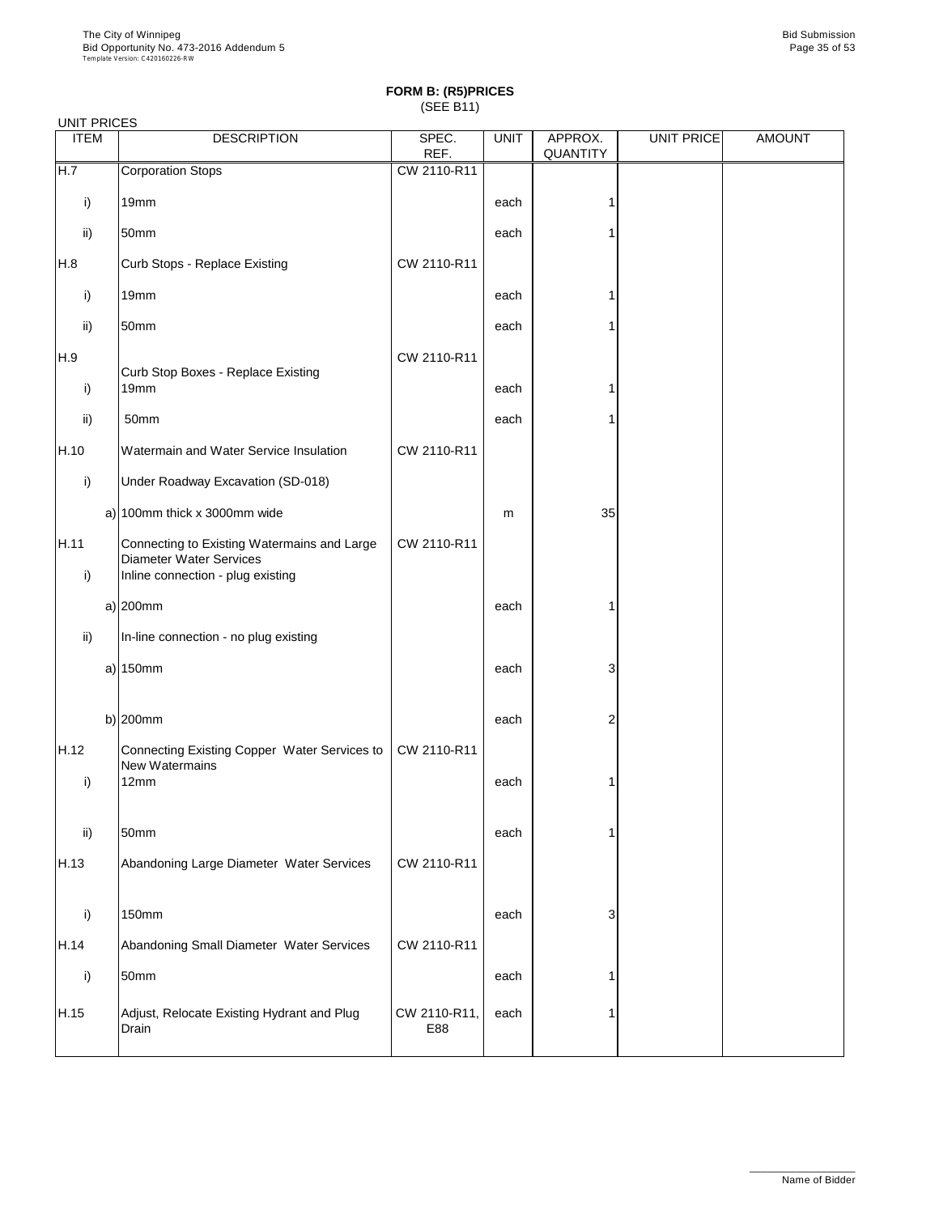# FORM B: (R5)PRICES

(SEE B11)

UNIT PRICES

| ITEM | | DESCRIPTION | SPEC. REF. | UNIT | APPROX. QUANTITY | UNIT PRICE | AMOUNT |
|---|---|---|---|---|---|---|---|
| H.7 | | Corporation Stops | CW 2110-R11 | | | | |
| i) | | 19mm | | each | 1 | | |
| ii) | | 50mm | | each | 1 | | |
| H.8 | | Curb Stops - Replace Existing | CW 2110-R11 | | | | |
| i) | | 19mm | | each | 1 | | |
| ii) | | 50mm | | each | 1 | | |
| H.9 | | Curb Stop Boxes - Replace Existing | CW 2110-R11 | | | | |
| i) | | 19mm | | each | 1 | | |
| ii) | | 50mm | | each | 1 | | |
| H.10 | | Watermain and Water Service Insulation | CW 2110-R11 | | | | |
| i) | | Under Roadway Excavation (SD-018) | | | | | |
| | a) | 100mm thick x 3000mm wide | | m | 35 | | |
| H.11 | | Connecting to Existing Watermains and Large Diameter Water Services | CW 2110-R11 | | | | |
| i) | | Inline connection - plug existing | | | | | |
| | a) | 200mm | | each | 1 | | |
| ii) | | In-line connection - no plug existing | | | | | |
| | a) | 150mm | | each | 3 | | |
| | b) | 200mm | | each | 2 | | |
| H.12 | | Connecting Existing Copper Water Services to New Watermains | CW 2110-R11 | | | | |
| i) | | 12mm | | each | 1 | | |
| ii) | | 50mm | | each | 1 | | |
| H.13 | | Abandoning Large Diameter Water Services | CW 2110-R11 | | | | |
| i) | | 150mm | | each | 3 | | |
| H.14 | | Abandoning Small Diameter Water Services | CW 2110-R11 | | | | |
| i) | | 50mm | | each | 1 | | |
| H.15 | | Adjust, Relocate Existing Hydrant and Plug Drain | CW 2110-R11, E88 | each | 1 | | |

Name of Bidder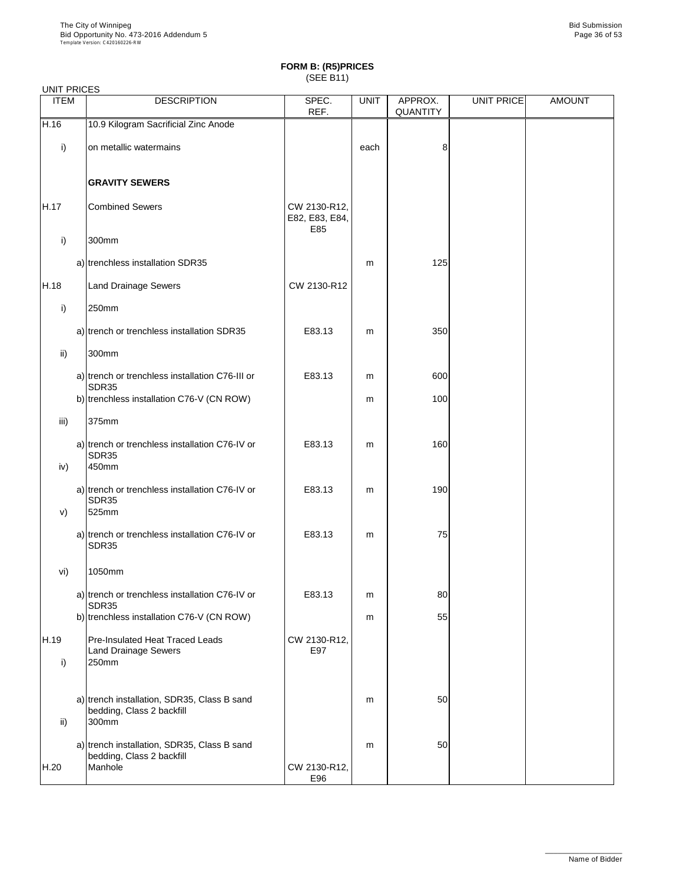**FORM B: (R5)PRICES**
(SEE B11)

UNIT PRICES

| ITEM | DESCRIPTION | SPEC. REF. | UNIT | APPROX. QUANTITY | UNIT PRICE | AMOUNT |
|---|---|---|---|---|---|---|
| H.16 | 10.9 Kilogram Sacrificial Zinc Anode | | | | | |
| i) | on metallic watermains | | each | 8 | | |
| | **GRAVITY SEWERS** | | | | | |
| H.17 | Combined Sewers | CW 2130-R12, E82, E83, E84, E85 | | | | |
| i) | 300mm | | | | | |
| | a) trenchless installation SDR35 | | m | 125 | | |
| H.18 | Land Drainage Sewers | CW 2130-R12 | | | | |
| i) | 250mm | | | | | |
| | a) trench or trenchless installation SDR35 | E83.13 | m | 350 | | |
| ii) | 300mm | | | | | |
| | a) trench or trenchless installation C76-III or SDR35 | E83.13 | m | 600 | | |
| | b) trenchless installation C76-V (CN ROW) | | m | 100 | | |
| iii) | 375mm | | | | | |
| | a) trench or trenchless installation C76-IV or SDR35 | E83.13 | m | 160 | | |
| iv) | 450mm | | | | | |
| | a) trench or trenchless installation C76-IV or SDR35 | E83.13 | m | 190 | | |
| v) | 525mm | | | | | |
| | a) trench or trenchless installation C76-IV or SDR35 | E83.13 | m | 75 | | |
| vi) | 1050mm | | | | | |
| | a) trench or trenchless installation C76-IV or SDR35 | E83.13 | m | 80 | | |
| | b) trenchless installation C76-V (CN ROW) | | m | 55 | | |
| H.19 | Pre-Insulated Heat Traced Leads Land Drainage Sewers | CW 2130-R12, E97 | | | | |
| i) | 250mm | | | | | |
| | a) trench installation, SDR35, Class B sand bedding, Class 2 backfill | | m | 50 | | |
| ii) | 300mm | | | | | |
| | a) trench installation, SDR35, Class B sand bedding, Class 2 backfill | | m | 50 | | |
| H.20 | Manhole | CW 2130-R12, E96 | | | | |

Name of Bidder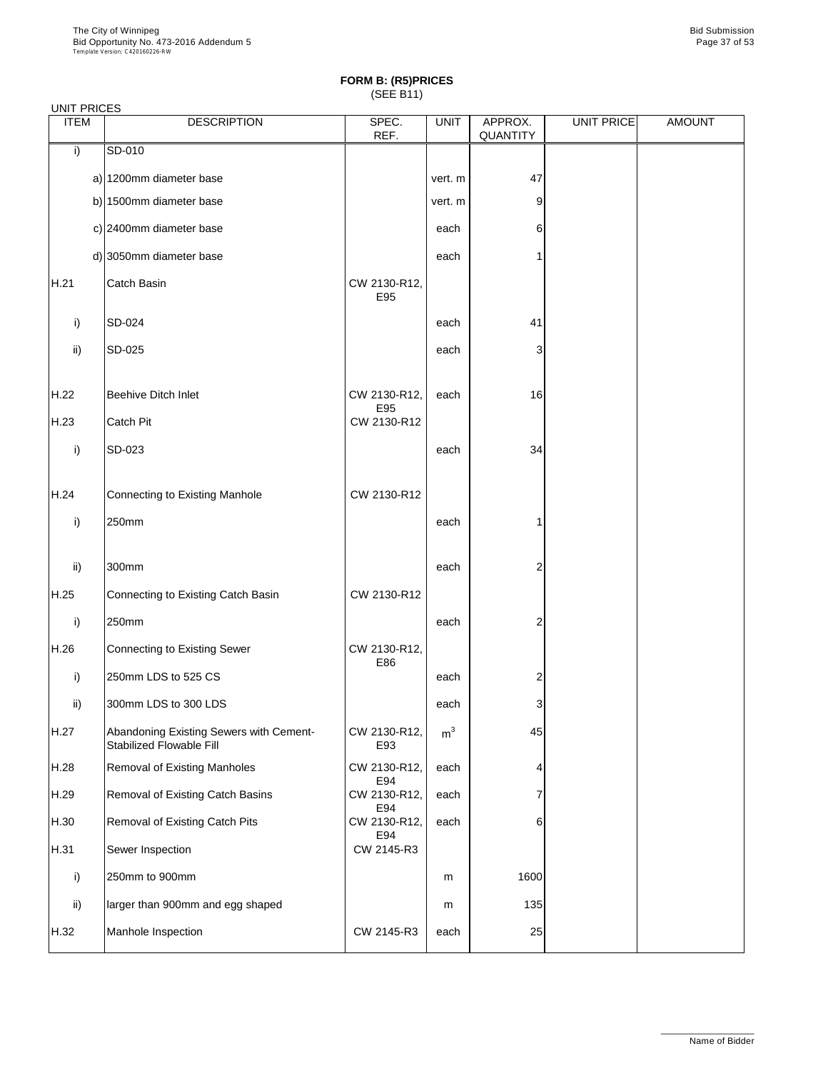**FORM B: (R5)PRICES**
(SEE B11)

UNIT PRICES

| ITEM | DESCRIPTION | SPEC. REF. | UNIT | APPROX. QUANTITY | UNIT PRICE | AMOUNT |
|---|---|---|---|---|---|---|
| i) | SD-010 | | | | | |
| | a) 1200mm diameter base | | vert. m | 47 | | |
| | b) 1500mm diameter base | | vert. m | 9 | | |
| | c) 2400mm diameter base | | each | 6 | | |
| | d) 3050mm diameter base | | each | 1 | | |
| H.21 | Catch Basin | CW 2130-R12, E95 | | | | |
| i) | SD-024 | | each | 41 | | |
| ii) | SD-025 | | each | 3 | | |
| H.22 | Beehive Ditch Inlet | CW 2130-R12, E95 | each | 16 | | |
| H.23 | Catch Pit | CW 2130-R12 | | | | |
| i) | SD-023 | | each | 34 | | |
| H.24 | Connecting to Existing Manhole | CW 2130-R12 | | | | |
| i) | 250mm | | each | 1 | | |
| ii) | 300mm | | each | 2 | | |
| H.25 | Connecting to Existing Catch Basin | CW 2130-R12 | | | | |
| i) | 250mm | | each | 2 | | |
| H.26 | Connecting to Existing Sewer | CW 2130-R12, E86 | | | | |
| i) | 250mm LDS to 525 CS | | each | 2 | | |
| ii) | 300mm LDS to 300 LDS | | each | 3 | | |
| H.27 | Abandoning Existing Sewers with Cement-Stabilized Flowable Fill | CW 2130-R12, E93 | $m^3$ | 45 | | |
| H.28 | Removal of Existing Manholes | CW 2130-R12, E94 | each | 4 | | |
| H.29 | Removal of Existing Catch Basins | CW 2130-R12, E94 | each | 7 | | |
| H.30 | Removal of Existing Catch Pits | CW 2130-R12, E94 | each | 6 | | |
| H.31 | Sewer Inspection | CW 2145-R3 | | | | |
| i) | 250mm to 900mm | | m | 1600 | | |
| ii) | larger than 900mm and egg shaped | | m | 135 | | |
| H.32 | Manhole Inspection | CW 2145-R3 | each | 25 | | |

Name of Bidder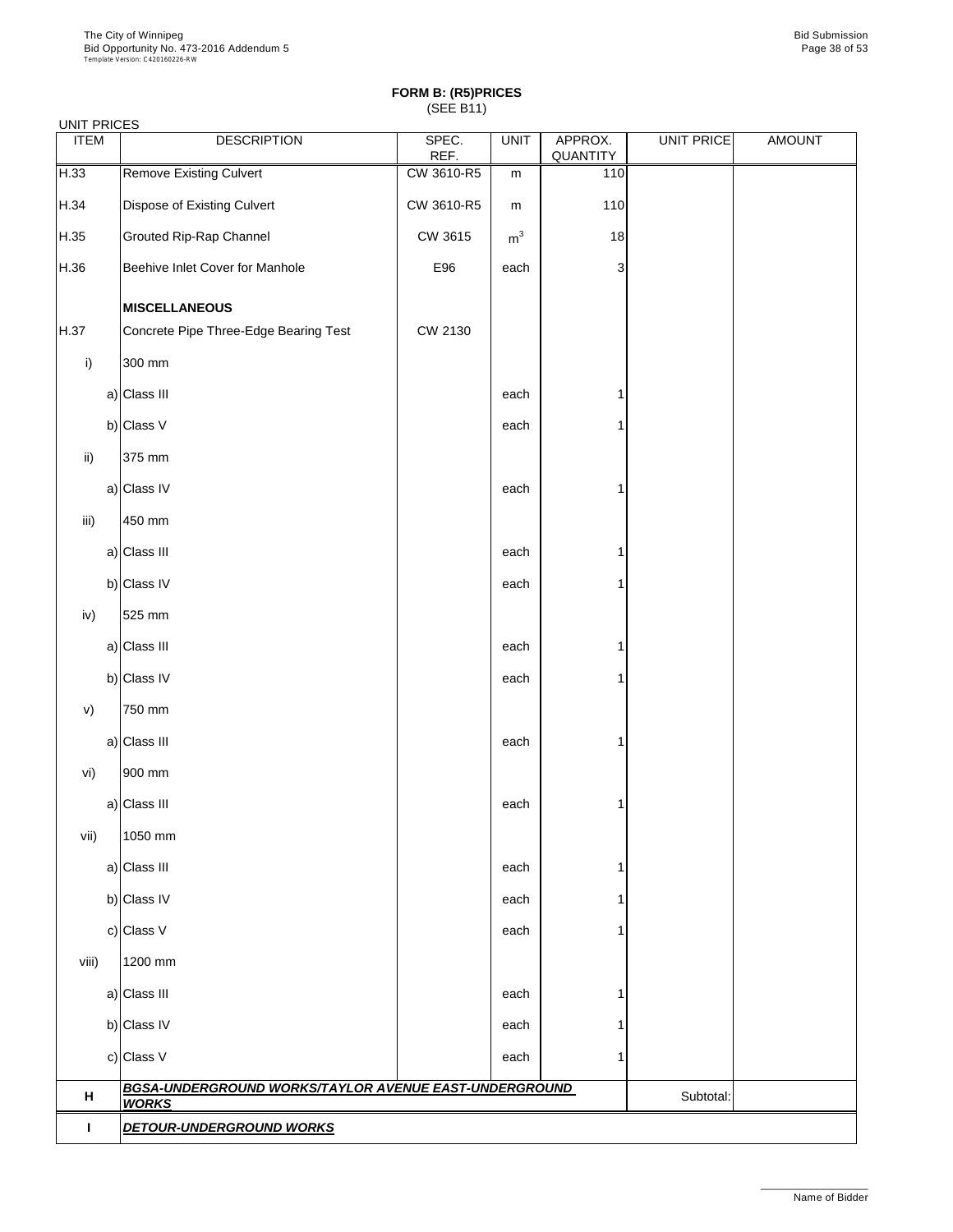# FORM B: (R5)PRICES

(SEE B11)

UNIT PRICES

| ITEM | DESCRIPTION | SPEC. REF. | UNIT | APPROX. QUANTITY | UNIT PRICE | AMOUNT |
|---|---|---|---|---|---|---|
| H.33 | Remove Existing Culvert | CW 3610-R5 | m | 110 | | |
| H.34 | Dispose of Existing Culvert | CW 3610-R5 | m | 110 | | |
| H.35 | Grouted Rip-Rap Channel | CW 3615 | $m^3$ | 18 | | |
| H.36 | Beehive Inlet Cover for Manhole | E96 | each | 3 | | |
| | **MISCELLANEOUS** | | | | | |
| H.37 | Concrete Pipe Three-Edge Bearing Test | CW 2130 | | | | |
| i) | 300 mm | | | | | |
| a) | Class III | | each | 1 | | |
| b) | Class V | | each | 1 | | |
| ii) | 375 mm | | | | | |
| a) | Class IV | | each | 1 | | |
| iii) | 450 mm | | | | | |
| a) | Class III | | each | 1 | | |
| b) | Class IV | | each | 1 | | |
| iv) | 525 mm | | | | | |
| a) | Class III | | each | 1 | | |
| b) | Class IV | | each | 1 | | |
| v) | 750 mm | | | | | |
| a) | Class III | | each | 1 | | |
| vi) | 900 mm | | | | | |
| a) | Class III | | each | 1 | | |
| vii) | 1050 mm | | | | | |
| a) | Class III | | each | 1 | | |
| b) | Class IV | | each | 1 | | |
| c) | Class V | | each | 1 | | |
| viii) | 1200 mm | | | | | |
| a) | Class III | | each | 1 | | |
| b) | Class IV | | each | 1 | | |
| c) | Class V | | each | 1 | | |
| **H** | ***BGSA-UNDERGROUND WORKS/TAYLOR AVENUE EAST-UNDERGROUND WORKS*** | | | | Subtotal: | |
| **I** | ***DETOUR-UNDERGROUND WORKS*** | | | | | |

Name of Bidder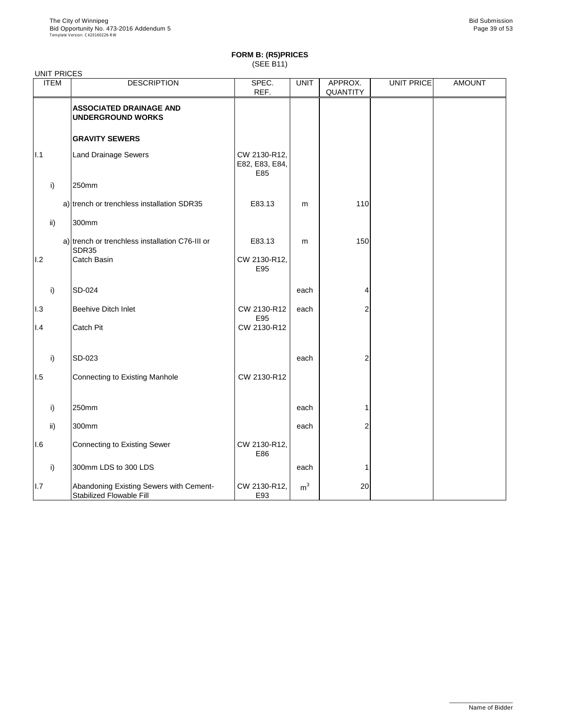**FORM B: (R5)PRICES**
(SEE B11)

UNIT PRICES

| ITEM | | DESCRIPTION | SPEC. REF. | UNIT | APPROX. QUANTITY | UNIT PRICE | AMOUNT |
|---|---|---|---|---|---|---|---|
| | | **ASSOCIATED DRAINAGE AND UNDERGROUND WORKS** | | | | | |
| | | **GRAVITY SEWERS** | | | | | |
| I.1 | | Land Drainage Sewers | CW 2130-R12, E82, E83, E84, E85 | | | | |
| | i) | 250mm | | | | | |
| | a) | trench or trenchless installation SDR35 | E83.13 | m | 110 | | |
| | ii) | 300mm | | | | | |
| | a) | trench or trenchless installation C76-III or SDR35 | E83.13 | m | 150 | | |
| I.2 | | Catch Basin | CW 2130-R12, E95 | | | | |
| | i) | SD-024 | | each | 4 | | |
| I.3 | | Beehive Ditch Inlet | CW 2130-R12 E95 | each | 2 | | |
| I.4 | | Catch Pit | CW 2130-R12 | | | | |
| | i) | SD-023 | | each | 2 | | |
| I.5 | | Connecting to Existing Manhole | CW 2130-R12 | | | | |
| | i) | 250mm | | each | 1 | | |
| | ii) | 300mm | | each | 2 | | |
| I.6 | | Connecting to Existing Sewer | CW 2130-R12, E86 | | | | |
| | i) | 300mm LDS to 300 LDS | | each | 1 | | |
| I.7 | | Abandoning Existing Sewers with Cement-Stabilized Flowable Fill | CW 2130-R12, E93 | $m^3$ | 20 | | |

Name of Bidder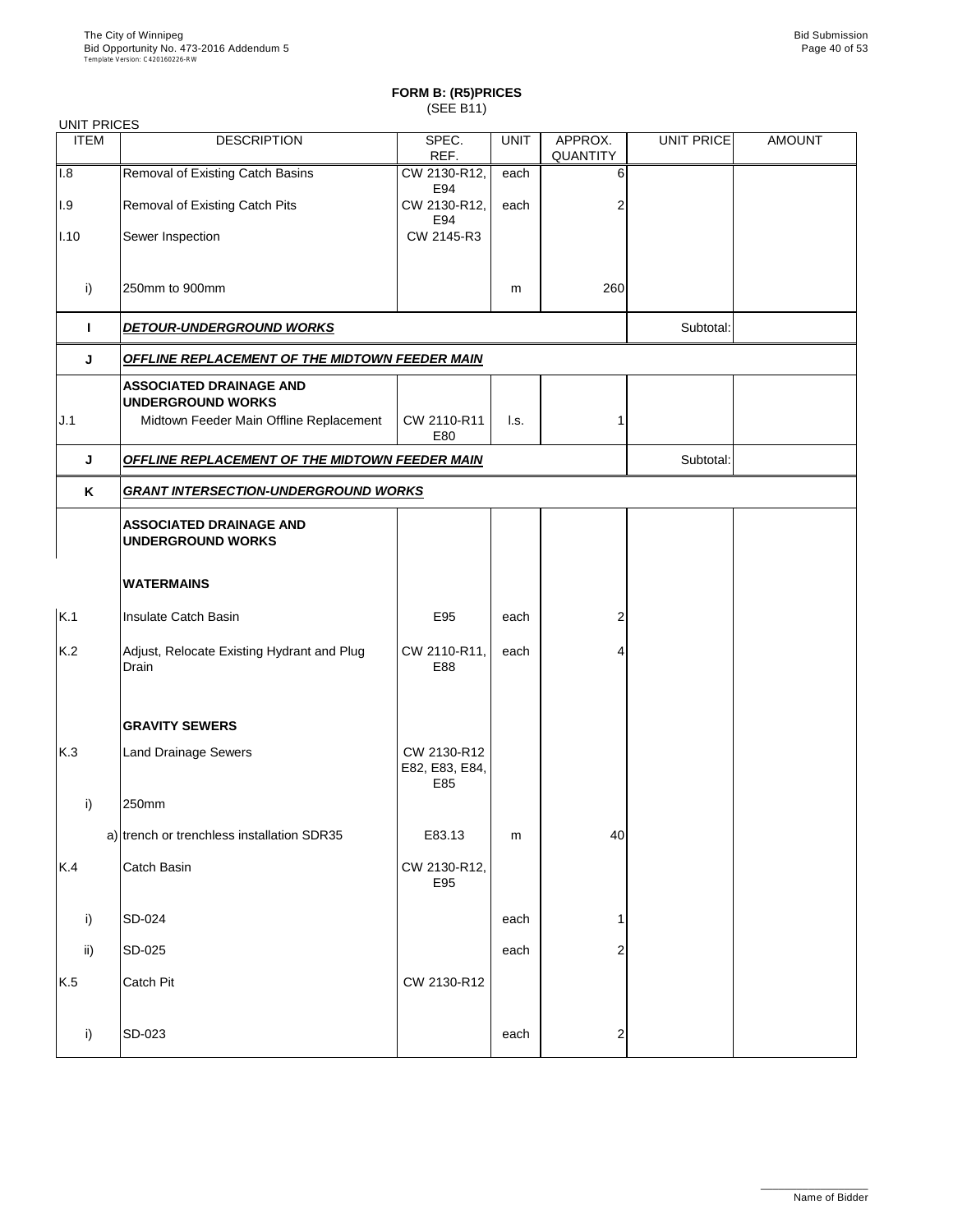## FORM B: (R5)PRICES
(SEE B11)

UNIT PRICES

| ITEM | DESCRIPTION | SPEC. REF. | UNIT | APPROX. QUANTITY | UNIT PRICE | AMOUNT |
|---|---|---|---|---|---|---|
| I.8 | Removal of Existing Catch Basins | CW 2130-R12, E94 | each | 6 | | |
| I.9 | Removal of Existing Catch Pits | CW 2130-R12, E94 | each | 2 | | |
| I.10 | Sewer Inspection | CW 2145-R3 | | | | |
| i) | 250mm to 900mm | | m | 260 | | |
| **I** | ***DETOUR-UNDERGROUND WORKS*** | | | | Subtotal: | |
| **J** | ***OFFLINE REPLACEMENT OF THE MIDTOWN FEEDER MAIN*** | | | | | |
| | **ASSOCIATED DRAINAGE AND UNDERGROUND WORKS** | | | | | |
| J.1 | Midtown Feeder Main Offline Replacement | CW 2110-R11 E80 | l.s. | 1 | | |
| **J** | ***OFFLINE REPLACEMENT OF THE MIDTOWN FEEDER MAIN*** | | | | Subtotal: | |
| **K** | ***GRANT INTERSECTION-UNDERGROUND WORKS*** | | | | | |
| | **ASSOCIATED DRAINAGE AND UNDERGROUND WORKS** | | | | | |
| | **WATERMAINS** | | | | | |
| K.1 | Insulate Catch Basin | E95 | each | 2 | | |
| K.2 | Adjust, Relocate Existing Hydrant and Plug Drain | CW 2110-R11, E88 | each | 4 | | |
| | **GRAVITY SEWERS** | | | | | |
| K.3 | Land Drainage Sewers | CW 2130-R12 E82, E83, E84, E85 | | | | |
| i) | 250mm | | | | | |
| a) | trench or trenchless installation SDR35 | E83.13 | m | 40 | | |
| K.4 | Catch Basin | CW 2130-R12, E95 | | | | |
| i) | SD-024 | | each | 1 | | |
| ii) | SD-025 | | each | 2 | | |
| K.5 | Catch Pit | CW 2130-R12 | | | | |
| i) | SD-023 | | each | 2 | | |

Name of Bidder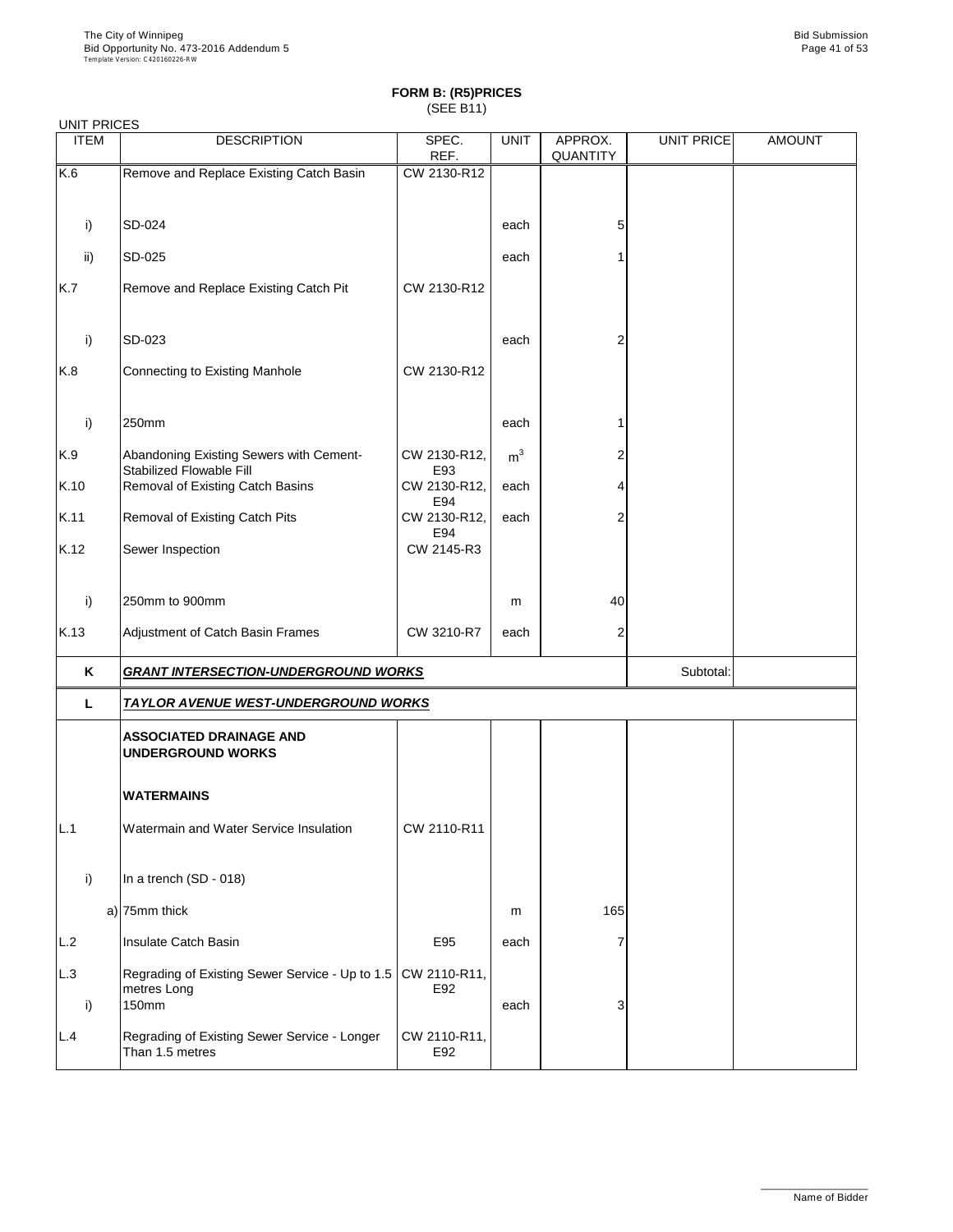**FORM B: (R5)PRICES**
(SEE B11)

UNIT PRICES

| ITEM | DESCRIPTION | SPEC. REF. | UNIT | APPROX. QUANTITY | UNIT PRICE | AMOUNT |
|---|---|---|---|---|---|---|
| K.6 | Remove and Replace Existing Catch Basin | CW 2130-R12 | | | | |
| i) | SD-024 | | each | 5 | | |
| ii) | SD-025 | | each | 1 | | |
| K.7 | Remove and Replace Existing Catch Pit | CW 2130-R12 | | | | |
| i) | SD-023 | | each | 2 | | |
| K.8 | Connecting to Existing Manhole | CW 2130-R12 | | | | |
| i) | 250mm | | each | 1 | | |
| K.9 | Abandoning Existing Sewers with Cement-Stabilized Flowable Fill | CW 2130-R12, E93 | $m^3$ | 2 | | |
| K.10 | Removal of Existing Catch Basins | CW 2130-R12, E94 | each | 4 | | |
| K.11 | Removal of Existing Catch Pits | CW 2130-R12, E94 | each | 2 | | |
| K.12 | Sewer Inspection | CW 2145-R3 | | | | |
| i) | 250mm to 900mm | | m | 40 | | |
| K.13 | Adjustment of Catch Basin Frames | CW 3210-R7 | each | 2 | | |
| **K** | ***GRANT INTERSECTION-UNDERGROUND WORKS*** | | | | Subtotal: | |
| **L** | ***TAYLOR AVENUE WEST-UNDERGROUND WORKS*** | | | | | |
| | **ASSOCIATED DRAINAGE AND UNDERGROUND WORKS** | | | | | |
| | **WATERMAINS** | | | | | |
| L.1 | Watermain and Water Service Insulation | CW 2110-R11 | | | | |
| i) | In a trench (SD - 018) | | | | | |
| a) | 75mm thick | | m | 165 | | |
| L.2 | Insulate Catch Basin | E95 | each | 7 | | |
| L.3 | Regrading of Existing Sewer Service - Up to 1.5 metres Long | CW 2110-R11, E92 | | | | |
| i) | 150mm | | each | 3 | | |
| L.4 | Regrading of Existing Sewer Service - Longer Than 1.5 metres | CW 2110-R11, E92 | | | | |

Name of Bidder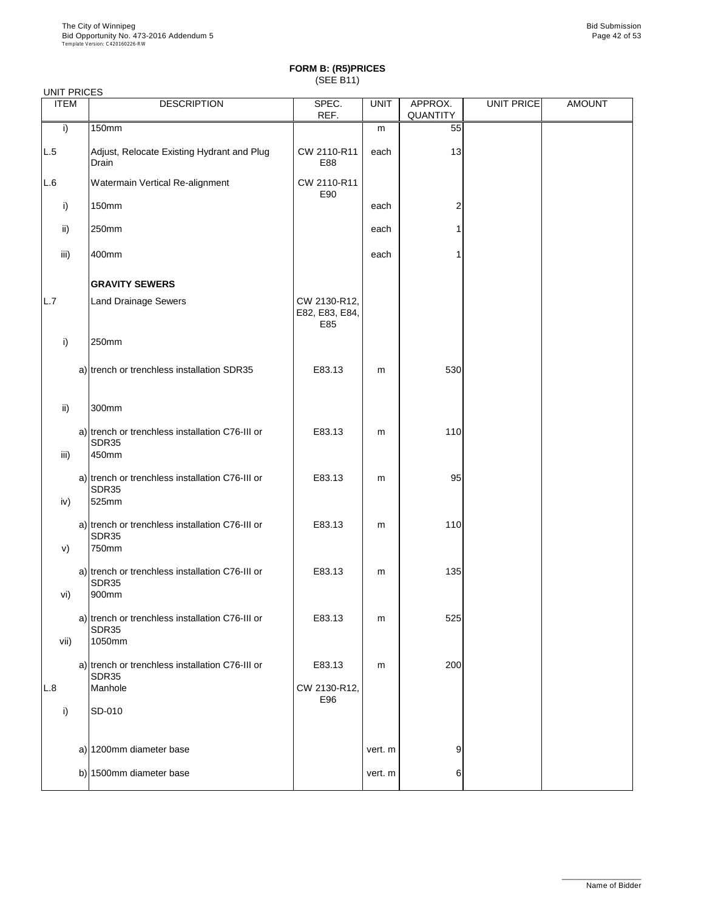**FORM B: (R5)PRICES**
(SEE B11)

UNIT PRICES

| ITEM | DESCRIPTION | SPEC. REF. | UNIT | APPROX. QUANTITY | UNIT PRICE | AMOUNT |
|---|---|---|---|---|---|---|
| i) | 150mm | | m | 55 | | |
| L.5 | Adjust, Relocate Existing Hydrant and Plug Drain | CW 2110-R11 E88 | each | 13 | | |
| L.6 | Watermain Vertical Re-alignment | CW 2110-R11 E90 | | | | |
| i) | 150mm | | each | 2 | | |
| ii) | 250mm | | each | 1 | | |
| iii) | 400mm | | each | 1 | | |
| | **GRAVITY SEWERS** | | | | | |
| L.7 | Land Drainage Sewers | CW 2130-R12, E82, E83, E84, E85 | | | | |
| i) | 250mm | | | | | |
| a) | trench or trenchless installation SDR35 | E83.13 | m | 530 | | |
| ii) | 300mm | | | | | |
| a) | trench or trenchless installation C76-III or SDR35 | E83.13 | m | 110 | | |
| iii) | 450mm | | | | | |
| a) | trench or trenchless installation C76-III or SDR35 | E83.13 | m | 95 | | |
| iv) | 525mm | | | | | |
| a) | trench or trenchless installation C76-III or SDR35 | E83.13 | m | 110 | | |
| v) | 750mm | | | | | |
| a) | trench or trenchless installation C76-III or SDR35 | E83.13 | m | 135 | | |
| vi) | 900mm | | | | | |
| a) | trench or trenchless installation C76-III or SDR35 | E83.13 | m | 525 | | |
| vii) | 1050mm | | | | | |
| a) | trench or trenchless installation C76-III or SDR35 | E83.13 | m | 200 | | |
| L.8 | Manhole | CW 2130-R12, E96 | | | | |
| i) | SD-010 | | | | | |
| a) | 1200mm diameter base | | vert. m | 9 | | |
| b) | 1500mm diameter base | | vert. m | 6 | | |

Name of Bidder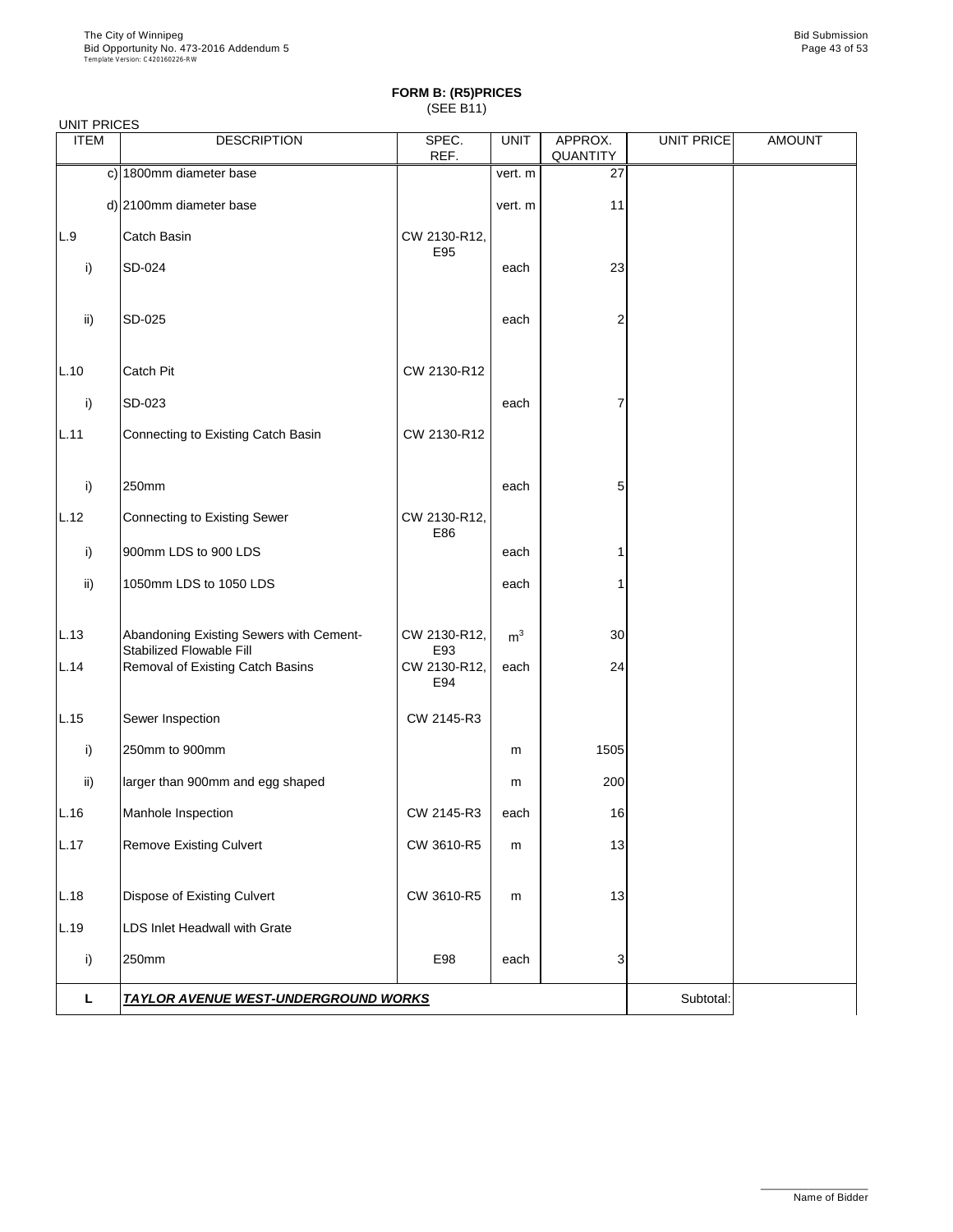**FORM B: (R5)PRICES**
(SEE B11)

UNIT PRICES

| ITEM | DESCRIPTION | SPEC. REF. | UNIT | APPROX. QUANTITY | UNIT PRICE | AMOUNT |
|---|---|---|---|---|---|---|
| c) | 1800mm diameter base | | vert. m | 27 | | |
| d) | 2100mm diameter base | | vert. m | 11 | | |
| L.9 | Catch Basin | CW 2130-R12, E95 | | | | |
| i) | SD-024 | | each | 23 | | |
| ii) | SD-025 | | each | 2 | | |
| L.10 | Catch Pit | CW 2130-R12 | | | | |
| i) | SD-023 | | each | 7 | | |
| L.11 | Connecting to Existing Catch Basin | CW 2130-R12 | | | | |
| i) | 250mm | | each | 5 | | |
| L.12 | Connecting to Existing Sewer | CW 2130-R12, E86 | | | | |
| i) | 900mm LDS to 900 LDS | | each | 1 | | |
| ii) | 1050mm LDS to 1050 LDS | | each | 1 | | |
| L.13 | Abandoning Existing Sewers with Cement-Stabilized Flowable Fill | CW 2130-R12, E93 | $m^3$ | 30 | | |
| L.14 | Removal of Existing Catch Basins | CW 2130-R12, E94 | each | 24 | | |
| L.15 | Sewer Inspection | CW 2145-R3 | | | | |
| i) | 250mm to 900mm | | m | 1505 | | |
| ii) | larger than 900mm and egg shaped | | m | 200 | | |
| L.16 | Manhole Inspection | CW 2145-R3 | each | 16 | | |
| L.17 | Remove Existing Culvert | CW 3610-R5 | m | 13 | | |
| L.18 | Dispose of Existing Culvert | CW 3610-R5 | m | 13 | | |
| L.19 | LDS Inlet Headwall with Grate | | | | | |
| i) | 250mm | E98 | each | 3 | | |
| **L** | ***TAYLOR AVENUE WEST-UNDERGROUND WORKS*** | | | | Subtotal: | |

Name of Bidder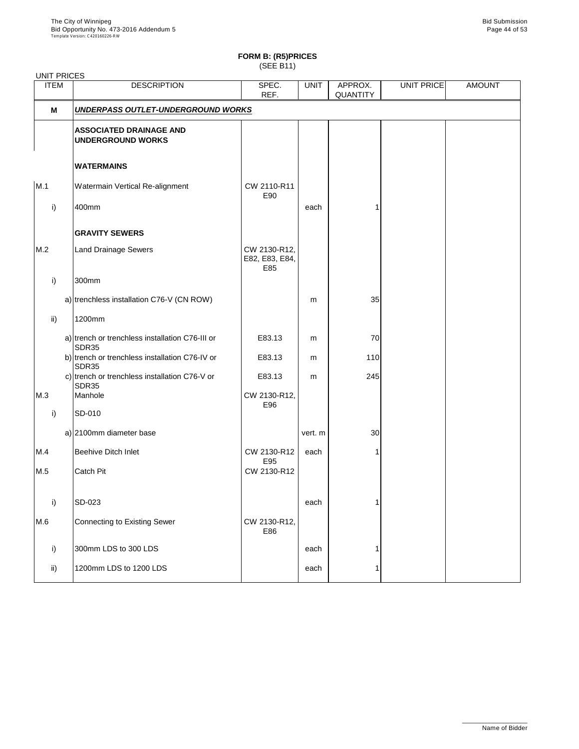**FORM B: (R5)PRICES**
(SEE B11)

UNIT PRICES

| ITEM | | DESCRIPTION | SPEC. REF. | UNIT | APPROX. QUANTITY | UNIT PRICE | AMOUNT |
|---|---|---|---|---|---|---|---|
| **M** | | ***UNDERPASS OUTLET-UNDERGROUND WORKS*** | | | | | |
| | | **ASSOCIATED DRAINAGE AND UNDERGROUND WORKS** | | | | | |
| | | **WATERMAINS** | | | | | |
| M.1 | | Watermain Vertical Re-alignment | CW 2110-R11 E90 | | | | |
| i) | | 400mm | | each | 1 | | |
| | | **GRAVITY SEWERS** | | | | | |
| M.2 | | Land Drainage Sewers | CW 2130-R12, E82, E83, E84, E85 | | | | |
| i) | | 300mm | | | | | |
| | a) | trenchless installation C76-V (CN ROW) | | m | 35 | | |
| ii) | | 1200mm | | | | | |
| | a) | trench or trenchless installation C76-III or SDR35 | E83.13 | m | 70 | | |
| | b) | trench or trenchless installation C76-IV or SDR35 | E83.13 | m | 110 | | |
| | c) | trench or trenchless installation C76-V or SDR35 | E83.13 | m | 245 | | |
| M.3 | | Manhole | CW 2130-R12, E96 | | | | |
| i) | | SD-010 | | | | | |
| | a) | 2100mm diameter base | | vert. m | 30 | | |
| M.4 | | Beehive Ditch Inlet | CW 2130-R12 E95 | each | 1 | | |
| M.5 | | Catch Pit | CW 2130-R12 | | | | |
| i) | | SD-023 | | each | 1 | | |
| M.6 | | Connecting to Existing Sewer | CW 2130-R12, E86 | | | | |
| i) | | 300mm LDS to 300 LDS | | each | 1 | | |
| ii) | | 1200mm LDS to 1200 LDS | | each | 1 | | |

Name of Bidder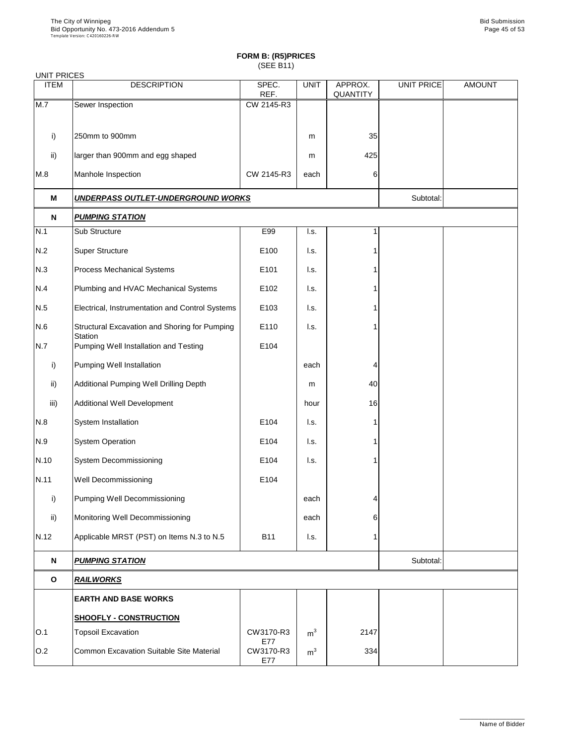# FORM B: (R5)PRICES

(SEE B11)

UNIT PRICES

| ITEM | DESCRIPTION | SPEC. REF. | UNIT | APPROX. QUANTITY | UNIT PRICE | AMOUNT |
|---|---|---|---|---|---|---|
| M.7 | Sewer Inspection | CW 2145-R3 | | | | |
| i) | 250mm to 900mm | | m | 35 | | |
| ii) | larger than 900mm and egg shaped | | m | 425 | | |
| M.8 | Manhole Inspection | CW 2145-R3 | each | 6 | | |
| **M** | ***UNDERPASS OUTLET-UNDERGROUND WORKS*** | | | | Subtotal: | |
| **N** | ***PUMPING STATION*** | | | | | |
| N.1 | Sub Structure | E99 | l.s. | 1 | | |
| N.2 | Super Structure | E100 | l.s. | 1 | | |
| N.3 | Process Mechanical Systems | E101 | l.s. | 1 | | |
| N.4 | Plumbing and HVAC Mechanical Systems | E102 | l.s. | 1 | | |
| N.5 | Electrical, Instrumentation and Control Systems | E103 | l.s. | 1 | | |
| N.6 | Structural Excavation and Shoring for Pumping Station | E110 | l.s. | 1 | | |
| N.7 | Pumping Well Installation and Testing | E104 | | | | |
| i) | Pumping Well Installation | | each | 4 | | |
| ii) | Additional Pumping Well Drilling Depth | | m | 40 | | |
| iii) | Additional Well Development | | hour | 16 | | |
| N.8 | System Installation | E104 | l.s. | 1 | | |
| N.9 | System Operation | E104 | l.s. | 1 | | |
| N.10 | System Decommissioning | E104 | l.s. | 1 | | |
| N.11 | Well Decommissioning | E104 | | | | |
| i) | Pumping Well Decommissioning | | each | 4 | | |
| ii) | Monitoring Well Decommissioning | | each | 6 | | |
| N.12 | Applicable MRST (PST) on Items N.3 to N.5 | B11 | l.s. | 1 | | |
| **N** | ***PUMPING STATION*** | | | | Subtotal: | |
| **O** | ***RAILWORKS*** | | | | | |
| | **EARTH AND BASE WORKS** | | | | | |
| | **SHOOFLY - CONSTRUCTION** | | | | | |
| O.1 | Topsoil Excavation | CW3170-R3 E77 | $m^3$ | 2147 | | |
| O.2 | Common Excavation Suitable Site Material | CW3170-R3 E77 | $m^3$ | 334 | | |

Name of Bidder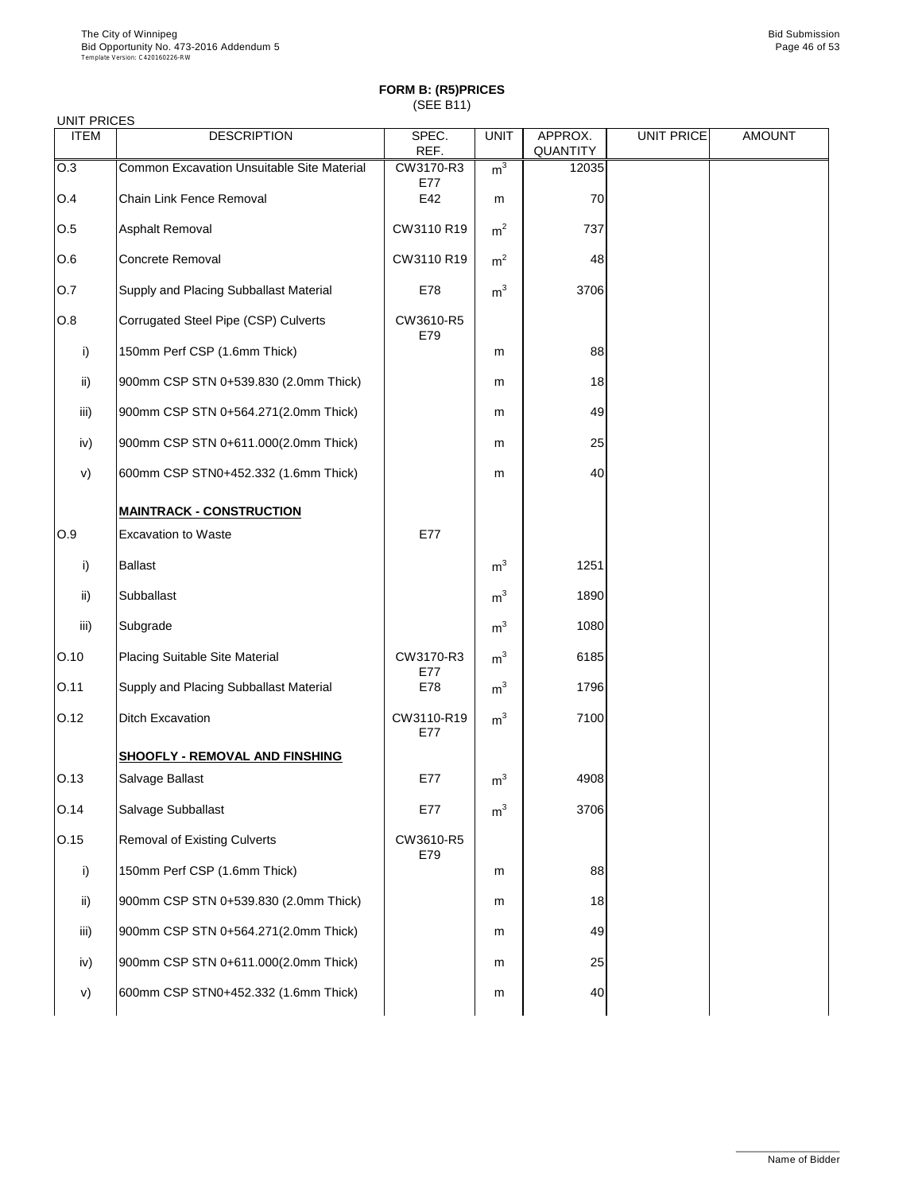**FORM B: (R5)PRICES**
(SEE B11)

UNIT PRICES

| ITEM | DESCRIPTION | SPEC. REF. | UNIT | APPROX. QUANTITY | UNIT PRICE | AMOUNT |
|---|---|---|---|---|---|---|
| O.3 | Common Excavation Unsuitable Site Material | CW3170-R3 E77 | $m^3$ | 12035 | | |
| O.4 | Chain Link Fence Removal | E42 | m | 70 | | |
| O.5 | Asphalt Removal | CW3110 R19 | $m^2$ | 737 | | |
| O.6 | Concrete Removal | CW3110 R19 | $m^2$ | 48 | | |
| O.7 | Supply and Placing Subballast Material | E78 | $m^3$ | 3706 | | |
| O.8 | Corrugated Steel Pipe (CSP) Culverts | CW3610-R5 E79 | | | | |
| i) | 150mm Perf CSP (1.6mm Thick) | | m | 88 | | |
| ii) | 900mm CSP STN 0+539.830 (2.0mm Thick) | | m | 18 | | |
| iii) | 900mm CSP STN 0+564.271(2.0mm Thick) | | m | 49 | | |
| iv) | 900mm CSP STN 0+611.000(2.0mm Thick) | | m | 25 | | |
| v) | 600mm CSP STN0+452.332 (1.6mm Thick) | | m | 40 | | |
| | **MAINTRACK - CONSTRUCTION** | | | | | |
| O.9 | Excavation to Waste | E77 | | | | |
| i) | Ballast | | $m^3$ | 1251 | | |
| ii) | Subballast | | $m^3$ | 1890 | | |
| iii) | Subgrade | | $m^3$ | 1080 | | |
| O.10 | Placing Suitable Site Material | CW3170-R3 E77 | $m^3$ | 6185 | | |
| O.11 | Supply and Placing Subballast Material | E78 | $m^3$ | 1796 | | |
| O.12 | Ditch Excavation | CW3110-R19 E77 | $m^3$ | 7100 | | |
| | **SHOOFLY - REMOVAL AND FINSHING** | | | | | |
| O.13 | Salvage Ballast | E77 | $m^3$ | 4908 | | |
| O.14 | Salvage Subballast | E77 | $m^3$ | 3706 | | |
| O.15 | Removal of Existing Culverts | CW3610-R5 E79 | | | | |
| i) | 150mm Perf CSP (1.6mm Thick) | | m | 88 | | |
| ii) | 900mm CSP STN 0+539.830 (2.0mm Thick) | | m | 18 | | |
| iii) | 900mm CSP STN 0+564.271(2.0mm Thick) | | m | 49 | | |
| iv) | 900mm CSP STN 0+611.000(2.0mm Thick) | | m | 25 | | |
| v) | 600mm CSP STN0+452.332 (1.6mm Thick) | | m | 40 | | |

Name of Bidder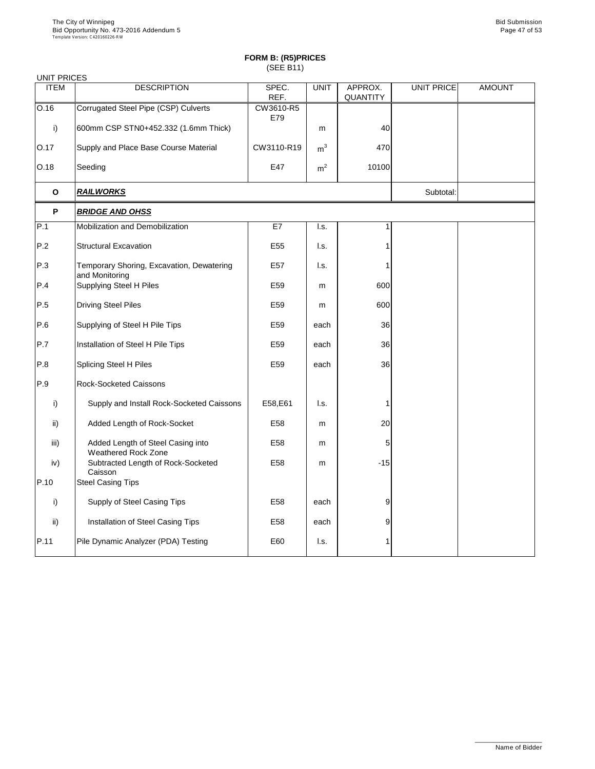## FORM B: (R5)PRICES
(SEE B11)

UNIT PRICES

| ITEM | DESCRIPTION | SPEC. REF. | UNIT | APPROX. QUANTITY | UNIT PRICE | AMOUNT |
|---|---|---|---|---|---|---|
| O.16 | Corrugated Steel Pipe (CSP) Culverts | CW3610-R5 E79 | | | | |
| i) | 600mm CSP STN0+452.332 (1.6mm Thick) | | m | 40 | | |
| O.17 | Supply and Place Base Course Material | CW3110-R19 | $m^3$ | 470 | | |
| O.18 | Seeding | E47 | $m^2$ | 10100 | | |
| **O** | ***RAILWORKS*** | | | | Subtotal: | |
| **P** | ***BRIDGE AND OHSS*** | | | | | |
| P.1 | Mobilization and Demobilization | E7 | l.s. | 1 | | |
| P.2 | Structural Excavation | E55 | l.s. | 1 | | |
| P.3 | Temporary Shoring, Excavation, Dewatering and Monitoring | E57 | l.s. | 1 | | |
| P.4 | Supplying Steel H Piles | E59 | m | 600 | | |
| P.5 | Driving Steel Piles | E59 | m | 600 | | |
| P.6 | Supplying of Steel H Pile Tips | E59 | each | 36 | | |
| P.7 | Installation of Steel H Pile Tips | E59 | each | 36 | | |
| P.8 | Splicing Steel H Piles | E59 | each | 36 | | |
| P.9 | Rock-Socketed Caissons | | | | | |
| i) | Supply and Install Rock-Socketed Caissons | E58,E61 | l.s. | 1 | | |
| ii) | Added Length of Rock-Socket | E58 | m | 20 | | |
| iii) | Added Length of Steel Casing into Weathered Rock Zone | E58 | m | 5 | | |
| iv) | Subtracted Length of Rock-Socketed Caisson | E58 | m | -15 | | |
| P.10 | Steel Casing Tips | | | | | |
| i) | Supply of Steel Casing Tips | E58 | each | 9 | | |
| ii) | Installation of Steel Casing Tips | E58 | each | 9 | | |
| P.11 | Pile Dynamic Analyzer (PDA) Testing | E60 | l.s. | 1 | | |

Name of Bidder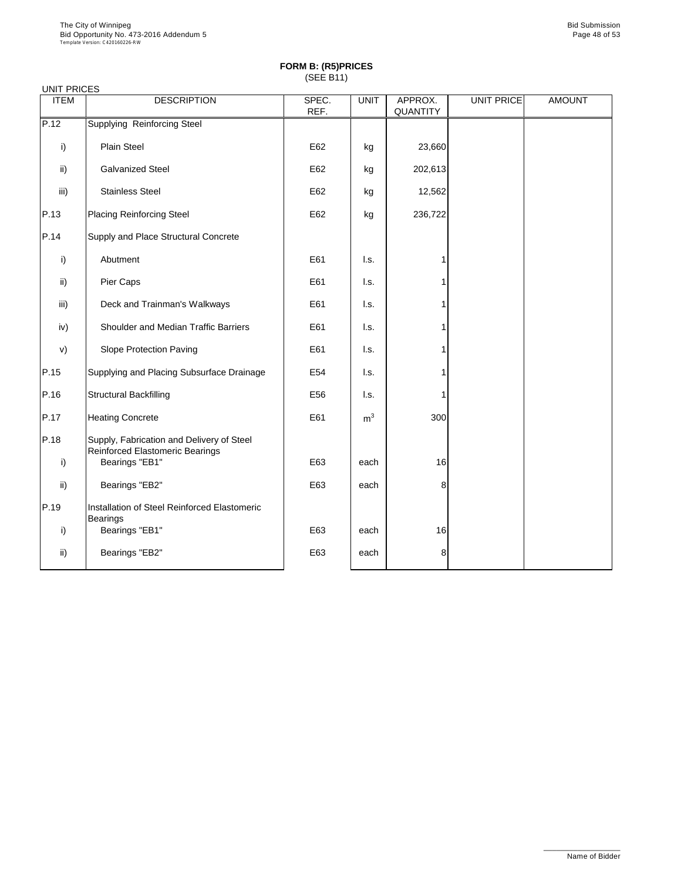**FORM B: (R5)PRICES**
(SEE B11)

UNIT PRICES

| ITEM | DESCRIPTION | SPEC. REF. | UNIT | APPROX. QUANTITY | UNIT PRICE | AMOUNT |
|---|---|---|---|---|---|---|
| P.12 | Supplying Reinforcing Steel | | | | | |
| i) | Plain Steel | E62 | kg | 23,660 | | |
| ii) | Galvanized Steel | E62 | kg | 202,613 | | |
| iii) | Stainless Steel | E62 | kg | 12,562 | | |
| P.13 | Placing Reinforcing Steel | E62 | kg | 236,722 | | |
| P.14 | Supply and Place Structural Concrete | | | | | |
| i) | Abutment | E61 | l.s. | 1 | | |
| ii) | Pier Caps | E61 | l.s. | 1 | | |
| iii) | Deck and Trainman's Walkways | E61 | l.s. | 1 | | |
| iv) | Shoulder and Median Traffic Barriers | E61 | l.s. | 1 | | |
| v) | Slope Protection Paving | E61 | l.s. | 1 | | |
| P.15 | Supplying and Placing Subsurface Drainage | E54 | l.s. | 1 | | |
| P.16 | Structural Backfilling | E56 | l.s. | 1 | | |
| P.17 | Heating Concrete | E61 | $m^3$ | 300 | | |
| P.18 | Supply, Fabrication and Delivery of Steel Reinforced Elastomeric Bearings | | | | | |
| i) | Bearings "EB1" | E63 | each | 16 | | |
| ii) | Bearings "EB2" | E63 | each | 8 | | |
| P.19 | Installation of Steel Reinforced Elastomeric Bearings | | | | | |
| i) | Bearings "EB1" | E63 | each | 16 | | |
| ii) | Bearings "EB2" | E63 | each | 8 | | |

Name of Bidder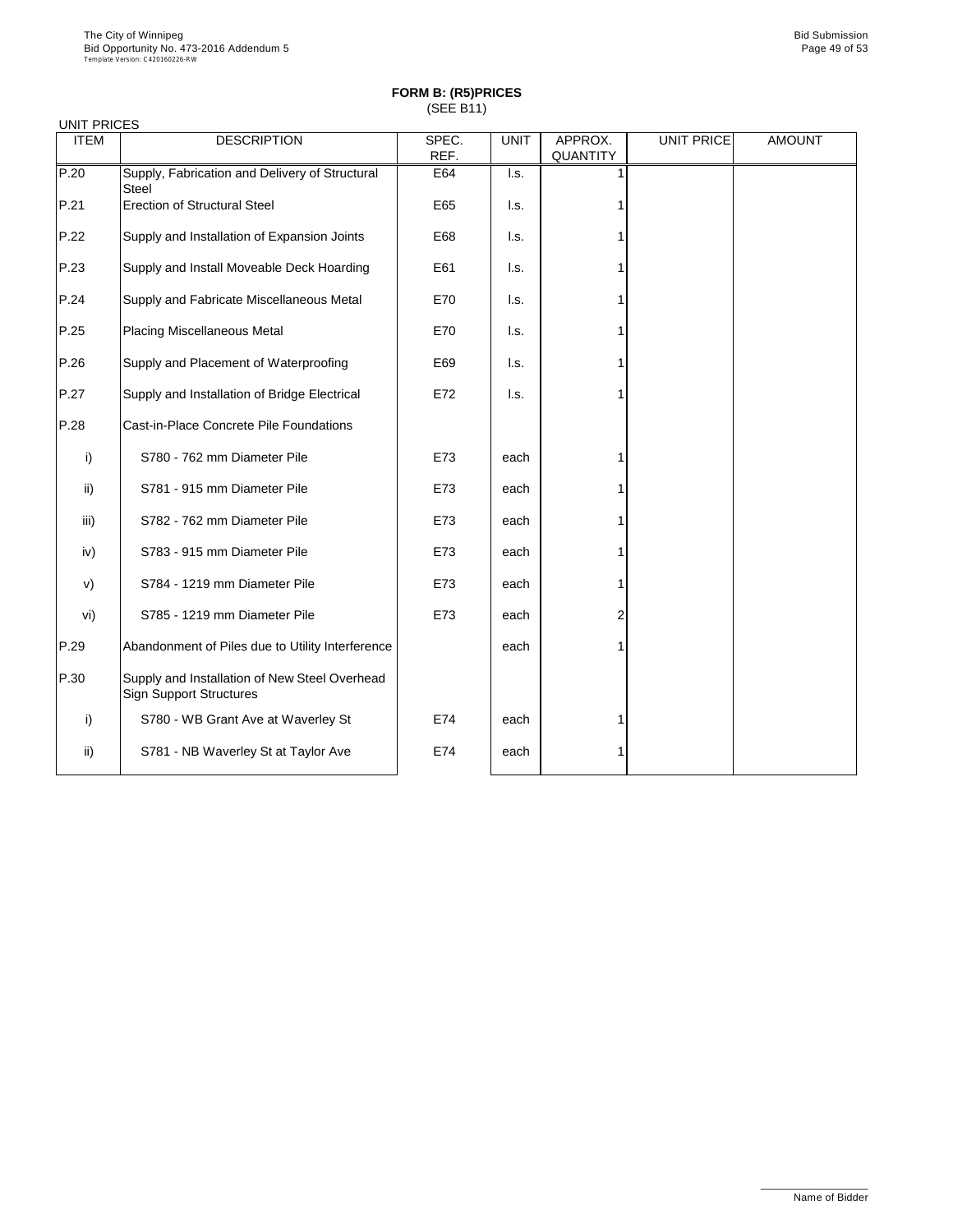**FORM B: (R5)PRICES**
(SEE B11)

UNIT PRICES

| ITEM | DESCRIPTION | SPEC. REF. | UNIT | APPROX. QUANTITY | UNIT PRICE | AMOUNT |
|---|---|---|---|---|---|---|
| P.20 | Supply, Fabrication and Delivery of Structural Steel | E64 | l.s. | 1 | | |
| P.21 | Erection of Structural Steel | E65 | l.s. | 1 | | |
| P.22 | Supply and Installation of Expansion Joints | E68 | l.s. | 1 | | |
| P.23 | Supply and Install Moveable Deck Hoarding | E61 | l.s. | 1 | | |
| P.24 | Supply and Fabricate Miscellaneous Metal | E70 | l.s. | 1 | | |
| P.25 | Placing Miscellaneous Metal | E70 | l.s. | 1 | | |
| P.26 | Supply and Placement of Waterproofing | E69 | l.s. | 1 | | |
| P.27 | Supply and Installation of Bridge Electrical | E72 | l.s. | 1 | | |
| P.28 | Cast-in-Place Concrete Pile Foundations | | | | | |
| i) | S780 - 762 mm Diameter Pile | E73 | each | 1 | | |
| ii) | S781 - 915 mm Diameter Pile | E73 | each | 1 | | |
| iii) | S782 - 762 mm Diameter Pile | E73 | each | 1 | | |
| iv) | S783 - 915 mm Diameter Pile | E73 | each | 1 | | |
| v) | S784 - 1219 mm Diameter Pile | E73 | each | 1 | | |
| vi) | S785 - 1219 mm Diameter Pile | E73 | each | 2 | | |
| P.29 | Abandonment of Piles due to Utility Interference | | each | 1 | | |
| P.30 | Supply and Installation of New Steel Overhead Sign Support Structures | | | | | |
| i) | S780 - WB Grant Ave at Waverley St | E74 | each | 1 | | |
| ii) | S781 - NB Waverley St at Taylor Ave | E74 | each | 1 | | |

Name of Bidder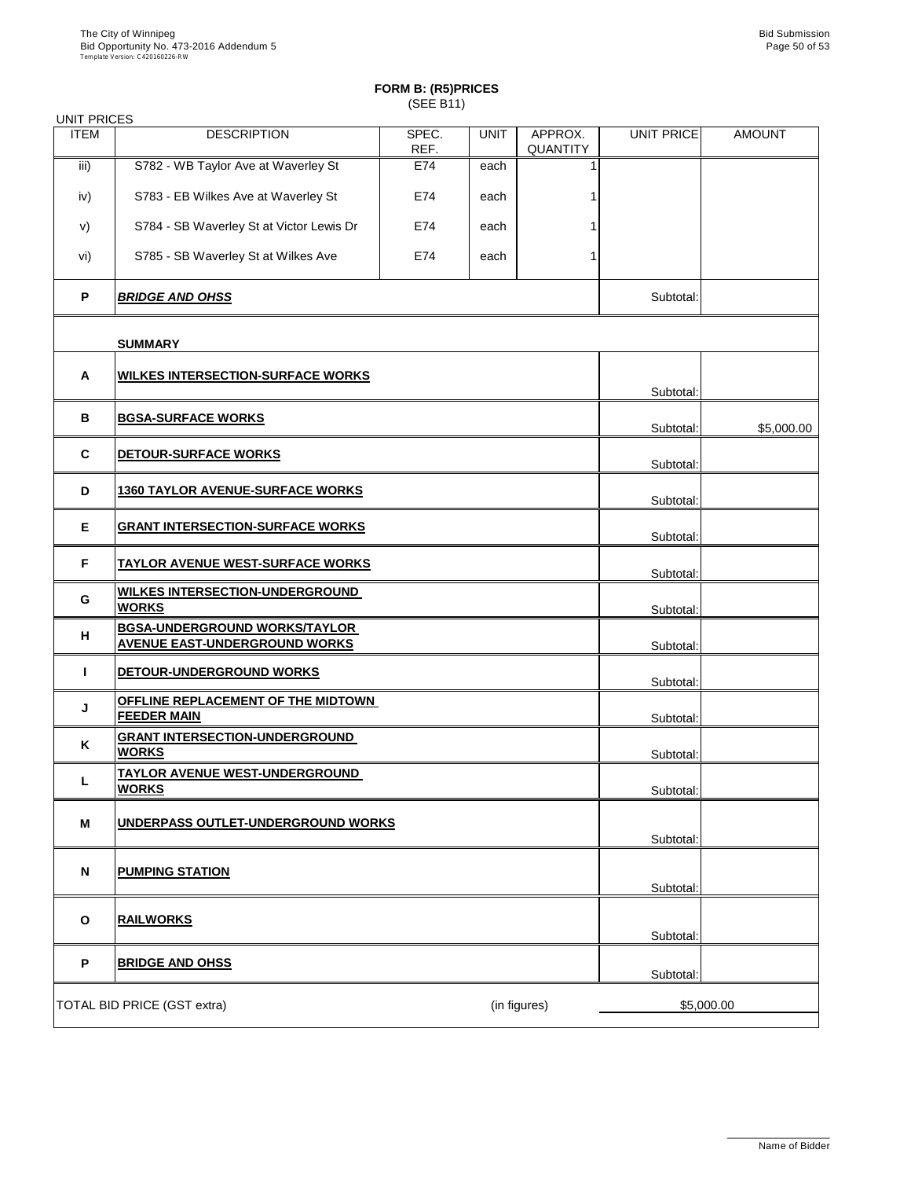**FORM B: (R5)PRICES**
(SEE B11)

UNIT PRICES

| ITEM | DESCRIPTION | SPEC. REF. | UNIT | APPROX. QUANTITY | UNIT PRICE | AMOUNT |
|---|---|---|---|---|---|---|
| iii) | S782 - WB Taylor Ave at Waverley St | E74 | each | 1 | | |
| iv) | S783 - EB Wilkes Ave at Waverley St | E74 | each | 1 | | |
| v) | S784 - SB Waverley St at Victor Lewis Dr | E74 | each | 1 | | |
| vi) | S785 - SB Waverley St at Wilkes Ave | E74 | each | 1 | | |
| **P** | ***BRIDGE AND OHSS*** | | | | Subtotal: | |
| | **SUMMARY** | | | | | |
| **A** | **WILKES INTERSECTION-SURFACE WORKS** | | | | Subtotal: | |
| **B** | **BGSA-SURFACE WORKS** | | | | Subtotal: | $5,000.00 |
| **C** | **DETOUR-SURFACE WORKS** | | | | Subtotal: | |
| **D** | **1360 TAYLOR AVENUE-SURFACE WORKS** | | | | Subtotal: | |
| **E** | **GRANT INTERSECTION-SURFACE WORKS** | | | | Subtotal: | |
| **F** | **TAYLOR AVENUE WEST-SURFACE WORKS** | | | | Subtotal: | |
| **G** | **WILKES INTERSECTION-UNDERGROUND WORKS** | | | | Subtotal: | |
| **H** | **BGSA-UNDERGROUND WORKS/TAYLOR AVENUE EAST-UNDERGROUND WORKS** | | | | Subtotal: | |
| **I** | **DETOUR-UNDERGROUND WORKS** | | | | Subtotal: | |
| **J** | **OFFLINE REPLACEMENT OF THE MIDTOWN FEEDER MAIN** | | | | Subtotal: | |
| **K** | **GRANT INTERSECTION-UNDERGROUND WORKS** | | | | Subtotal: | |
| **L** | **TAYLOR AVENUE WEST-UNDERGROUND WORKS** | | | | Subtotal: | |
| **M** | **UNDERPASS OUTLET-UNDERGROUND WORKS** | | | | Subtotal: | |
| **N** | **PUMPING STATION** | | | | Subtotal: | |
| **O** | **RAILWORKS** | | | | Subtotal: | |
| **P** | **BRIDGE AND OHSS** | | | | Subtotal: | |

TOTAL BID PRICE (GST extra) (in figures) $5,000.00

Name of Bidder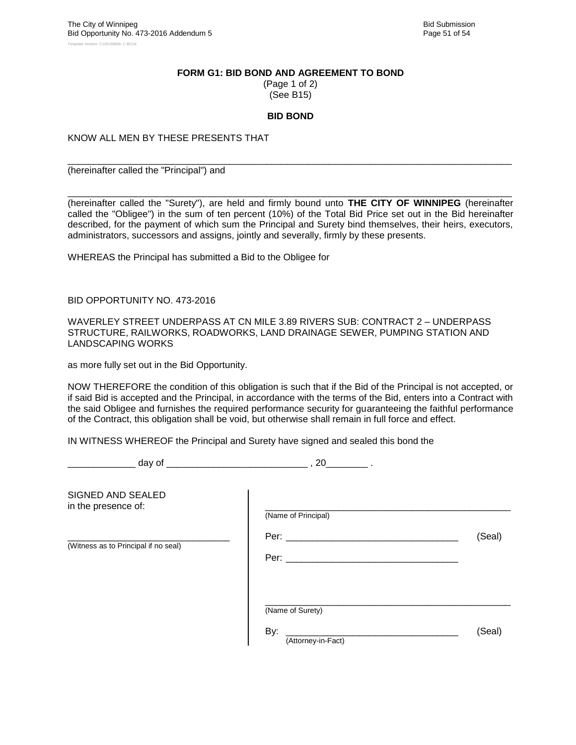**FORM G1: BID BOND AND AGREEMENT TO BOND**
(Page 1 of 2)
(See B15)

**BID BOND**

KNOW ALL MEN BY THESE PRESENTS THAT

\_\_\_\_\_\_\_\_\_\_\_\_\_\_\_\_\_\_\_\_\_\_\_\_\_\_\_\_\_\_\_\_\_\_\_\_\_\_\_\_\_\_\_\_\_\_\_\_\_\_\_\_\_\_\_\_\_\_\_\_\_\_\_\_\_\_\_\_\_\_\_\_\_\_\_\_\_\_
(hereinafter called the "Principal") and

\_\_\_\_\_\_\_\_\_\_\_\_\_\_\_\_\_\_\_\_\_\_\_\_\_\_\_\_\_\_\_\_\_\_\_\_\_\_\_\_\_\_\_\_\_\_\_\_\_\_\_\_\_\_\_\_\_\_\_\_\_\_\_\_\_\_\_\_\_\_\_\_\_\_\_\_\_\_
(hereinafter called the "Surety"), are held and firmly bound unto **THE CITY OF WINNIPEG** (hereinafter called the "Obligee") in the sum of ten percent (10%) of the Total Bid Price set out in the Bid hereinafter described, for the payment of which sum the Principal and Surety bind themselves, their heirs, executors, administrators, successors and assigns, jointly and severally, firmly by these presents.

WHEREAS the Principal has submitted a Bid to the Obligee for

BID OPPORTUNITY NO. 473-2016

WAVERLEY STREET UNDERPASS AT CN MILE 3.89 RIVERS SUB: CONTRACT 2 – UNDERPASS STRUCTURE, RAILWORKS, ROADWORKS, LAND DRAINAGE SEWER, PUMPING STATION AND LANDSCAPING WORKS

as more fully set out in the Bid Opportunity.

NOW THEREFORE the condition of this obligation is such that if the Bid of the Principal is not accepted, or if said Bid is accepted and the Principal, in accordance with the terms of the Bid, enters into a Contract with the said Obligee and furnishes the required performance security for guaranteeing the faithful performance of the Contract, this obligation shall be void, but otherwise shall remain in full force and effect.

IN WITNESS WHEREOF the Principal and Surety have signed and sealed this bond the

\_\_\_\_\_\_\_\_\_\_\_\_\_ day of \_\_\_\_\_\_\_\_\_\_\_\_\_\_\_\_\_\_\_\_\_\_\_\_\_\_\_ , 20\_\_\_\_\_\_\_\_ .

SIGNED AND SEALED
in the presence of:

\_\_\_\_\_\_\_\_\_\_\_\_\_\_\_\_\_\_\_\_\_\_\_\_\_\_\_\_\_\_\_\_
(Witness as to Principal if no seal)

\_\_\_\_\_\_\_\_\_\_\_\_\_\_\_\_\_\_\_\_\_\_\_\_\_\_\_\_\_\_\_\_\_\_\_\_\_\_\_\_\_\_\_\_\_\_\_\_
(Name of Principal)

Per: \_\_\_\_\_\_\_\_\_\_\_\_\_\_\_\_\_\_\_\_\_\_\_\_\_\_\_\_\_\_\_\_\_\_ (Seal)

Per: \_\_\_\_\_\_\_\_\_\_\_\_\_\_\_\_\_\_\_\_\_\_\_\_\_\_\_\_\_\_\_\_\_\_

\_\_\_\_\_\_\_\_\_\_\_\_\_\_\_\_\_\_\_\_\_\_\_\_\_\_\_\_\_\_\_\_\_\_\_\_\_\_\_\_\_\_\_\_\_\_\_\_
(Name of Surety)

By: \_\_\_\_\_\_\_\_\_\_\_\_\_\_\_\_\_\_\_\_\_\_\_\_\_\_\_\_\_\_\_\_\_\_ (Seal)
(Attorney-in-Fact)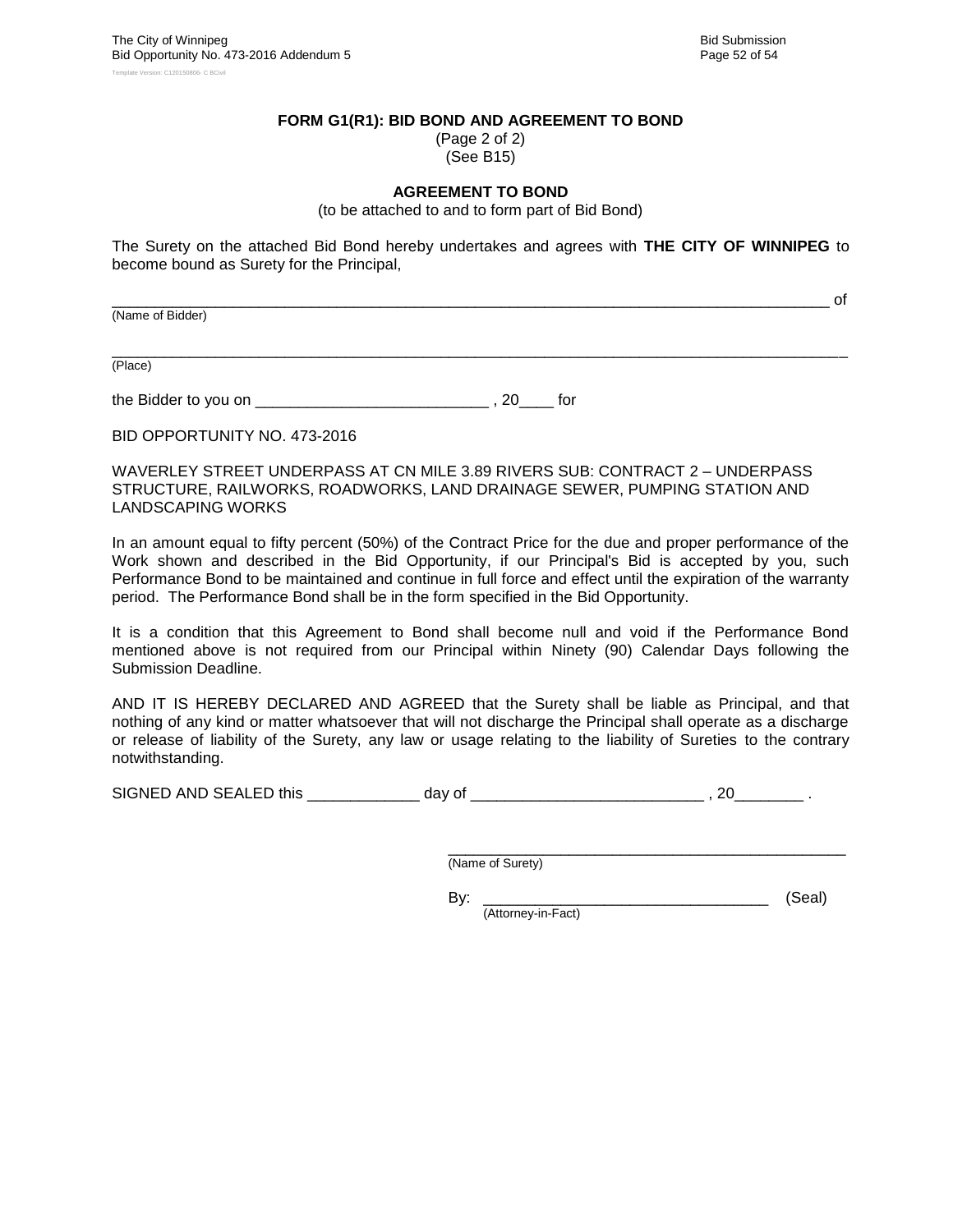**FORM G1(R1): BID BOND AND AGREEMENT TO BOND**

(Page 2 of 2)
(See B15)

**AGREEMENT TO BOND**

(to be attached to and to form part of Bid Bond)

The Surety on the attached Bid Bond hereby undertakes and agrees with **THE CITY OF WINNIPEG** to become bound as Surety for the Principal,

_______________________________________________________________________________ of
(Name of Bidder)

_______________________________________________________________________________
(Place)

the Bidder to you on ___________________________ , 20____ for

BID OPPORTUNITY NO. 473-2016

WAVERLEY STREET UNDERPASS AT CN MILE 3.89 RIVERS SUB: CONTRACT 2 – UNDERPASS STRUCTURE, RAILWORKS, ROADWORKS, LAND DRAINAGE SEWER, PUMPING STATION AND LANDSCAPING WORKS

In an amount equal to fifty percent (50%) of the Contract Price for the due and proper performance of the Work shown and described in the Bid Opportunity, if our Principal's Bid is accepted by you, such Performance Bond to be maintained and continue in full force and effect until the expiration of the warranty period. The Performance Bond shall be in the form specified in the Bid Opportunity.

It is a condition that this Agreement to Bond shall become null and void if the Performance Bond mentioned above is not required from our Principal within Ninety (90) Calendar Days following the Submission Deadline.

AND IT IS HEREBY DECLARED AND AGREED that the Surety shall be liable as Principal, and that nothing of any kind or matter whatsoever that will not discharge the Principal shall operate as a discharge or release of liability of the Surety, any law or usage relating to the liability of Sureties to the contrary notwithstanding.

SIGNED AND SEALED this _____________ day of ___________________________ , 20________ .

_________________________________________________
(Name of Surety)

By: _________________________________ (Seal)
(Attorney-in-Fact)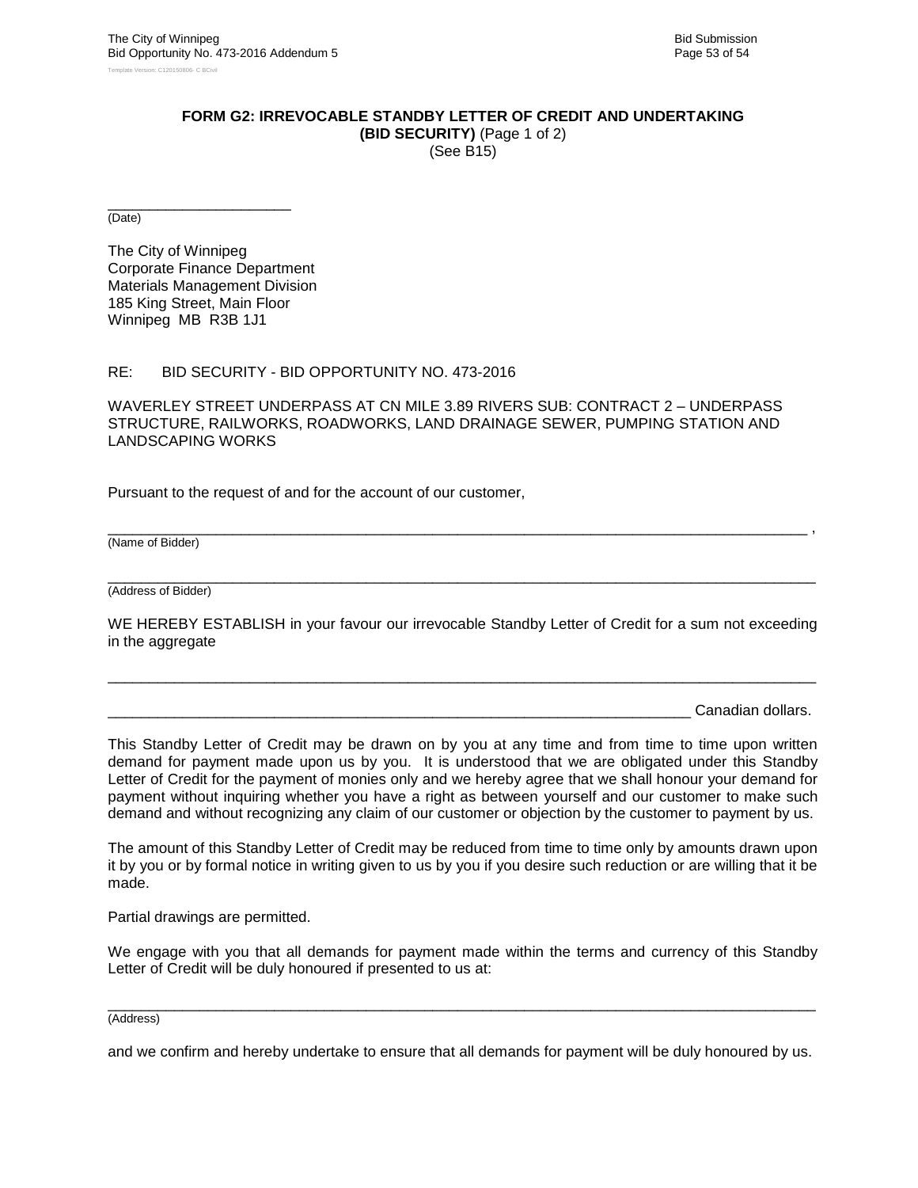**FORM G2: IRREVOCABLE STANDBY LETTER OF CREDIT AND UNDERTAKING**
**(BID SECURITY)** (Page 1 of 2)
(See B15)

_______________________
(Date)

The City of Winnipeg
Corporate Finance Department
Materials Management Division
185 King Street, Main Floor
Winnipeg MB R3B 1J1

RE: BID SECURITY - BID OPPORTUNITY NO. 473-2016

WAVERLEY STREET UNDERPASS AT CN MILE 3.89 RIVERS SUB: CONTRACT 2 – UNDERPASS STRUCTURE, RAILWORKS, ROADWORKS, LAND DRAINAGE SEWER, PUMPING STATION AND LANDSCAPING WORKS

Pursuant to the request of and for the account of our customer,

_______________________________________________________________________________ ,
(Name of Bidder)

_______________________________________________________________________________
(Address of Bidder)

WE HEREBY ESTABLISH in your favour our irrevocable Standby Letter of Credit for a sum not exceeding in the aggregate

_______________________________________________________________________________

_________________________________________________________________ Canadian dollars.

This Standby Letter of Credit may be drawn on by you at any time and from time to time upon written demand for payment made upon us by you. It is understood that we are obligated under this Standby Letter of Credit for the payment of monies only and we hereby agree that we shall honour your demand for payment without inquiring whether you have a right as between yourself and our customer to make such demand and without recognizing any claim of our customer or objection by the customer to payment by us.

The amount of this Standby Letter of Credit may be reduced from time to time only by amounts drawn upon it by you or by formal notice in writing given to us by you if you desire such reduction or are willing that it be made.

Partial drawings are permitted.

We engage with you that all demands for payment made within the terms and currency of this Standby Letter of Credit will be duly honoured if presented to us at:

_______________________________________________________________________________
(Address)

and we confirm and hereby undertake to ensure that all demands for payment will be duly honoured by us.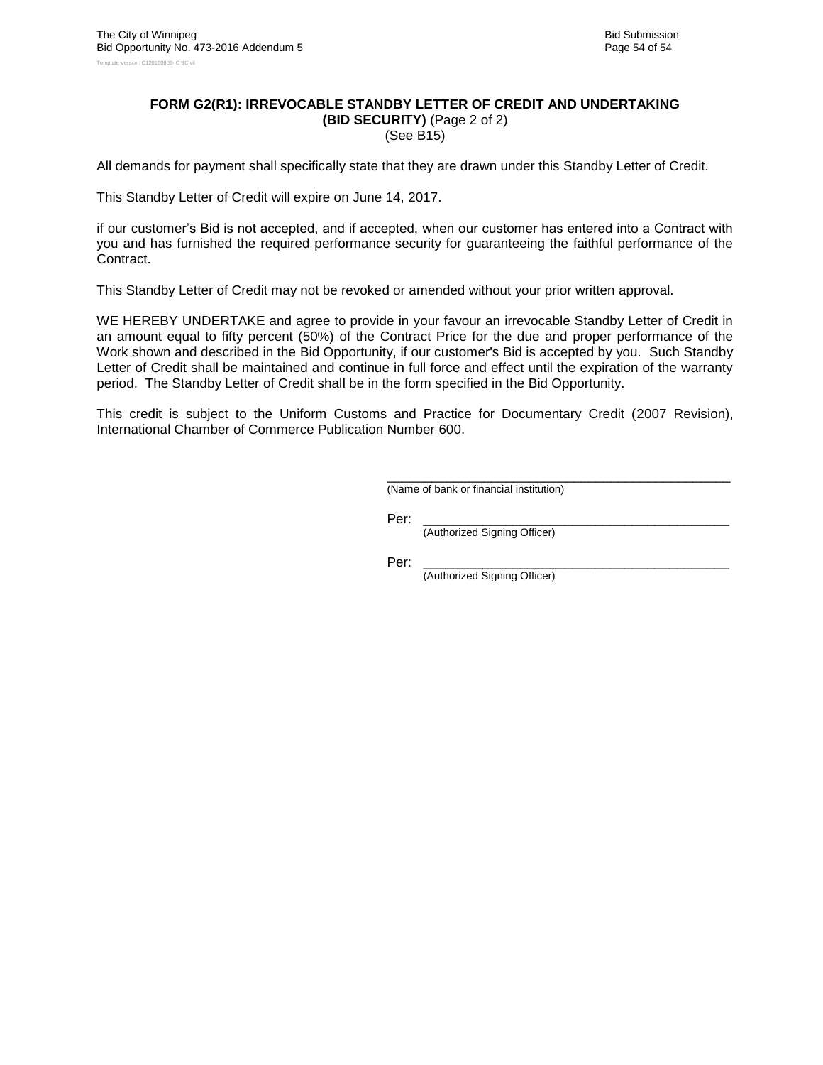## FORM G2(R1): IRREVOCABLE STANDBY LETTER OF CREDIT AND UNDERTAKING (BID SECURITY) (Page 2 of 2)

(See B15)

All demands for payment shall specifically state that they are drawn under this Standby Letter of Credit.

This Standby Letter of Credit will expire on June 14, 2017.

if our customer's Bid is not accepted, and if accepted, when our customer has entered into a Contract with you and has furnished the required performance security for guaranteeing the faithful performance of the Contract.

This Standby Letter of Credit may not be revoked or amended without your prior written approval.

WE HEREBY UNDERTAKE and agree to provide in your favour an irrevocable Standby Letter of Credit in an amount equal to fifty percent (50%) of the Contract Price for the due and proper performance of the Work shown and described in the Bid Opportunity, if our customer's Bid is accepted by you. Such Standby Letter of Credit shall be maintained and continue in full force and effect until the expiration of the warranty period. The Standby Letter of Credit shall be in the form specified in the Bid Opportunity.

This credit is subject to the Uniform Customs and Practice for Documentary Credit (2007 Revision), International Chamber of Commerce Publication Number 600.

\_\_\_\_\_\_\_\_\_\_\_\_\_\_\_\_\_\_\_\_\_\_\_\_\_\_\_\_\_\_\_\_\_\_\_\_\_\_\_\_\_\_\_\_
(Name of bank or financial institution)

Per: \_\_\_\_\_\_\_\_\_\_\_\_\_\_\_\_\_\_\_\_\_\_\_\_\_\_\_\_\_\_\_\_\_\_\_\_\_\_\_\_
(Authorized Signing Officer)

Per: \_\_\_\_\_\_\_\_\_\_\_\_\_\_\_\_\_\_\_\_\_\_\_\_\_\_\_\_\_\_\_\_\_\_\_\_\_\_\_\_
(Authorized Signing Officer)